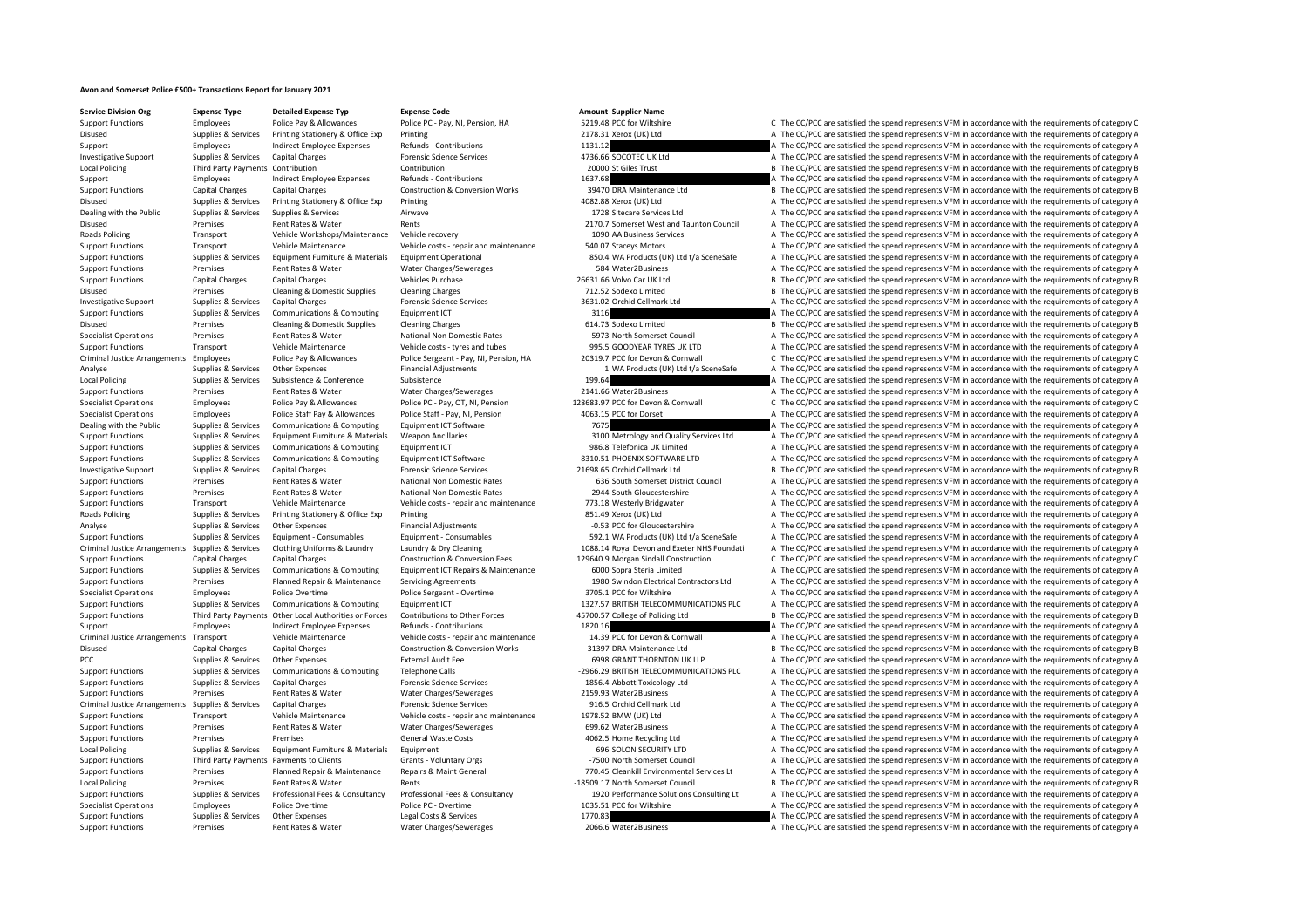# Avon and Somerset Police £500+ Transactions Report for January 2021

| Service Division Org | Expense Type | Detailed Expense Typ | Expense Code | Amount | Supplier Name | | |
|---|---|---|---|---|---|---|---|
| Support Functions | Employees | Police Pay & Allowances | Police PC - Pay, NI, Pension, HA | 5219.48 | PCC for Wiltshire | C | The CC/PCC are satisfied the spend represents VFM in accordance with the requirements of category C |
| Disused | Supplies & Services | Printing Stationery & Office Exp | Printing | 2178.31 | Xerox (UK) Ltd | A | The CC/PCC are satisfied the spend represents VFM in accordance with the requirements of category A |
| Support | Employees | Indirect Employee Expenses | Refunds - Contributions | 1131.12 | | A | The CC/PCC are satisfied the spend represents VFM in accordance with the requirements of category A |
| Investigative Support | Supplies & Services | Capital Charges | Forensic Science Services | 4736.66 | SOCOTEC UK Ltd | A | The CC/PCC are satisfied the spend represents VFM in accordance with the requirements of category A |
| Local Policing | Third Party Payments | Contribution | Contribution | 20000 | St Giles Trust | B | The CC/PCC are satisfied the spend represents VFM in accordance with the requirements of category B |
| Support | Employees | Indirect Employee Expenses | Refunds - Contributions | 1637.68 | | A | The CC/PCC are satisfied the spend represents VFM in accordance with the requirements of category A |
| Support Functions | Capital Charges | Capital Charges | Construction & Conversion Works | 39470 | DRA Maintenance Ltd | B | The CC/PCC are satisfied the spend represents VFM in accordance with the requirements of category B |
| Disused | Supplies & Services | Printing Stationery & Office Exp | Printing | 4082.88 | Xerox (UK) Ltd | A | The CC/PCC are satisfied the spend represents VFM in accordance with the requirements of category A |
| Dealing with the Public | Supplies & Services | Supplies & Services | Airwave | 1728 | Sitecare Services Ltd | A | The CC/PCC are satisfied the spend represents VFM in accordance with the requirements of category A |
| Disused | Premises | Rent Rates & Water | Rents | 2170.7 | Somerset West and Taunton Council | A | The CC/PCC are satisfied the spend represents VFM in accordance with the requirements of category A |
| Roads Policing | Transport | Vehicle Workshops/Maintenance | Vehicle recovery | 1090 | AA Business Services | A | The CC/PCC are satisfied the spend represents VFM in accordance with the requirements of category A |
| Support Functions | Transport | Vehicle Maintenance | Vehicle costs - repair and maintenance | 540.07 | Staceys Motors | A | The CC/PCC are satisfied the spend represents VFM in accordance with the requirements of category A |
| Support Functions | Supplies & Services | Equipment Furniture & Materials | Equipment Operational | 850.4 | WA Products (UK) Ltd t/a SceneSafe | A | The CC/PCC are satisfied the spend represents VFM in accordance with the requirements of category A |
| Support Functions | Premises | Rent Rates & Water | Water Charges/Sewerages | 584 | Water2Business | A | The CC/PCC are satisfied the spend represents VFM in accordance with the requirements of category A |
| Support Functions | Capital Charges | Capital Charges | Vehicles Purchase | 26631.66 | Volvo Car UK Ltd | B | The CC/PCC are satisfied the spend represents VFM in accordance with the requirements of category B |
| Disused | Premises | Cleaning & Domestic Supplies | Cleaning Charges | 712.52 | Sodexo Limited | B | The CC/PCC are satisfied the spend represents VFM in accordance with the requirements of category B |
| Investigative Support | Supplies & Services | Capital Charges | Forensic Science Services | 3631.02 | Orchid Cellmark Ltd | A | The CC/PCC are satisfied the spend represents VFM in accordance with the requirements of category A |
| Support Functions | Supplies & Services | Communications & Computing | Equipment ICT | 3116 | | A | The CC/PCC are satisfied the spend represents VFM in accordance with the requirements of category A |
| Disused | Premises | Cleaning & Domestic Supplies | Cleaning Charges | 614.73 | Sodexo Limited | B | The CC/PCC are satisfied the spend represents VFM in accordance with the requirements of category B |
| Specialist Operations | Premises | Rent Rates & Water | National Non Domestic Rates | 5973 | North Somerset Council | A | The CC/PCC are satisfied the spend represents VFM in accordance with the requirements of category A |
| Support Functions | Transport | Vehicle Maintenance | Vehicle costs - tyres and tubes | 995.5 | GOODYEAR TYRES UK LTD | A | The CC/PCC are satisfied the spend represents VFM in accordance with the requirements of category A |
| Criminal Justice Arrangements | Employees | Police Pay & Allowances | Police Sergeant - Pay, NI, Pension, HA | 20319.7 | PCC for Devon & Cornwall | C | The CC/PCC are satisfied the spend represents VFM in accordance with the requirements of category C |
| Analyse | Supplies & Services | Other Expenses | Financial Adjustments | 1 | WA Products (UK) Ltd t/a SceneSafe | A | The CC/PCC are satisfied the spend represents VFM in accordance with the requirements of category A |
| Local Policing | Supplies & Services | Subsistence & Conference | Subsistence | 199.64 | | A | The CC/PCC are satisfied the spend represents VFM in accordance with the requirements of category A |
| Support Functions | Premises | Rent Rates & Water | Water Charges/Sewerages | 2141.66 | Water2Business | A | The CC/PCC are satisfied the spend represents VFM in accordance with the requirements of category A |
| Specialist Operations | Employees | Police Pay & Allowances | Police PC - Pay, OT, NI, Pension | 128683.97 | PCC for Devon & Cornwall | C | The CC/PCC are satisfied the spend represents VFM in accordance with the requirements of category C |
| Specialist Operations | Employees | Police Staff Pay & Allowances | Police Staff - Pay, NI, Pension | 4063.15 | PCC for Dorset | A | The CC/PCC are satisfied the spend represents VFM in accordance with the requirements of category A |
| Dealing with the Public | Supplies & Services | Communications & Computing | Equipment ICT Software | 7675 | | A | The CC/PCC are satisfied the spend represents VFM in accordance with the requirements of category A |
| Support Functions | Supplies & Services | Equipment Furniture & Materials | Weapon Ancillaries | 3100 | Metrology and Quality Services Ltd | A | The CC/PCC are satisfied the spend represents VFM in accordance with the requirements of category A |
| Support Functions | Supplies & Services | Communications & Computing | Equipment ICT | 986.8 | Telefonica UK Limited | A | The CC/PCC are satisfied the spend represents VFM in accordance with the requirements of category A |
| Support Functions | Supplies & Services | Communications & Computing | Equipment ICT Software | 8310.51 | PHOENIX SOFTWARE LTD | A | The CC/PCC are satisfied the spend represents VFM in accordance with the requirements of category A |
| Investigative Support | Supplies & Services | Capital Charges | Forensic Science Services | 21698.65 | Orchid Cellmark Ltd | B | The CC/PCC are satisfied the spend represents VFM in accordance with the requirements of category B |
| Support Functions | Premises | Rent Rates & Water | National Non Domestic Rates | 636 | South Somerset District Council | A | The CC/PCC are satisfied the spend represents VFM in accordance with the requirements of category A |
| Support Functions | Premises | Rent Rates & Water | National Non Domestic Rates | 2944 | South Gloucestershire | A | The CC/PCC are satisfied the spend represents VFM in accordance with the requirements of category A |
| Support Functions | Transport | Vehicle Maintenance | Vehicle costs - repair and maintenance | 773.18 | Westerly Bridgwater | A | The CC/PCC are satisfied the spend represents VFM in accordance with the requirements of category A |
| Roads Policing | Supplies & Services | Printing Stationery & Office Exp | Printing | 851.49 | Xerox (UK) Ltd | A | The CC/PCC are satisfied the spend represents VFM in accordance with the requirements of category A |
| Analyse | Supplies & Services | Other Expenses | Financial Adjustments | -0.53 | PCC for Gloucestershire | A | The CC/PCC are satisfied the spend represents VFM in accordance with the requirements of category A |
| Support Functions | Supplies & Services | Equipment - Consumables | Equipment - Consumables | 592.1 | WA Products (UK) Ltd t/a SceneSafe | A | The CC/PCC are satisfied the spend represents VFM in accordance with the requirements of category A |
| Criminal Justice Arrangements | Supplies & Services | Clothing Uniforms & Laundry | Laundry & Dry Cleaning | 1088.14 | Royal Devon and Exeter NHS Foundati | A | The CC/PCC are satisfied the spend represents VFM in accordance with the requirements of category A |
| Support Functions | Capital Charges | Capital Charges | Construction & Conversion Fees | 129640.9 | Morgan Sindall Construction | C | The CC/PCC are satisfied the spend represents VFM in accordance with the requirements of category C |
| Support Functions | Supplies & Services | Communications & Computing | Equipment ICT Repairs & Maintenance | 6000 | Sopra Steria Limited | A | The CC/PCC are satisfied the spend represents VFM in accordance with the requirements of category A |
| Support Functions | Premises | Planned Repair & Maintenance | Servicing Agreements | 1980 | Swindon Electrical Contractors Ltd | A | The CC/PCC are satisfied the spend represents VFM in accordance with the requirements of category A |
| Specialist Operations | Employees | Police Overtime | Police Sergeant - Overtime | 3705.1 | PCC for Wiltshire | A | The CC/PCC are satisfied the spend represents VFM in accordance with the requirements of category A |
| Support Functions | Supplies & Services | Communications & Computing | Equipment ICT | 1327.57 | BRITISH TELECOMMUNICATIONS PLC | A | The CC/PCC are satisfied the spend represents VFM in accordance with the requirements of category A |
| Support Functions | Third Party Payments | Other Local Authorities or Forces | Contributions to Other Forces | 45700.57 | College of Policing Ltd | B | The CC/PCC are satisfied the spend represents VFM in accordance with the requirements of category B |
| Support | Employees | Indirect Employee Expenses | Refunds - Contributions | 1820.16 | | A | The CC/PCC are satisfied the spend represents VFM in accordance with the requirements of category A |
| Criminal Justice Arrangements | Transport | Vehicle Maintenance | Vehicle costs - repair and maintenance | 14.39 | PCC for Devon & Cornwall | A | The CC/PCC are satisfied the spend represents VFM in accordance with the requirements of category A |
| Disused | Capital Charges | Capital Charges | Construction & Conversion Works | 31397 | DRA Maintenance Ltd | B | The CC/PCC are satisfied the spend represents VFM in accordance with the requirements of category B |
| PCC | Supplies & Services | Other Expenses | External Audit Fee | 6998 | GRANT THORNTON UK LLP | A | The CC/PCC are satisfied the spend represents VFM in accordance with the requirements of category A |
| Support Functions | Supplies & Services | Communications & Computing | Telephone Calls | -2966.29 | BRITISH TELECOMMUNICATIONS PLC | A | The CC/PCC are satisfied the spend represents VFM in accordance with the requirements of category A |
| Support Functions | Supplies & Services | Capital Charges | Forensic Science Services | 1856.4 | Abbott Toxicology Ltd | A | The CC/PCC are satisfied the spend represents VFM in accordance with the requirements of category A |
| Support Functions | Premises | Rent Rates & Water | Water Charges/Sewerages | 2159.93 | Water2Business | A | The CC/PCC are satisfied the spend represents VFM in accordance with the requirements of category A |
| Criminal Justice Arrangements | Supplies & Services | Capital Charges | Forensic Science Services | 916.5 | Orchid Cellmark Ltd | A | The CC/PCC are satisfied the spend represents VFM in accordance with the requirements of category A |
| Support Functions | Transport | Vehicle Maintenance | Vehicle costs - repair and maintenance | 1978.52 | BMW (UK) Ltd | A | The CC/PCC are satisfied the spend represents VFM in accordance with the requirements of category A |
| Support Functions | Premises | Rent Rates & Water | Water Charges/Sewerages | 699.62 | Water2Business | A | The CC/PCC are satisfied the spend represents VFM in accordance with the requirements of category A |
| Support Functions | Premises | Premises | General Waste Costs | 4062.5 | Home Recycling Ltd | A | The CC/PCC are satisfied the spend represents VFM in accordance with the requirements of category A |
| Local Policing | Supplies & Services | Equipment Furniture & Materials | Equipment | 696 | SOLON SECURITY LTD | A | The CC/PCC are satisfied the spend represents VFM in accordance with the requirements of category A |
| Support Functions | Third Party Payments | Payments to Clients | Grants - Voluntary Orgs | -7500 | North Somerset Council | A | The CC/PCC are satisfied the spend represents VFM in accordance with the requirements of category A |
| Support Functions | Premises | Planned Repair & Maintenance | Repairs & Maint General | 770.45 | Cleankill Environmental Services Lt | A | The CC/PCC are satisfied the spend represents VFM in accordance with the requirements of category A |
| Local Policing | Premises | Rent Rates & Water | Rents | -18509.17 | North Somerset Council | B | The CC/PCC are satisfied the spend represents VFM in accordance with the requirements of category B |
| Support Functions | Supplies & Services | Professional Fees & Consultancy | Professional Fees & Consultancy | 1920 | Performance Solutions Consulting Lt | A | The CC/PCC are satisfied the spend represents VFM in accordance with the requirements of category A |
| Specialist Operations | Employees | Police Overtime | Police PC - Overtime | 1035.51 | PCC for Wiltshire | A | The CC/PCC are satisfied the spend represents VFM in accordance with the requirements of category A |
| Support Functions | Supplies & Services | Other Expenses | Legal Costs & Services | 1770.83 | | A | The CC/PCC are satisfied the spend represents VFM in accordance with the requirements of category A |
| Support Functions | Premises | Rent Rates & Water | Water Charges/Sewerages | 2066.6 | Water2Business | A | The CC/PCC are satisfied the spend represents VFM in accordance with the requirements of category A |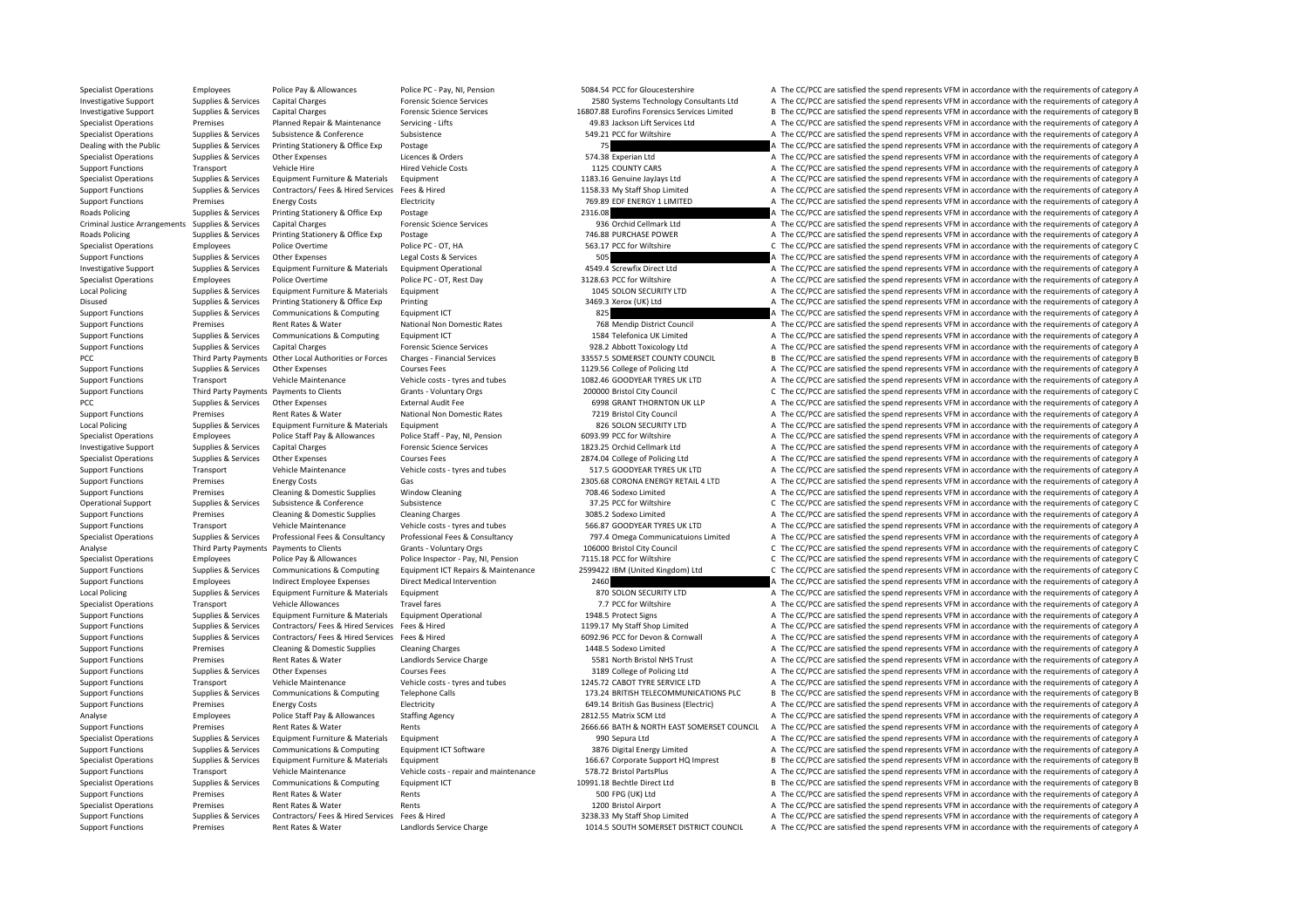| | | | | | | | |
|---|---|---|---|---|---|---|---|
| Specialist Operations | Employees | Police Pay & Allowances | Police PC - Pay, NI, Pension | 5084.54 | PCC for Gloucestershire | A | The CC/PCC are satisfied the spend represents VFM in accordance with the requirements of category A |
| Investigative Support | Supplies & Services | Capital Charges | Forensic Science Services | 2580 | Systems Technology Consultants Ltd | A | The CC/PCC are satisfied the spend represents VFM in accordance with the requirements of category A |
| Investigative Support | Supplies & Services | Capital Charges | Forensic Science Services | 16807.88 | Eurofins Forensics Services Limited | B | The CC/PCC are satisfied the spend represents VFM in accordance with the requirements of category B |
| Specialist Operations | Premises | Planned Repair & Maintenance | Servicing - Lifts | 49.83 | Jackson Lift Services Ltd | A | The CC/PCC are satisfied the spend represents VFM in accordance with the requirements of category A |
| Specialist Operations | Supplies & Services | Subsistence & Conference | Subsistence | 549.21 | PCC for Wiltshire | A | The CC/PCC are satisfied the spend represents VFM in accordance with the requirements of category A |
| Dealing with the Public | Supplies & Services | Printing Stationery & Office Exp | Postage | 75 | | A | The CC/PCC are satisfied the spend represents VFM in accordance with the requirements of category A |
| Specialist Operations | Supplies & Services | Other Expenses | Licences & Orders | 574.38 | Experian Ltd | A | The CC/PCC are satisfied the spend represents VFM in accordance with the requirements of category A |
| Support Functions | Transport | Vehicle Hire | Hired Vehicle Costs | 1125 | COUNTY CARS | A | The CC/PCC are satisfied the spend represents VFM in accordance with the requirements of category A |
| Specialist Operations | Supplies & Services | Equipment Furniture & Materials | Equipment | 1183.16 | Genuine JayJays Ltd | A | The CC/PCC are satisfied the spend represents VFM in accordance with the requirements of category A |
| Support Functions | Supplies & Services | Contractors/ Fees & Hired Services | Fees & Hired | 1158.33 | My Staff Shop Limited | A | The CC/PCC are satisfied the spend represents VFM in accordance with the requirements of category A |
| Support Functions | Premises | Energy Costs | Electricity | 769.89 | EDF ENERGY 1 LIMITED | A | The CC/PCC are satisfied the spend represents VFM in accordance with the requirements of category A |
| Roads Policing | Supplies & Services | Printing Stationery & Office Exp | Postage | 2316.08 | | A | The CC/PCC are satisfied the spend represents VFM in accordance with the requirements of category A |
| Criminal Justice Arrangements | Supplies & Services | Capital Charges | Forensic Science Services | 936 | Orchid Cellmark Ltd | A | The CC/PCC are satisfied the spend represents VFM in accordance with the requirements of category A |
| Roads Policing | Supplies & Services | Printing Stationery & Office Exp | Postage | 746.88 | PURCHASE POWER | A | The CC/PCC are satisfied the spend represents VFM in accordance with the requirements of category A |
| Specialist Operations | Employees | Police Overtime | Police PC - OT, HA | 563.17 | PCC for Wiltshire | C | The CC/PCC are satisfied the spend represents VFM in accordance with the requirements of category C |
| Support Functions | Supplies & Services | Other Expenses | Legal Costs & Services | 505 | | A | The CC/PCC are satisfied the spend represents VFM in accordance with the requirements of category A |
| Investigative Support | Supplies & Services | Equipment Furniture & Materials | Equipment Operational | 4549.4 | Screwfix Direct Ltd | A | The CC/PCC are satisfied the spend represents VFM in accordance with the requirements of category A |
| Specialist Operations | Employees | Police Overtime | Police PC - OT, Rest Day | 3128.63 | PCC for Wiltshire | A | The CC/PCC are satisfied the spend represents VFM in accordance with the requirements of category A |
| Local Policing | Supplies & Services | Equipment Furniture & Materials | Equipment | 1045 | SOLON SECURITY LTD | A | The CC/PCC are satisfied the spend represents VFM in accordance with the requirements of category A |
| Disused | Supplies & Services | Printing Stationery & Office Exp | Printing | 3469.3 | Xerox (UK) Ltd | A | The CC/PCC are satisfied the spend represents VFM in accordance with the requirements of category A |
| Support Functions | Supplies & Services | Communications & Computing | Equipment ICT | 825 | | A | The CC/PCC are satisfied the spend represents VFM in accordance with the requirements of category A |
| Support Functions | Premises | Rent Rates & Water | National Non Domestic Rates | 768 | Mendip District Council | A | The CC/PCC are satisfied the spend represents VFM in accordance with the requirements of category A |
| Support Functions | Supplies & Services | Communications & Computing | Equipment ICT | 1584 | Telefonica UK Limited | A | The CC/PCC are satisfied the spend represents VFM in accordance with the requirements of category A |
| Support Functions | Supplies & Services | Capital Charges | Forensic Science Services | 928.2 | Abbott Toxicology Ltd | A | The CC/PCC are satisfied the spend represents VFM in accordance with the requirements of category A |
| PCC | Third Party Payments | Other Local Authorities or Forces | Charges - Financial Services | 33557.5 | SOMERSET COUNTY COUNCIL | B | The CC/PCC are satisfied the spend represents VFM in accordance with the requirements of category B |
| Support Functions | Supplies & Services | Other Expenses | Courses Fees | 1129.56 | College of Policing Ltd | A | The CC/PCC are satisfied the spend represents VFM in accordance with the requirements of category A |
| Support Functions | Transport | Vehicle Maintenance | Vehicle costs - tyres and tubes | 1082.46 | GOODYEAR TYRES UK LTD | A | The CC/PCC are satisfied the spend represents VFM in accordance with the requirements of category A |
| Support Functions | Third Party Payments | Payments to Clients | Grants - Voluntary Orgs | 200000 | Bristol City Council | C | The CC/PCC are satisfied the spend represents VFM in accordance with the requirements of category C |
| PCC | Supplies & Services | Other Expenses | External Audit Fee | 6998 | GRANT THORNTON UK LLP | A | The CC/PCC are satisfied the spend represents VFM in accordance with the requirements of category A |
| Support Functions | Premises | Rent Rates & Water | National Non Domestic Rates | 7219 | Bristol City Council | A | The CC/PCC are satisfied the spend represents VFM in accordance with the requirements of category A |
| Local Policing | Supplies & Services | Equipment Furniture & Materials | Equipment | 826 | SOLON SECURITY LTD | A | The CC/PCC are satisfied the spend represents VFM in accordance with the requirements of category A |
| Specialist Operations | Employees | Police Staff Pay & Allowances | Police Staff - Pay, NI, Pension | 6093.99 | PCC for Wiltshire | A | The CC/PCC are satisfied the spend represents VFM in accordance with the requirements of category A |
| Investigative Support | Supplies & Services | Capital Charges | Forensic Science Services | 1823.25 | Orchid Cellmark Ltd | A | The CC/PCC are satisfied the spend represents VFM in accordance with the requirements of category A |
| Specialist Operations | Supplies & Services | Other Expenses | Courses Fees | 2874.04 | College of Policing Ltd | A | The CC/PCC are satisfied the spend represents VFM in accordance with the requirements of category A |
| Support Functions | Transport | Vehicle Maintenance | Vehicle costs - tyres and tubes | 517.5 | GOODYEAR TYRES UK LTD | A | The CC/PCC are satisfied the spend represents VFM in accordance with the requirements of category A |
| Support Functions | Premises | Energy Costs | Gas | 2305.68 | CORONA ENERGY RETAIL 4 LTD | A | The CC/PCC are satisfied the spend represents VFM in accordance with the requirements of category A |
| Support Functions | Premises | Cleaning & Domestic Supplies | Window Cleaning | 708.46 | Sodexo Limited | A | The CC/PCC are satisfied the spend represents VFM in accordance with the requirements of category A |
| Operational Support | Supplies & Services | Subsistence & Conference | Subsistence | 37.25 | PCC for Wiltshire | C | The CC/PCC are satisfied the spend represents VFM in accordance with the requirements of category C |
| Support Functions | Premises | Cleaning & Domestic Supplies | Cleaning Charges | 3085.2 | Sodexo Limited | A | The CC/PCC are satisfied the spend represents VFM in accordance with the requirements of category A |
| Support Functions | Transport | Vehicle Maintenance | Vehicle costs - tyres and tubes | 566.87 | GOODYEAR TYRES UK LTD | A | The CC/PCC are satisfied the spend represents VFM in accordance with the requirements of category A |
| Specialist Operations | Supplies & Services | Professional Fees & Consultancy | Professional Fees & Consultancy | 797.4 | Omega Communicatuions Limited | A | The CC/PCC are satisfied the spend represents VFM in accordance with the requirements of category A |
| Analyse | Third Party Payments | Payments to Clients | Grants - Voluntary Orgs | 106000 | Bristol City Council | C | The CC/PCC are satisfied the spend represents VFM in accordance with the requirements of category C |
| Specialist Operations | Employees | Police Pay & Allowances | Police Inspector - Pay, NI, Pension | 7115.18 | PCC for Wiltshire | C | The CC/PCC are satisfied the spend represents VFM in accordance with the requirements of category C |
| Support Functions | Supplies & Services | Communications & Computing | Equipment ICT Repairs & Maintenance | 2599422 | IBM (United Kingdom) Ltd | C | The CC/PCC are satisfied the spend represents VFM in accordance with the requirements of category C |
| Support Functions | Employees | Indirect Employee Expenses | Direct Medical Intervention | 2460 | | A | The CC/PCC are satisfied the spend represents VFM in accordance with the requirements of category A |
| Local Policing | Supplies & Services | Equipment Furniture & Materials | Equipment | 870 | SOLON SECURITY LTD | A | The CC/PCC are satisfied the spend represents VFM in accordance with the requirements of category A |
| Specialist Operations | Transport | Vehicle Allowances | Travel fares | 7.7 | PCC for Wiltshire | A | The CC/PCC are satisfied the spend represents VFM in accordance with the requirements of category A |
| Support Functions | Supplies & Services | Equipment Furniture & Materials | Equipment Operational | 1948.5 | Protect Signs | A | The CC/PCC are satisfied the spend represents VFM in accordance with the requirements of category A |
| Support Functions | Supplies & Services | Contractors/ Fees & Hired Services | Fees & Hired | 1199.17 | My Staff Shop Limited | A | The CC/PCC are satisfied the spend represents VFM in accordance with the requirements of category A |
| Support Functions | Supplies & Services | Contractors/ Fees & Hired Services | Fees & Hired | 6092.96 | PCC for Devon & Cornwall | A | The CC/PCC are satisfied the spend represents VFM in accordance with the requirements of category A |
| Support Functions | Premises | Cleaning & Domestic Supplies | Cleaning Charges | 1448.5 | Sodexo Limited | A | The CC/PCC are satisfied the spend represents VFM in accordance with the requirements of category A |
| Support Functions | Premises | Rent Rates & Water | Landlords Service Charge | 5581 | North Bristol NHS Trust | A | The CC/PCC are satisfied the spend represents VFM in accordance with the requirements of category A |
| Support Functions | Supplies & Services | Other Expenses | Courses Fees | 3189 | College of Policing Ltd | A | The CC/PCC are satisfied the spend represents VFM in accordance with the requirements of category A |
| Support Functions | Transport | Vehicle Maintenance | Vehicle costs - tyres and tubes | 1245.72 | CABOT TYRE SERVICE LTD | A | The CC/PCC are satisfied the spend represents VFM in accordance with the requirements of category A |
| Support Functions | Supplies & Services | Communications & Computing | Telephone Calls | 173.24 | BRITISH TELECOMMUNICATIONS PLC | B | The CC/PCC are satisfied the spend represents VFM in accordance with the requirements of category B |
| Support Functions | Premises | Energy Costs | Electricity | 649.14 | British Gas Business (Electric) | A | The CC/PCC are satisfied the spend represents VFM in accordance with the requirements of category A |
| Analyse | Employees | Police Staff Pay & Allowances | Staffing Agency | 2812.55 | Matrix SCM Ltd | A | The CC/PCC are satisfied the spend represents VFM in accordance with the requirements of category A |
| Support Functions | Premises | Rent Rates & Water | Rents | 2666.66 | BATH & NORTH EAST SOMERSET COUNCIL | A | The CC/PCC are satisfied the spend represents VFM in accordance with the requirements of category A |
| Specialist Operations | Supplies & Services | Equipment Furniture & Materials | Equipment | 990 | Sepura Ltd | A | The CC/PCC are satisfied the spend represents VFM in accordance with the requirements of category A |
| Support Functions | Supplies & Services | Communications & Computing | Equipment ICT Software | 3876 | Digital Energy Limited | A | The CC/PCC are satisfied the spend represents VFM in accordance with the requirements of category A |
| Specialist Operations | Supplies & Services | Equipment Furniture & Materials | Equipment | 166.67 | Corporate Support HQ Imprest | B | The CC/PCC are satisfied the spend represents VFM in accordance with the requirements of category B |
| Support Functions | Transport | Vehicle Maintenance | Vehicle costs - repair and maintenance | 578.72 | Bristol PartsPlus | A | The CC/PCC are satisfied the spend represents VFM in accordance with the requirements of category A |
| Specialist Operations | Supplies & Services | Communications & Computing | Equipment ICT | 10991.18 | Bechtle Direct Ltd | B | The CC/PCC are satisfied the spend represents VFM in accordance with the requirements of category B |
| Support Functions | Premises | Rent Rates & Water | Rents | 500 | FPG (UK) Ltd | A | The CC/PCC are satisfied the spend represents VFM in accordance with the requirements of category A |
| Specialist Operations | Premises | Rent Rates & Water | Rents | 1200 | Bristol Airport | A | The CC/PCC are satisfied the spend represents VFM in accordance with the requirements of category A |
| Support Functions | Supplies & Services | Contractors/ Fees & Hired Services | Fees & Hired | 3238.33 | My Staff Shop Limited | A | The CC/PCC are satisfied the spend represents VFM in accordance with the requirements of category A |
| Support Functions | Premises | Rent Rates & Water | Landlords Service Charge | 1014.5 | SOUTH SOMERSET DISTRICT COUNCIL | A | The CC/PCC are satisfied the spend represents VFM in accordance with the requirements of category A |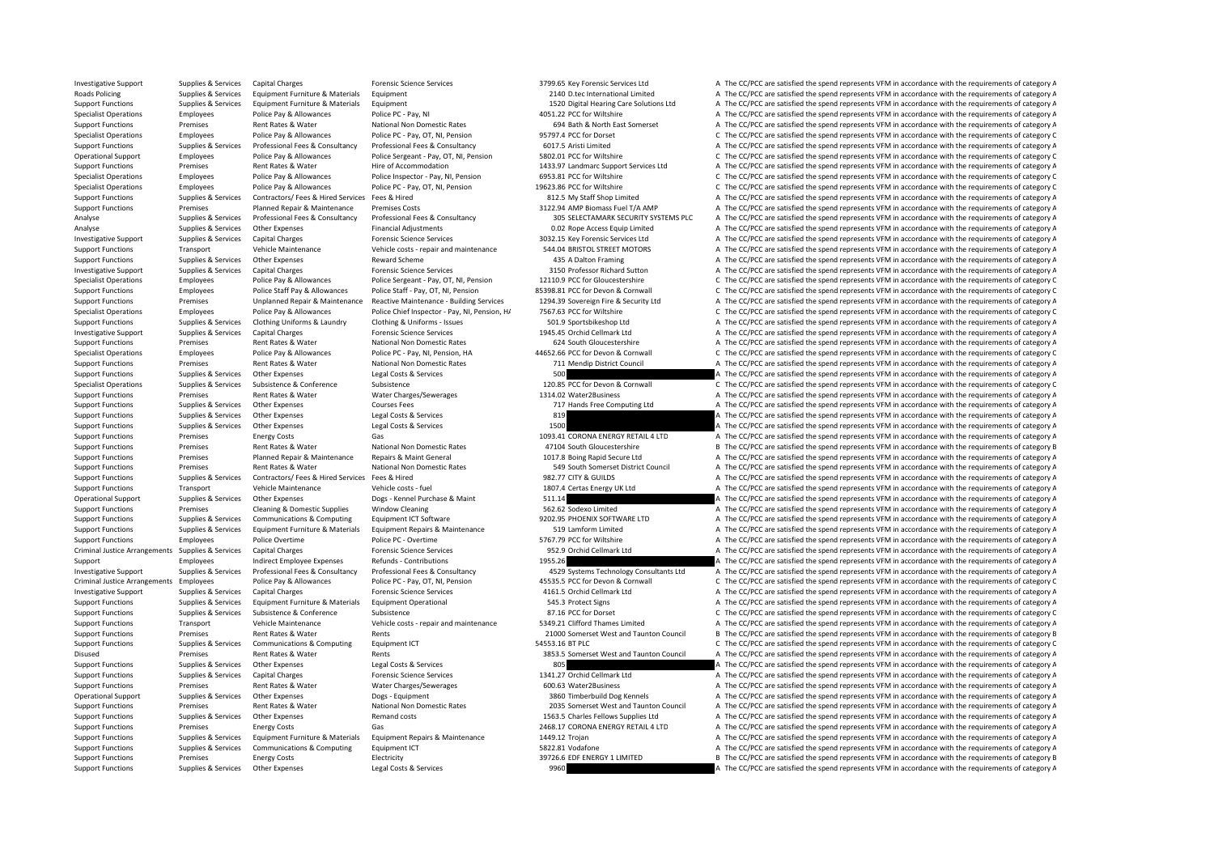| | | | | | | | |
|---|---|---|---|---|---|---|---|
| Investigative Support | Supplies & Services | Capital Charges | Forensic Science Services | 3799.65 | Key Forensic Services Ltd | A | The CC/PCC are satisfied the spend represents VFM in accordance with the requirements of category A |
| Roads Policing | Supplies & Services | Equipment Furniture & Materials | Equipment | 2140 | D.tec International Limited | A | The CC/PCC are satisfied the spend represents VFM in accordance with the requirements of category A |
| Support Functions | Supplies & Services | Equipment Furniture & Materials | Equipment | 1520 | Digital Hearing Care Solutions Ltd | A | The CC/PCC are satisfied the spend represents VFM in accordance with the requirements of category A |
| Specialist Operations | Employees | Police Pay & Allowances | Police PC - Pay, NI | 4051.22 | PCC for Wiltshire | A | The CC/PCC are satisfied the spend represents VFM in accordance with the requirements of category A |
| Support Functions | Premises | Rent Rates & Water | National Non Domestic Rates | 694 | Bath & North East Somerset | A | The CC/PCC are satisfied the spend represents VFM in accordance with the requirements of category A |
| Specialist Operations | Employees | Police Pay & Allowances | Police PC - Pay, OT, NI, Pension | 95797.4 | PCC for Dorset | C | The CC/PCC are satisfied the spend represents VFM in accordance with the requirements of category C |
| Support Functions | Supplies & Services | Professional Fees & Consultancy | Professional Fees & Consultancy | 6017.5 | Aristi Limited | A | The CC/PCC are satisfied the spend represents VFM in accordance with the requirements of category A |
| Operational Support | Employees | Police Pay & Allowances | Police Sergeant - Pay, OT, NI, Pension | 5802.01 | PCC for Wiltshire | C | The CC/PCC are satisfied the spend represents VFM in accordance with the requirements of category C |
| Support Functions | Premises | Rent Rates & Water | Hire of Accommodation | 1433.97 | Landmarc Support Services Ltd | A | The CC/PCC are satisfied the spend represents VFM in accordance with the requirements of category A |
| Specialist Operations | Employees | Police Pay & Allowances | Police Inspector - Pay, NI, Pension | 6953.81 | PCC for Wiltshire | C | The CC/PCC are satisfied the spend represents VFM in accordance with the requirements of category C |
| Specialist Operations | Employees | Police Pay & Allowances | Police PC - Pay, OT, NI, Pension | 19623.86 | PCC for Wiltshire | C | The CC/PCC are satisfied the spend represents VFM in accordance with the requirements of category C |
| Support Functions | Supplies & Services | Contractors/ Fees & Hired Services | Fees & Hired | 812.5 | My Staff Shop Limited | A | The CC/PCC are satisfied the spend represents VFM in accordance with the requirements of category A |
| Support Functions | Premises | Planned Repair & Maintenance | Premises Costs | 3122.94 | AMP Biomass Fuel T/A AMP | A | The CC/PCC are satisfied the spend represents VFM in accordance with the requirements of category A |
| Analyse | Supplies & Services | Professional Fees & Consultancy | Professional Fees & Consultancy | 305 | SELECTAMARK SECURITY SYSTEMS PLC | A | The CC/PCC are satisfied the spend represents VFM in accordance with the requirements of category A |
| Analyse | Supplies & Services | Other Expenses | Financial Adjustments | 0.02 | Rope Access Equip Limited | A | The CC/PCC are satisfied the spend represents VFM in accordance with the requirements of category A |
| Investigative Support | Supplies & Services | Capital Charges | Forensic Science Services | 3032.15 | Key Forensic Services Ltd | A | The CC/PCC are satisfied the spend represents VFM in accordance with the requirements of category A |
| Support Functions | Transport | Vehicle Maintenance | Vehicle costs - repair and maintenance | 544.04 | BRISTOL STREET MOTORS | A | The CC/PCC are satisfied the spend represents VFM in accordance with the requirements of category A |
| Support Functions | Supplies & Services | Other Expenses | Reward Scheme | 435 | A Dalton Framing | A | The CC/PCC are satisfied the spend represents VFM in accordance with the requirements of category A |
| Investigative Support | Supplies & Services | Capital Charges | Forensic Science Services | 3150 | Professor Richard Sutton | A | The CC/PCC are satisfied the spend represents VFM in accordance with the requirements of category A |
| Specialist Operations | Employees | Police Pay & Allowances | Police Sergeant - Pay, OT, NI, Pension | 12110.9 | PCC for Gloucestershire | C | The CC/PCC are satisfied the spend represents VFM in accordance with the requirements of category C |
| Support Functions | Employees | Police Staff Pay & Allowances | Police Staff - Pay, OT, NI, Pension | 85398.81 | PCC for Devon & Cornwall | C | The CC/PCC are satisfied the spend represents VFM in accordance with the requirements of category C |
| Support Functions | Premises | Unplanned Repair & Maintenance | Reactive Maintenance - Building Services | 1294.39 | Sovereign Fire & Security Ltd | A | The CC/PCC are satisfied the spend represents VFM in accordance with the requirements of category A |
| Specialist Operations | Employees | Police Pay & Allowances | Police Chief Inspector - Pay, NI, Pension, HA | 7567.63 | PCC for Wiltshire | C | The CC/PCC are satisfied the spend represents VFM in accordance with the requirements of category C |
| Support Functions | Supplies & Services | Clothing Uniforms & Laundry | Clothing & Uniforms - Issues | 501.9 | Sportsbikeshop Ltd | A | The CC/PCC are satisfied the spend represents VFM in accordance with the requirements of category A |
| Investigative Support | Supplies & Services | Capital Charges | Forensic Science Services | 1945.45 | Orchid Cellmark Ltd | A | The CC/PCC are satisfied the spend represents VFM in accordance with the requirements of category A |
| Support Functions | Premises | Rent Rates & Water | National Non Domestic Rates | 624 | South Gloucestershire | A | The CC/PCC are satisfied the spend represents VFM in accordance with the requirements of category A |
| Specialist Operations | Employees | Police Pay & Allowances | Police PC - Pay, NI, Pension, HA | 44652.66 | PCC for Devon & Cornwall | C | The CC/PCC are satisfied the spend represents VFM in accordance with the requirements of category C |
| Support Functions | Premises | Rent Rates & Water | National Non Domestic Rates | 711 | Mendip District Council | A | The CC/PCC are satisfied the spend represents VFM in accordance with the requirements of category A |
| Support Functions | Supplies & Services | Other Expenses | Legal Costs & Services | 500 | | A | The CC/PCC are satisfied the spend represents VFM in accordance with the requirements of category A |
| Specialist Operations | Supplies & Services | Subsistence & Conference | Subsistence | 120.85 | PCC for Devon & Cornwall | C | The CC/PCC are satisfied the spend represents VFM in accordance with the requirements of category C |
| Support Functions | Premises | Rent Rates & Water | Water Charges/Sewerages | 1314.02 | Water2Business | A | The CC/PCC are satisfied the spend represents VFM in accordance with the requirements of category A |
| Support Functions | Supplies & Services | Other Expenses | Courses Fees | 717 | Hands Free Computing Ltd | A | The CC/PCC are satisfied the spend represents VFM in accordance with the requirements of category A |
| Support Functions | Supplies & Services | Other Expenses | Legal Costs & Services | 819 | | A | The CC/PCC are satisfied the spend represents VFM in accordance with the requirements of category A |
| Support Functions | Supplies & Services | Other Expenses | Legal Costs & Services | 1500 | | A | The CC/PCC are satisfied the spend represents VFM in accordance with the requirements of category A |
| Support Functions | Premises | Energy Costs | Gas | 1093.41 | CORONA ENERGY RETAIL 4 LTD | A | The CC/PCC are satisfied the spend represents VFM in accordance with the requirements of category A |
| Support Functions | Premises | Rent Rates & Water | National Non Domestic Rates | 47104 | South Gloucestershire | B | The CC/PCC are satisfied the spend represents VFM in accordance with the requirements of category B |
| Support Functions | Premises | Planned Repair & Maintenance | Repairs & Maint General | 1017.8 | Boing Rapid Secure Ltd | A | The CC/PCC are satisfied the spend represents VFM in accordance with the requirements of category A |
| Support Functions | Premises | Rent Rates & Water | National Non Domestic Rates | 549 | South Somerset District Council | A | The CC/PCC are satisfied the spend represents VFM in accordance with the requirements of category A |
| Support Functions | Supplies & Services | Contractors/ Fees & Hired Services | Fees & Hired | 982.77 | CITY & GUILDS | A | The CC/PCC are satisfied the spend represents VFM in accordance with the requirements of category A |
| Support Functions | Transport | Vehicle Maintenance | Vehicle costs - fuel | 1807.4 | Certas Energy UK Ltd | A | The CC/PCC are satisfied the spend represents VFM in accordance with the requirements of category A |
| Operational Support | Supplies & Services | Other Expenses | Dogs - Kennel Purchase & Maint | 511.14 | | A | The CC/PCC are satisfied the spend represents VFM in accordance with the requirements of category A |
| Support Functions | Premises | Cleaning & Domestic Supplies | Window Cleaning | 562.62 | Sodexo Limited | A | The CC/PCC are satisfied the spend represents VFM in accordance with the requirements of category A |
| Support Functions | Supplies & Services | Communications & Computing | Equipment ICT Software | 9202.95 | PHOENIX SOFTWARE LTD | A | The CC/PCC are satisfied the spend represents VFM in accordance with the requirements of category A |
| Support Functions | Supplies & Services | Equipment Furniture & Materials | Equipment Repairs & Maintenance | 519 | Lamform Limited | A | The CC/PCC are satisfied the spend represents VFM in accordance with the requirements of category A |
| Support Functions | Employees | Police Overtime | Police PC - Overtime | 5767.79 | PCC for Wiltshire | A | The CC/PCC are satisfied the spend represents VFM in accordance with the requirements of category A |
| Criminal Justice Arrangements | Supplies & Services | Capital Charges | Forensic Science Services | 952.9 | Orchid Cellmark Ltd | A | The CC/PCC are satisfied the spend represents VFM in accordance with the requirements of category A |
| Support | Employees | Indirect Employee Expenses | Refunds - Contributions | 1955.26 | | A | The CC/PCC are satisfied the spend represents VFM in accordance with the requirements of category A |
| Investigative Support | Supplies & Services | Professional Fees & Consultancy | Professional Fees & Consultancy | 4529 | Systems Technology Consultants Ltd | A | The CC/PCC are satisfied the spend represents VFM in accordance with the requirements of category A |
| Criminal Justice Arrangements | Employees | Police Pay & Allowances | Police PC - Pay, OT, NI, Pension | 45535.5 | PCC for Devon & Cornwall | C | The CC/PCC are satisfied the spend represents VFM in accordance with the requirements of category C |
| Investigative Support | Supplies & Services | Capital Charges | Forensic Science Services | 4161.5 | Orchid Cellmark Ltd | A | The CC/PCC are satisfied the spend represents VFM in accordance with the requirements of category A |
| Support Functions | Supplies & Services | Equipment Furniture & Materials | Equipment Operational | 545.3 | Protect Signs | A | The CC/PCC are satisfied the spend represents VFM in accordance with the requirements of category A |
| Support Functions | Supplies & Services | Subsistence & Conference | Subsistence | 87.16 | PCC for Dorset | C | The CC/PCC are satisfied the spend represents VFM in accordance with the requirements of category C |
| Support Functions | Transport | Vehicle Maintenance | Vehicle costs - repair and maintenance | 5349.21 | Clifford Thames Limited | A | The CC/PCC are satisfied the spend represents VFM in accordance with the requirements of category A |
| Support Functions | Premises | Rent Rates & Water | Rents | 21000 | Somerset West and Taunton Council | B | The CC/PCC are satisfied the spend represents VFM in accordance with the requirements of category B |
| Support Functions | Supplies & Services | Communications & Computing | Equipment ICT | 54553.16 | BT PLC | C | The CC/PCC are satisfied the spend represents VFM in accordance with the requirements of category C |
| Disused | Premises | Rent Rates & Water | Rents | 3853.5 | Somerset West and Taunton Council | A | The CC/PCC are satisfied the spend represents VFM in accordance with the requirements of category A |
| Support Functions | Supplies & Services | Other Expenses | Legal Costs & Services | 805 | | A | The CC/PCC are satisfied the spend represents VFM in accordance with the requirements of category A |
| Support Functions | Supplies & Services | Capital Charges | Forensic Science Services | 1341.27 | Orchid Cellmark Ltd | A | The CC/PCC are satisfied the spend represents VFM in accordance with the requirements of category A |
| Support Functions | Premises | Rent Rates & Water | Water Charges/Sewerages | 600.63 | Water2Business | A | The CC/PCC are satisfied the spend represents VFM in accordance with the requirements of category A |
| Operational Support | Supplies & Services | Other Expenses | Dogs - Equipment | 3860 | Timberbuild Dog Kennels | A | The CC/PCC are satisfied the spend represents VFM in accordance with the requirements of category A |
| Support Functions | Premises | Rent Rates & Water | National Non Domestic Rates | 2035 | Somerset West and Taunton Council | A | The CC/PCC are satisfied the spend represents VFM in accordance with the requirements of category A |
| Support Functions | Supplies & Services | Other Expenses | Remand costs | 1563.5 | Charles Fellows Supplies Ltd | A | The CC/PCC are satisfied the spend represents VFM in accordance with the requirements of category A |
| Support Functions | Premises | Energy Costs | Gas | 2468.17 | CORONA ENERGY RETAIL 4 LTD | A | The CC/PCC are satisfied the spend represents VFM in accordance with the requirements of category A |
| Support Functions | Supplies & Services | Equipment Furniture & Materials | Equipment Repairs & Maintenance | 1449.12 | Trojan | A | The CC/PCC are satisfied the spend represents VFM in accordance with the requirements of category A |
| Support Functions | Supplies & Services | Communications & Computing | Equipment ICT | 5822.81 | Vodafone | A | The CC/PCC are satisfied the spend represents VFM in accordance with the requirements of category A |
| Support Functions | Premises | Energy Costs | Electricity | 39726.6 | EDF ENERGY 1 LIMITED | B | The CC/PCC are satisfied the spend represents VFM in accordance with the requirements of category B |
| Support Functions | Supplies & Services | Other Expenses | Legal Costs & Services | 9960 | | A | The CC/PCC are satisfied the spend represents VFM in accordance with the requirements of category A |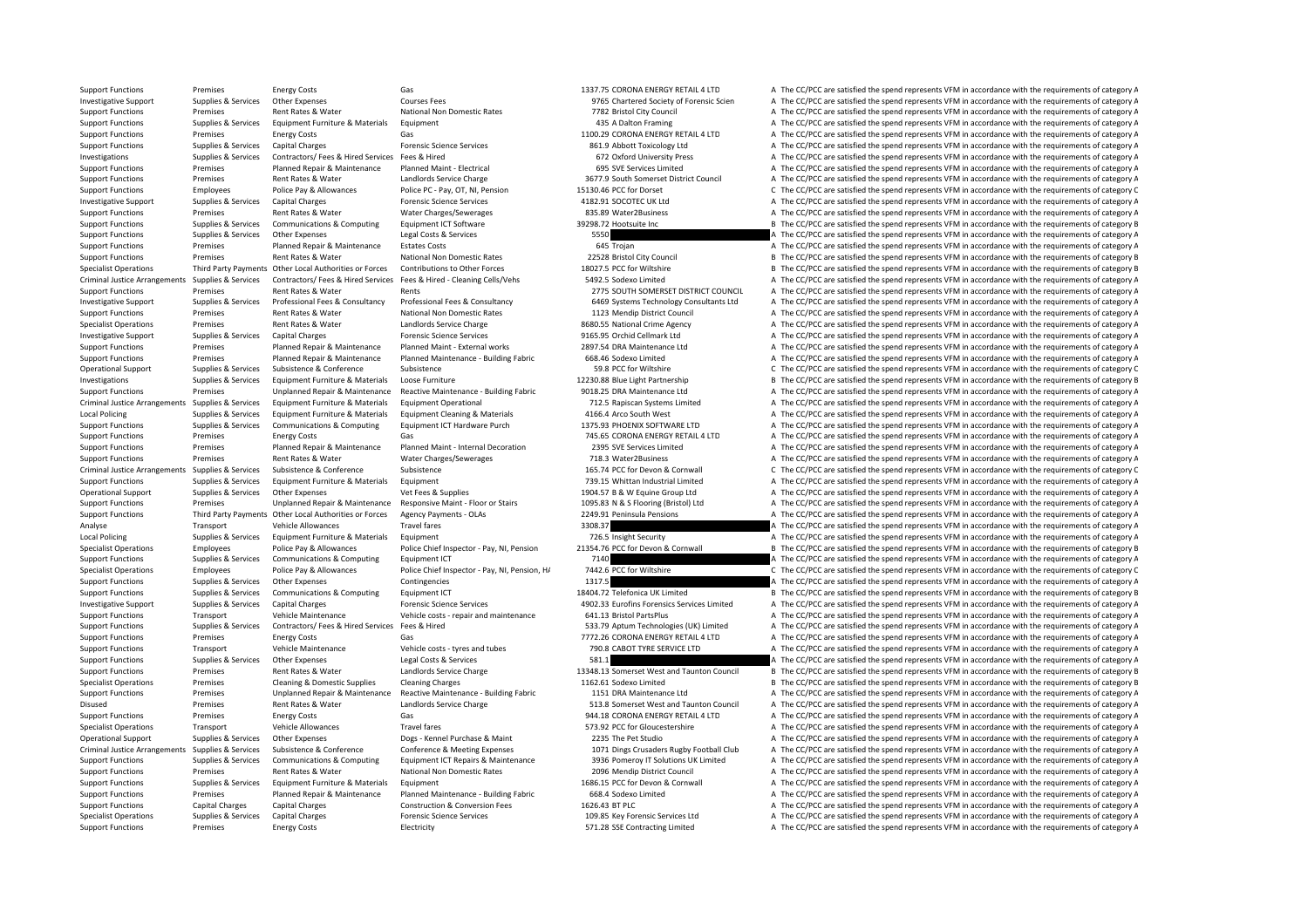| | | | | | | |
|---|---|---|---|---|---|---|
| Support Functions | Premises | Energy Costs | Gas | 1337.75 | CORONA ENERGY RETAIL 4 LTD | A The CC/PCC are satisfied the spend represents VFM in accordance with the requirements of category A |
| Investigative Support | Supplies & Services | Other Expenses | Courses Fees | 9765 | Chartered Society of Forensic Scien | A The CC/PCC are satisfied the spend represents VFM in accordance with the requirements of category A |
| Support Functions | Premises | Rent Rates & Water | National Non Domestic Rates | 7782 | Bristol City Council | A The CC/PCC are satisfied the spend represents VFM in accordance with the requirements of category A |
| Support Functions | Supplies & Services | Equipment Furniture & Materials | Equipment | 435 | A Dalton Framing | A The CC/PCC are satisfied the spend represents VFM in accordance with the requirements of category A |
| Support Functions | Premises | Energy Costs | Gas | 1100.29 | CORONA ENERGY RETAIL 4 LTD | A The CC/PCC are satisfied the spend represents VFM in accordance with the requirements of category A |
| Support Functions | Supplies & Services | Capital Charges | Forensic Science Services | 861.9 | Abbott Toxicology Ltd | A The CC/PCC are satisfied the spend represents VFM in accordance with the requirements of category A |
| Investigations | Supplies & Services | Contractors/ Fees & Hired Services | Fees & Hired | 672 | Oxford University Press | A The CC/PCC are satisfied the spend represents VFM in accordance with the requirements of category A |
| Support Functions | Premises | Planned Repair & Maintenance | Planned Maint - Electrical | 695 | SVE Services Limited | A The CC/PCC are satisfied the spend represents VFM in accordance with the requirements of category A |
| Support Functions | Premises | Rent Rates & Water | Landlords Service Charge | 3677.9 | South Somerset District Council | A The CC/PCC are satisfied the spend represents VFM in accordance with the requirements of category A |
| Support Functions | Employees | Police Pay & Allowances | Police PC - Pay, OT, NI, Pension | 15130.46 | PCC for Dorset | C The CC/PCC are satisfied the spend represents VFM in accordance with the requirements of category C |
| Investigative Support | Supplies & Services | Capital Charges | Forensic Science Services | 4182.91 | SOCOTEC UK Ltd | A The CC/PCC are satisfied the spend represents VFM in accordance with the requirements of category A |
| Support Functions | Premises | Rent Rates & Water | Water Charges/Sewerages | 835.89 | Water2Business | A The CC/PCC are satisfied the spend represents VFM in accordance with the requirements of category A |
| Support Functions | Supplies & Services | Communications & Computing | Equipment ICT Software | 39298.72 | Hootsuite Inc | B The CC/PCC are satisfied the spend represents VFM in accordance with the requirements of category B |
| Support Functions | Supplies & Services | Other Expenses | Legal Costs & Services | 5550 | | A The CC/PCC are satisfied the spend represents VFM in accordance with the requirements of category A |
| Support Functions | Premises | Planned Repair & Maintenance | Estates Costs | 645 | Trojan | A The CC/PCC are satisfied the spend represents VFM in accordance with the requirements of category A |
| Support Functions | Premises | Rent Rates & Water | National Non Domestic Rates | 22528 | Bristol City Council | B The CC/PCC are satisfied the spend represents VFM in accordance with the requirements of category B |
| Specialist Operations | Third Party Payments | Other Local Authorities or Forces | Contributions to Other Forces | 18027.5 | PCC for Wiltshire | B The CC/PCC are satisfied the spend represents VFM in accordance with the requirements of category B |
| Criminal Justice Arrangements | Supplies & Services | Contractors/ Fees & Hired Services | Fees & Hired - Cleaning Cells/Vehs | 5492.5 | Sodexo Limited | A The CC/PCC are satisfied the spend represents VFM in accordance with the requirements of category A |
| Support Functions | Premises | Rent Rates & Water | Rents | 2775 | SOUTH SOMERSET DISTRICT COUNCIL | A The CC/PCC are satisfied the spend represents VFM in accordance with the requirements of category A |
| Investigative Support | Supplies & Services | Professional Fees & Consultancy | Professional Fees & Consultancy | 6469 | Systems Technology Consultants Ltd | A The CC/PCC are satisfied the spend represents VFM in accordance with the requirements of category A |
| Support Functions | Premises | Rent Rates & Water | National Non Domestic Rates | 1123 | Mendip District Council | A The CC/PCC are satisfied the spend represents VFM in accordance with the requirements of category A |
| Specialist Operations | Premises | Rent Rates & Water | Landlords Service Charge | 8680.55 | National Crime Agency | A The CC/PCC are satisfied the spend represents VFM in accordance with the requirements of category A |
| Investigative Support | Supplies & Services | Capital Charges | Forensic Science Services | 9165.95 | Orchid Cellmark Ltd | A The CC/PCC are satisfied the spend represents VFM in accordance with the requirements of category A |
| Support Functions | Premises | Planned Repair & Maintenance | Planned Maint - External works | 2897.54 | DRA Maintenance Ltd | A The CC/PCC are satisfied the spend represents VFM in accordance with the requirements of category A |
| Support Functions | Premises | Planned Repair & Maintenance | Planned Maintenance - Building Fabric | 668.46 | Sodexo Limited | A The CC/PCC are satisfied the spend represents VFM in accordance with the requirements of category A |
| Operational Support | Supplies & Services | Subsistence & Conference | Subsistence | 59.8 | PCC for Wiltshire | C The CC/PCC are satisfied the spend represents VFM in accordance with the requirements of category C |
| Investigations | Supplies & Services | Equipment Furniture & Materials | Loose Furniture | 12230.88 | Blue Light Partnership | B The CC/PCC are satisfied the spend represents VFM in accordance with the requirements of category B |
| Support Functions | Premises | Unplanned Repair & Maintenance | Reactive Maintenance - Building Fabric | 9018.25 | DRA Maintenance Ltd | A The CC/PCC are satisfied the spend represents VFM in accordance with the requirements of category A |
| Criminal Justice Arrangements | Supplies & Services | Equipment Furniture & Materials | Equipment Operational | 712.5 | Rapiscan Systems Limited | A The CC/PCC are satisfied the spend represents VFM in accordance with the requirements of category A |
| Local Policing | Supplies & Services | Equipment Furniture & Materials | Equipment Cleaning & Materials | 4166.4 | Arco South West | A The CC/PCC are satisfied the spend represents VFM in accordance with the requirements of category A |
| Support Functions | Supplies & Services | Communications & Computing | Equipment ICT Hardware Purch | 1375.93 | PHOENIX SOFTWARE LTD | A The CC/PCC are satisfied the spend represents VFM in accordance with the requirements of category A |
| Support Functions | Premises | Energy Costs | Gas | 745.65 | CORONA ENERGY RETAIL 4 LTD | A The CC/PCC are satisfied the spend represents VFM in accordance with the requirements of category A |
| Support Functions | Premises | Planned Repair & Maintenance | Planned Maint - Internal Decoration | 2395 | SVE Services Limited | A The CC/PCC are satisfied the spend represents VFM in accordance with the requirements of category A |
| Support Functions | Premises | Rent Rates & Water | Water Charges/Sewerages | 718.3 | Water2Business | A The CC/PCC are satisfied the spend represents VFM in accordance with the requirements of category A |
| Criminal Justice Arrangements | Supplies & Services | Subsistence & Conference | Subsistence | 165.74 | PCC for Devon & Cornwall | C The CC/PCC are satisfied the spend represents VFM in accordance with the requirements of category C |
| Support Functions | Supplies & Services | Equipment Furniture & Materials | Equipment | 739.15 | Whittan Industrial Limited | A The CC/PCC are satisfied the spend represents VFM in accordance with the requirements of category A |
| Operational Support | Supplies & Services | Other Expenses | Vet Fees & Supplies | 1904.57 | B & W Equine Group Ltd | A The CC/PCC are satisfied the spend represents VFM in accordance with the requirements of category A |
| Support Functions | Premises | Unplanned Repair & Maintenance | Responsive Maint - Floor or Stairs | 1095.83 | N & S Flooring (Bristol) Ltd | A The CC/PCC are satisfied the spend represents VFM in accordance with the requirements of category A |
| Support Functions | Third Party Payments | Other Local Authorities or Forces | Agency Payments - OLAs | 2249.91 | Peninsula Pensions | A The CC/PCC are satisfied the spend represents VFM in accordance with the requirements of category A |
| Analyse | Transport | Vehicle Allowances | Travel fares | 3308.37 | | A The CC/PCC are satisfied the spend represents VFM in accordance with the requirements of category A |
| Local Policing | Supplies & Services | Equipment Furniture & Materials | Equipment | 726.5 | Insight Security | A The CC/PCC are satisfied the spend represents VFM in accordance with the requirements of category A |
| Specialist Operations | Employees | Police Pay & Allowances | Police Chief Inspector - Pay, NI, Pension | 21354.76 | PCC for Devon & Cornwall | B The CC/PCC are satisfied the spend represents VFM in accordance with the requirements of category B |
| Support Functions | Supplies & Services | Communications & Computing | Equipment ICT | 7140 | | A The CC/PCC are satisfied the spend represents VFM in accordance with the requirements of category A |
| Specialist Operations | Employees | Police Pay & Allowances | Police Chief Inspector - Pay, NI, Pension, HA | 7442.6 | PCC for Wiltshire | C The CC/PCC are satisfied the spend represents VFM in accordance with the requirements of category C |
| Support Functions | Supplies & Services | Other Expenses | Contingencies | 1317.5 | | A The CC/PCC are satisfied the spend represents VFM in accordance with the requirements of category A |
| Support Functions | Supplies & Services | Communications & Computing | Equipment ICT | 18404.72 | Telefonica UK Limited | B The CC/PCC are satisfied the spend represents VFM in accordance with the requirements of category B |
| Investigative Support | Supplies & Services | Capital Charges | Forensic Science Services | 4902.33 | Eurofins Forensics Services Limited | A The CC/PCC are satisfied the spend represents VFM in accordance with the requirements of category A |
| Support Functions | Transport | Vehicle Maintenance | Vehicle costs - repair and maintenance | 641.13 | Bristol PartsPlus | A The CC/PCC are satisfied the spend represents VFM in accordance with the requirements of category A |
| Support Functions | Supplies & Services | Contractors/ Fees & Hired Services | Fees & Hired | 533.79 | Aptum Technologies (UK) Limited | A The CC/PCC are satisfied the spend represents VFM in accordance with the requirements of category A |
| Support Functions | Premises | Energy Costs | Gas | 7772.26 | CORONA ENERGY RETAIL 4 LTD | A The CC/PCC are satisfied the spend represents VFM in accordance with the requirements of category A |
| Support Functions | Transport | Vehicle Maintenance | Vehicle costs - tyres and tubes | 790.8 | CABOT TYRE SERVICE LTD | A The CC/PCC are satisfied the spend represents VFM in accordance with the requirements of category A |
| Support Functions | Supplies & Services | Other Expenses | Legal Costs & Services | 581.1 | | A The CC/PCC are satisfied the spend represents VFM in accordance with the requirements of category A |
| Support Functions | Premises | Rent Rates & Water | Landlords Service Charge | 13348.13 | Somerset West and Taunton Council | B The CC/PCC are satisfied the spend represents VFM in accordance with the requirements of category B |
| Specialist Operations | Premises | Cleaning & Domestic Supplies | Cleaning Charges | 1162.61 | Sodexo Limited | B The CC/PCC are satisfied the spend represents VFM in accordance with the requirements of category B |
| Support Functions | Premises | Unplanned Repair & Maintenance | Reactive Maintenance - Building Fabric | 1151 | DRA Maintenance Ltd | A The CC/PCC are satisfied the spend represents VFM in accordance with the requirements of category A |
| Disused | Premises | Rent Rates & Water | Landlords Service Charge | 513.8 | Somerset West and Taunton Council | A The CC/PCC are satisfied the spend represents VFM in accordance with the requirements of category A |
| Support Functions | Premises | Energy Costs | Gas | 944.18 | CORONA ENERGY RETAIL 4 LTD | A The CC/PCC are satisfied the spend represents VFM in accordance with the requirements of category A |
| Specialist Operations | Transport | Vehicle Allowances | Travel fares | 573.92 | PCC for Gloucestershire | A The CC/PCC are satisfied the spend represents VFM in accordance with the requirements of category A |
| Operational Support | Supplies & Services | Other Expenses | Dogs - Kennel Purchase & Maint | 2235 | The Pet Studio | A The CC/PCC are satisfied the spend represents VFM in accordance with the requirements of category A |
| Criminal Justice Arrangements | Supplies & Services | Subsistence & Conference | Conference & Meeting Expenses | 1071 | Dings Crusaders Rugby Football Club | A The CC/PCC are satisfied the spend represents VFM in accordance with the requirements of category A |
| Support Functions | Supplies & Services | Communications & Computing | Equipment ICT Repairs & Maintenance | 3936 | Pomeroy IT Solutions UK Limited | A The CC/PCC are satisfied the spend represents VFM in accordance with the requirements of category A |
| Support Functions | Premises | Rent Rates & Water | National Non Domestic Rates | 2096 | Mendip District Council | A The CC/PCC are satisfied the spend represents VFM in accordance with the requirements of category A |
| Support Functions | Supplies & Services | Equipment Furniture & Materials | Equipment | 1686.15 | PCC for Devon & Cornwall | A The CC/PCC are satisfied the spend represents VFM in accordance with the requirements of category A |
| Support Functions | Premises | Planned Repair & Maintenance | Planned Maintenance - Building Fabric | 668.4 | Sodexo Limited | A The CC/PCC are satisfied the spend represents VFM in accordance with the requirements of category A |
| Support Functions | Capital Charges | Capital Charges | Construction & Conversion Fees | 1626.43 | BT PLC | A The CC/PCC are satisfied the spend represents VFM in accordance with the requirements of category A |
| Specialist Operations | Supplies & Services | Capital Charges | Forensic Science Services | 109.85 | Key Forensic Services Ltd | A The CC/PCC are satisfied the spend represents VFM in accordance with the requirements of category A |
| Support Functions | Premises | Energy Costs | Electricity | 571.28 | SSE Contracting Limited | A The CC/PCC are satisfied the spend represents VFM in accordance with the requirements of category A |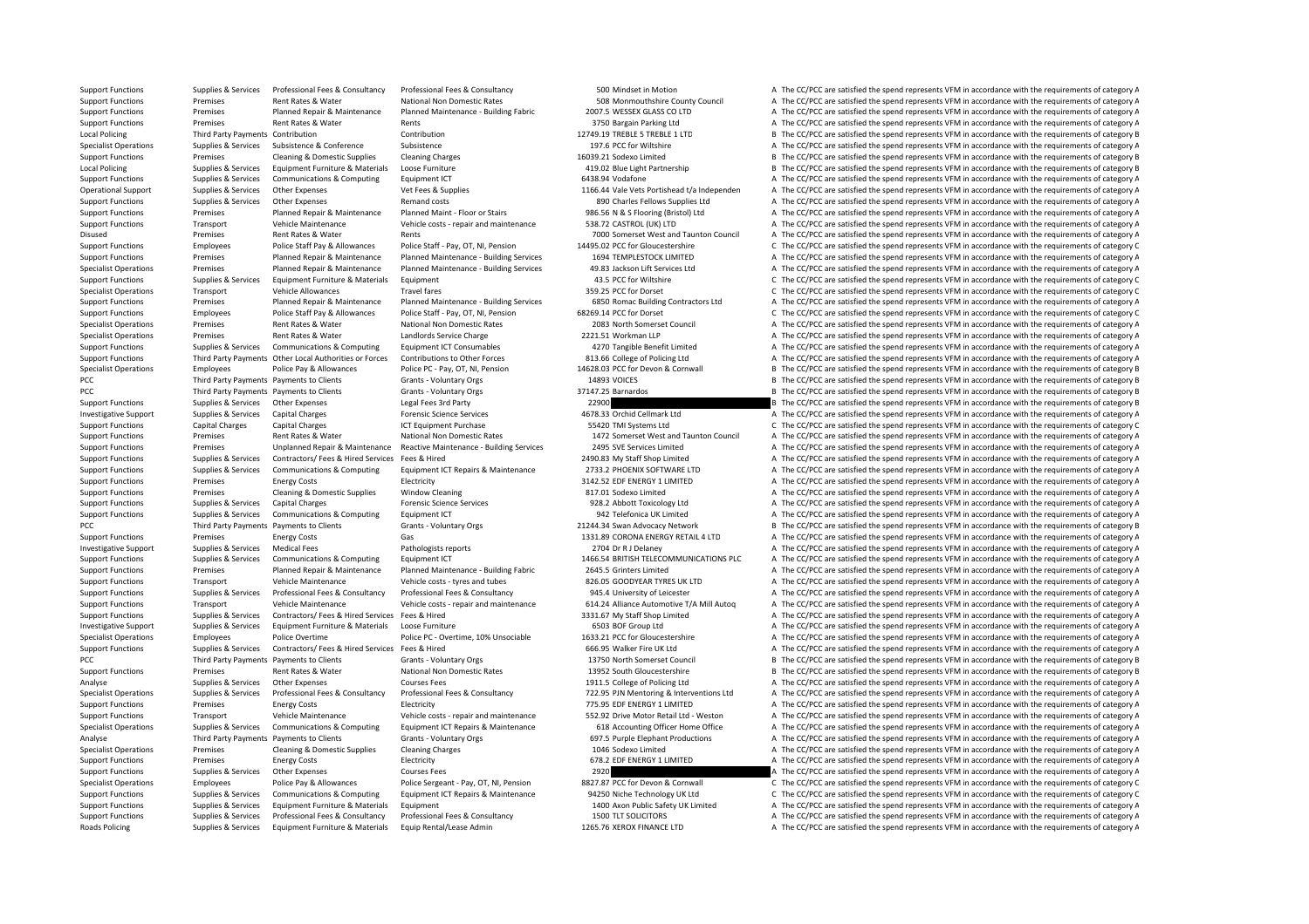| | | | | | | | |
|---|---|---|---|---|---|---|---|
| Support Functions | Supplies & Services | Professional Fees & Consultancy | Professional Fees & Consultancy | 500 | Mindset in Motion | A | The CC/PCC are satisfied the spend represents VFM in accordance with the requirements of category A |
| Support Functions | Premises | Rent Rates & Water | National Non Domestic Rates | 508 | Monmouthshire County Council | A | The CC/PCC are satisfied the spend represents VFM in accordance with the requirements of category A |
| Support Functions | Premises | Planned Repair & Maintenance | Planned Maintenance - Building Fabric | 2007.5 | WESSEX GLASS CO LTD | A | The CC/PCC are satisfied the spend represents VFM in accordance with the requirements of category A |
| Support Functions | Premises | Rent Rates & Water | Rents | 3750 | Bargain Parking Ltd | A | The CC/PCC are satisfied the spend represents VFM in accordance with the requirements of category A |
| Local Policing | Third Party Payments | Contribution | Contribution | 12749.19 | TREBLE 5 TREBLE 1 LTD | B | The CC/PCC are satisfied the spend represents VFM in accordance with the requirements of category B |
| Specialist Operations | Supplies & Services | Subsistence & Conference | Subsistence | 197.6 | PCC for Wiltshire | A | The CC/PCC are satisfied the spend represents VFM in accordance with the requirements of category A |
| Support Functions | Premises | Cleaning & Domestic Supplies | Cleaning Charges | 16039.21 | Sodexo Limited | B | The CC/PCC are satisfied the spend represents VFM in accordance with the requirements of category B |
| Local Policing | Supplies & Services | Equipment Furniture & Materials | Loose Furniture | 419.02 | Blue Light Partnership | B | The CC/PCC are satisfied the spend represents VFM in accordance with the requirements of category B |
| Support Functions | Supplies & Services | Communications & Computing | Equipment ICT | 6438.94 | Vodafone | A | The CC/PCC are satisfied the spend represents VFM in accordance with the requirements of category A |
| Operational Support | Supplies & Services | Other Expenses | Vet Fees & Supplies | 1166.44 | Vale Vets Portishead t/a Independen | A | The CC/PCC are satisfied the spend represents VFM in accordance with the requirements of category A |
| Support Functions | Supplies & Services | Other Expenses | Remand costs | 890 | Charles Fellows Supplies Ltd | A | The CC/PCC are satisfied the spend represents VFM in accordance with the requirements of category A |
| Support Functions | Premises | Planned Repair & Maintenance | Planned Maint - Floor or Stairs | 986.56 | N & S Flooring (Bristol) Ltd | A | The CC/PCC are satisfied the spend represents VFM in accordance with the requirements of category A |
| Support Functions | Transport | Vehicle Maintenance | Vehicle costs - repair and maintenance | 538.72 | CASTROL (UK) LTD | A | The CC/PCC are satisfied the spend represents VFM in accordance with the requirements of category A |
| Disused | Premises | Rent Rates & Water | Rents | 7000 | Somerset West and Taunton Council | A | The CC/PCC are satisfied the spend represents VFM in accordance with the requirements of category A |
| Support Functions | Employees | Police Staff Pay & Allowances | Police Staff - Pay, OT, NI, Pension | 14495.02 | PCC for Gloucestershire | C | The CC/PCC are satisfied the spend represents VFM in accordance with the requirements of category C |
| Support Functions | Premises | Planned Repair & Maintenance | Planned Maintenance - Building Services | 1694 | TEMPLESTOCK LIMITED | A | The CC/PCC are satisfied the spend represents VFM in accordance with the requirements of category A |
| Specialist Operations | Premises | Planned Repair & Maintenance | Planned Maintenance - Building Services | 49.83 | Jackson Lift Services Ltd | A | The CC/PCC are satisfied the spend represents VFM in accordance with the requirements of category A |
| Support Functions | Supplies & Services | Equipment Furniture & Materials | Equipment | 43.5 | PCC for Wiltshire | C | The CC/PCC are satisfied the spend represents VFM in accordance with the requirements of category C |
| Specialist Operations | Transport | Vehicle Allowances | Travel fares | 359.25 | PCC for Dorset | C | The CC/PCC are satisfied the spend represents VFM in accordance with the requirements of category C |
| Support Functions | Premises | Planned Repair & Maintenance | Planned Maintenance - Building Services | 6850 | Romac Building Contractors Ltd | A | The CC/PCC are satisfied the spend represents VFM in accordance with the requirements of category A |
| Support Functions | Employees | Police Staff Pay & Allowances | Police Staff - Pay, OT, NI, Pension | 68269.14 | PCC for Dorset | C | The CC/PCC are satisfied the spend represents VFM in accordance with the requirements of category C |
| Specialist Operations | Premises | Rent Rates & Water | National Non Domestic Rates | 2083 | North Somerset Council | A | The CC/PCC are satisfied the spend represents VFM in accordance with the requirements of category A |
| Specialist Operations | Premises | Rent Rates & Water | Landlords Service Charge | 2221.51 | Workman LLP | A | The CC/PCC are satisfied the spend represents VFM in accordance with the requirements of category A |
| Support Functions | Supplies & Services | Communications & Computing | Equipment ICT Consumables | 4270 | Tangible Benefit Limited | A | The CC/PCC are satisfied the spend represents VFM in accordance with the requirements of category A |
| Support Functions | Third Party Payments | Other Local Authorities or Forces | Contributions to Other Forces | 813.66 | College of Policing Ltd | A | The CC/PCC are satisfied the spend represents VFM in accordance with the requirements of category A |
| Specialist Operations | Employees | Police Pay & Allowances | Police PC - Pay, OT, NI, Pension | 14628.03 | PCC for Devon & Cornwall | B | The CC/PCC are satisfied the spend represents VFM in accordance with the requirements of category B |
| PCC | Third Party Payments | Payments to Clients | Grants - Voluntary Orgs | 14893 | VOICES | B | The CC/PCC are satisfied the spend represents VFM in accordance with the requirements of category B |
| PCC | Third Party Payments | Payments to Clients | Grants - Voluntary Orgs | 37147.25 | Barnardos | B | The CC/PCC are satisfied the spend represents VFM in accordance with the requirements of category B |
| Support Functions | Supplies & Services | Other Expenses | Legal Fees 3rd Party | 22900 | | B | The CC/PCC are satisfied the spend represents VFM in accordance with the requirements of category B |
| Investigative Support | Supplies & Services | Capital Charges | Forensic Science Services | 4678.33 | Orchid Cellmark Ltd | A | The CC/PCC are satisfied the spend represents VFM in accordance with the requirements of category A |
| Support Functions | Capital Charges | Capital Charges | ICT Equipment Purchase | 55420 | TMI Systems Ltd | C | The CC/PCC are satisfied the spend represents VFM in accordance with the requirements of category C |
| Support Functions | Premises | Rent Rates & Water | National Non Domestic Rates | 1472 | Somerset West and Taunton Council | A | The CC/PCC are satisfied the spend represents VFM in accordance with the requirements of category A |
| Support Functions | Premises | Unplanned Repair & Maintenance | Reactive Maintenance - Building Services | 2495 | SVE Services Limited | A | The CC/PCC are satisfied the spend represents VFM in accordance with the requirements of category A |
| Support Functions | Supplies & Services | Contractors/ Fees & Hired Services | Fees & Hired | 2490.83 | My Staff Shop Limited | A | The CC/PCC are satisfied the spend represents VFM in accordance with the requirements of category A |
| Support Functions | Supplies & Services | Communications & Computing | Equipment ICT Repairs & Maintenance | 2733.2 | PHOENIX SOFTWARE LTD | A | The CC/PCC are satisfied the spend represents VFM in accordance with the requirements of category A |
| Support Functions | Premises | Energy Costs | Electricity | 3142.52 | EDF ENERGY 1 LIMITED | A | The CC/PCC are satisfied the spend represents VFM in accordance with the requirements of category A |
| Support Functions | Premises | Cleaning & Domestic Supplies | Window Cleaning | 817.01 | Sodexo Limited | A | The CC/PCC are satisfied the spend represents VFM in accordance with the requirements of category A |
| Support Functions | Supplies & Services | Capital Charges | Forensic Science Services | 928.2 | Abbott Toxicology Ltd | A | The CC/PCC are satisfied the spend represents VFM in accordance with the requirements of category A |
| Support Functions | Supplies & Services | Communications & Computing | Equipment ICT | 942 | Telefonica UK Limited | A | The CC/PCC are satisfied the spend represents VFM in accordance with the requirements of category A |
| PCC | Third Party Payments | Payments to Clients | Grants - Voluntary Orgs | 21244.34 | Swan Advocacy Network | B | The CC/PCC are satisfied the spend represents VFM in accordance with the requirements of category B |
| Support Functions | Premises | Energy Costs | Gas | 1331.89 | CORONA ENERGY RETAIL 4 LTD | A | The CC/PCC are satisfied the spend represents VFM in accordance with the requirements of category A |
| Investigative Support | Supplies & Services | Medical Fees | Pathologists reports | 2704 | Dr R J Delaney | A | The CC/PCC are satisfied the spend represents VFM in accordance with the requirements of category A |
| Support Functions | Supplies & Services | Communications & Computing | Equipment ICT | 1466.54 | BRITISH TELECOMMUNICATIONS PLC | A | The CC/PCC are satisfied the spend represents VFM in accordance with the requirements of category A |
| Support Functions | Premises | Planned Repair & Maintenance | Planned Maintenance - Building Fabric | 2645.5 | Grinters Limited | A | The CC/PCC are satisfied the spend represents VFM in accordance with the requirements of category A |
| Support Functions | Transport | Vehicle Maintenance | Vehicle costs - tyres and tubes | 826.05 | GOODYEAR TYRES UK LTD | A | The CC/PCC are satisfied the spend represents VFM in accordance with the requirements of category A |
| Support Functions | Supplies & Services | Professional Fees & Consultancy | Professional Fees & Consultancy | 945.4 | University of Leicester | A | The CC/PCC are satisfied the spend represents VFM in accordance with the requirements of category A |
| Support Functions | Transport | Vehicle Maintenance | Vehicle costs - repair and maintenance | 614.24 | Alliance Automotive T/A Mill Autoq | A | The CC/PCC are satisfied the spend represents VFM in accordance with the requirements of category A |
| Support Functions | Supplies & Services | Contractors/ Fees & Hired Services | Fees & Hired | 3331.67 | My Staff Shop Limited | A | The CC/PCC are satisfied the spend represents VFM in accordance with the requirements of category A |
| Investigative Support | Supplies & Services | Equipment Furniture & Materials | Loose Furniture | 6503 | BOF Group Ltd | A | The CC/PCC are satisfied the spend represents VFM in accordance with the requirements of category A |
| Specialist Operations | Employees | Police Overtime | Police PC - Overtime, 10% Unsociable | 1633.21 | PCC for Gloucestershire | A | The CC/PCC are satisfied the spend represents VFM in accordance with the requirements of category A |
| Support Functions | Supplies & Services | Contractors/ Fees & Hired Services | Fees & Hired | 666.95 | Walker Fire UK Ltd | A | The CC/PCC are satisfied the spend represents VFM in accordance with the requirements of category A |
| PCC | Third Party Payments | Payments to Clients | Grants - Voluntary Orgs | 13750 | North Somerset Council | B | The CC/PCC are satisfied the spend represents VFM in accordance with the requirements of category B |
| Support Functions | Premises | Rent Rates & Water | National Non Domestic Rates | 13952 | South Gloucestershire | B | The CC/PCC are satisfied the spend represents VFM in accordance with the requirements of category B |
| Analyse | Supplies & Services | Other Expenses | Courses Fees | 1911.5 | College of Policing Ltd | A | The CC/PCC are satisfied the spend represents VFM in accordance with the requirements of category A |
| Specialist Operations | Supplies & Services | Professional Fees & Consultancy | Professional Fees & Consultancy | 722.95 | PJN Mentoring & Interventions Ltd | A | The CC/PCC are satisfied the spend represents VFM in accordance with the requirements of category A |
| Support Functions | Premises | Energy Costs | Electricity | 775.95 | EDF ENERGY 1 LIMITED | A | The CC/PCC are satisfied the spend represents VFM in accordance with the requirements of category A |
| Support Functions | Transport | Vehicle Maintenance | Vehicle costs - repair and maintenance | 552.92 | Drive Motor Retail Ltd - Weston | A | The CC/PCC are satisfied the spend represents VFM in accordance with the requirements of category A |
| Specialist Operations | Supplies & Services | Communications & Computing | Equipment ICT Repairs & Maintenance | 618 | Accounting Officer Home Office | A | The CC/PCC are satisfied the spend represents VFM in accordance with the requirements of category A |
| Analyse | Third Party Payments | Payments to Clients | Grants - Voluntary Orgs | 697.5 | Purple Elephant Productions | A | The CC/PCC are satisfied the spend represents VFM in accordance with the requirements of category A |
| Specialist Operations | Premises | Cleaning & Domestic Supplies | Cleaning Charges | 1046 | Sodexo Limited | A | The CC/PCC are satisfied the spend represents VFM in accordance with the requirements of category A |
| Support Functions | Premises | Energy Costs | Electricity | 678.2 | EDF ENERGY 1 LIMITED | A | The CC/PCC are satisfied the spend represents VFM in accordance with the requirements of category A |
| Support Functions | Supplies & Services | Other Expenses | Courses Fees | 2920 | | A | The CC/PCC are satisfied the spend represents VFM in accordance with the requirements of category A |
| Specialist Operations | Employees | Police Pay & Allowances | Police Sergeant - Pay, OT, NI, Pension | 8827.87 | PCC for Devon & Cornwall | C | The CC/PCC are satisfied the spend represents VFM in accordance with the requirements of category C |
| Support Functions | Supplies & Services | Communications & Computing | Equipment ICT Repairs & Maintenance | 94250 | Niche Technology UK Ltd | C | The CC/PCC are satisfied the spend represents VFM in accordance with the requirements of category C |
| Support Functions | Supplies & Services | Equipment Furniture & Materials | Equipment | 1400 | Axon Public Safety UK Limited | A | The CC/PCC are satisfied the spend represents VFM in accordance with the requirements of category A |
| Support Functions | Supplies & Services | Professional Fees & Consultancy | Professional Fees & Consultancy | 1500 | TLT SOLICITORS | A | The CC/PCC are satisfied the spend represents VFM in accordance with the requirements of category A |
| Roads Policing | Supplies & Services | Equipment Furniture & Materials | Equip Rental/Lease Admin | 1265.76 | XEROX FINANCE LTD | A | The CC/PCC are satisfied the spend represents VFM in accordance with the requirements of category A |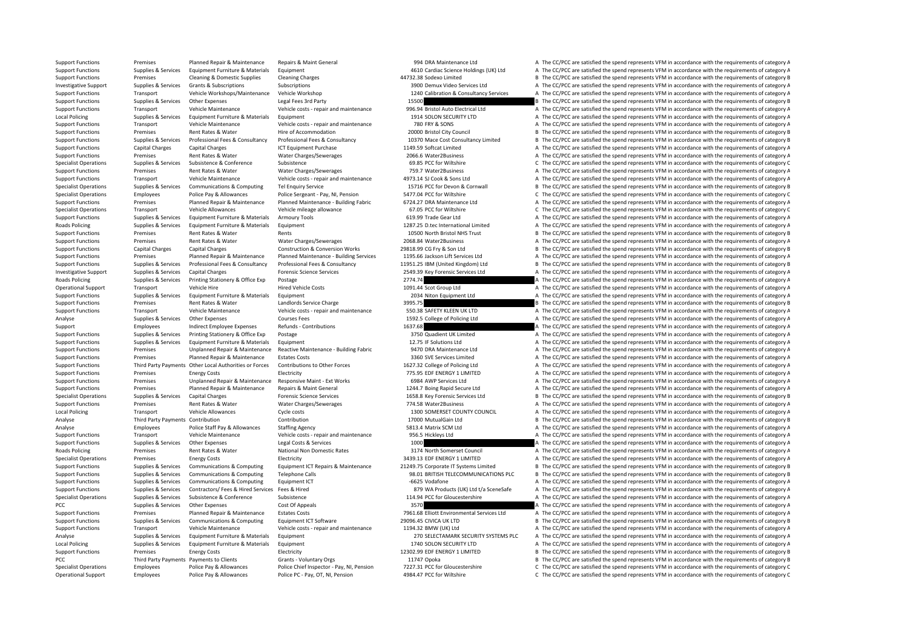| | | | | | | | |
|---|---|---|---|---|---|---|---|
| Support Functions | Premises | Planned Repair & Maintenance | Repairs & Maint General | 994 | DRA Maintenance Ltd | A | The CC/PCC are satisfied the spend represents VFM in accordance with the requirements of category A |
| Support Functions | Supplies & Services | Equipment Furniture & Materials | Equipment | 4610 | Cardiac Science Holdings (UK) Ltd | A | The CC/PCC are satisfied the spend represents VFM in accordance with the requirements of category A |
| Support Functions | Premises | Cleaning & Domestic Supplies | Cleaning Charges | 44732.38 | Sodexo Limited | B | The CC/PCC are satisfied the spend represents VFM in accordance with the requirements of category B |
| Investigative Support | Supplies & Services | Grants & Subscriptions | Subscriptions | 3900 | Demux Video Services Ltd | A | The CC/PCC are satisfied the spend represents VFM in accordance with the requirements of category A |
| Support Functions | Transport | Vehicle Workshops/Maintenance | Vehicle Workshop | 1240 | Calibration & Consultancy Services | A | The CC/PCC are satisfied the spend represents VFM in accordance with the requirements of category A |
| Support Functions | Supplies & Services | Other Expenses | Legal Fees 3rd Party | 15500 | | B | The CC/PCC are satisfied the spend represents VFM in accordance with the requirements of category B |
| Support Functions | Transport | Vehicle Maintenance | Vehicle costs - repair and maintenance | 996.94 | Bristol Auto Electrical Ltd | A | The CC/PCC are satisfied the spend represents VFM in accordance with the requirements of category A |
| Local Policing | Supplies & Services | Equipment Furniture & Materials | Equipment | 1914 | SOLON SECURITY LTD | A | The CC/PCC are satisfied the spend represents VFM in accordance with the requirements of category A |
| Support Functions | Transport | Vehicle Maintenance | Vehicle costs - repair and maintenance | 780 | FRY & SONS | A | The CC/PCC are satisfied the spend represents VFM in accordance with the requirements of category A |
| Support Functions | Premises | Rent Rates & Water | Hire of Accommodation | 20000 | Bristol City Council | B | The CC/PCC are satisfied the spend represents VFM in accordance with the requirements of category B |
| Support Functions | Supplies & Services | Professional Fees & Consultancy | Professional Fees & Consultancy | 10370 | Mace Cost Consultancy Limited | B | The CC/PCC are satisfied the spend represents VFM in accordance with the requirements of category B |
| Support Functions | Capital Charges | Capital Charges | ICT Equipment Purchase | 1149.59 | Softcat Limited | A | The CC/PCC are satisfied the spend represents VFM in accordance with the requirements of category A |
| Support Functions | Premises | Rent Rates & Water | Water Charges/Sewerages | 2066.6 | Water2Business | A | The CC/PCC are satisfied the spend represents VFM in accordance with the requirements of category A |
| Specialist Operations | Supplies & Services | Subsistence & Conference | Subsistence | 69.85 | PCC for Wiltshire | C | The CC/PCC are satisfied the spend represents VFM in accordance with the requirements of category C |
| Support Functions | Premises | Rent Rates & Water | Water Charges/Sewerages | 759.7 | Water2Business | A | The CC/PCC are satisfied the spend represents VFM in accordance with the requirements of category A |
| Support Functions | Transport | Vehicle Maintenance | Vehicle costs - repair and maintenance | 4973.14 | SJ Cook & Sons Ltd | A | The CC/PCC are satisfied the spend represents VFM in accordance with the requirements of category A |
| Specialist Operations | Supplies & Services | Communications & Computing | Tel Enquiry Service | 15716 | PCC for Devon & Cornwall | B | The CC/PCC are satisfied the spend represents VFM in accordance with the requirements of category B |
| Specialist Operations | Employees | Police Pay & Allowances | Police Sergeant - Pay, NI, Pension | 5477.04 | PCC for Wiltshire | C | The CC/PCC are satisfied the spend represents VFM in accordance with the requirements of category C |
| Support Functions | Premises | Planned Repair & Maintenance | Planned Maintenance - Building Fabric | 6724.27 | DRA Maintenance Ltd | A | The CC/PCC are satisfied the spend represents VFM in accordance with the requirements of category A |
| Specialist Operations | Transport | Vehicle Allowances | Vehicle mileage allowance | 67.05 | PCC for Wiltshire | C | The CC/PCC are satisfied the spend represents VFM in accordance with the requirements of category C |
| Support Functions | Supplies & Services | Equipment Furniture & Materials | Armoury Tools | 619.99 | Trade Gear Ltd | A | The CC/PCC are satisfied the spend represents VFM in accordance with the requirements of category A |
| Roads Policing | Supplies & Services | Equipment Furniture & Materials | Equipment | 1287.25 | D.tec International Limited | A | The CC/PCC are satisfied the spend represents VFM in accordance with the requirements of category A |
| Support Functions | Premises | Rent Rates & Water | Rents | 10500 | North Bristol NHS Trust | B | The CC/PCC are satisfied the spend represents VFM in accordance with the requirements of category B |
| Support Functions | Premises | Rent Rates & Water | Water Charges/Sewerages | 2068.84 | Water2Business | A | The CC/PCC are satisfied the spend represents VFM in accordance with the requirements of category A |
| Support Functions | Capital Charges | Capital Charges | Construction & Conversion Works | 29818.99 | CG Fry & Son Ltd | B | The CC/PCC are satisfied the spend represents VFM in accordance with the requirements of category B |
| Support Functions | Premises | Planned Repair & Maintenance | Planned Maintenance - Building Services | 1195.66 | Jackson Lift Services Ltd | A | The CC/PCC are satisfied the spend represents VFM in accordance with the requirements of category A |
| Support Functions | Supplies & Services | Professional Fees & Consultancy | Professional Fees & Consultancy | 11951.25 | IBM (United Kingdom) Ltd | B | The CC/PCC are satisfied the spend represents VFM in accordance with the requirements of category B |
| Investigative Support | Supplies & Services | Capital Charges | Forensic Science Services | 2549.39 | Key Forensic Services Ltd | A | The CC/PCC are satisfied the spend represents VFM in accordance with the requirements of category A |
| Roads Policing | Supplies & Services | Printing Stationery & Office Exp | Postage | 2774.74 | | A | The CC/PCC are satisfied the spend represents VFM in accordance with the requirements of category A |
| Operational Support | Transport | Vehicle Hire | Hired Vehicle Costs | 1091.44 | Scot Group Ltd | A | The CC/PCC are satisfied the spend represents VFM in accordance with the requirements of category A |
| Support Functions | Supplies & Services | Equipment Furniture & Materials | Equipment | 2034 | Niton Equipment Ltd | A | The CC/PCC are satisfied the spend represents VFM in accordance with the requirements of category A |
| Support Functions | Premises | Rent Rates & Water | Landlords Service Charge | 3995.75 | | B | The CC/PCC are satisfied the spend represents VFM in accordance with the requirements of category B |
| Support Functions | Transport | Vehicle Maintenance | Vehicle costs - repair and maintenance | 550.38 | SAFETY KLEEN UK LTD | A | The CC/PCC are satisfied the spend represents VFM in accordance with the requirements of category A |
| Analyse | Supplies & Services | Other Expenses | Courses Fees | 1592.5 | College of Policing Ltd | A | The CC/PCC are satisfied the spend represents VFM in accordance with the requirements of category A |
| Support | Employees | Indirect Employee Expenses | Refunds - Contributions | 1637.68 | | A | The CC/PCC are satisfied the spend represents VFM in accordance with the requirements of category A |
| Support Functions | Supplies & Services | Printing Stationery & Office Exp | Postage | 3750 | Quadient UK Limited | A | The CC/PCC are satisfied the spend represents VFM in accordance with the requirements of category A |
| Support Functions | Supplies & Services | Equipment Furniture & Materials | Equipment | 12.75 | IF Solutions Ltd | A | The CC/PCC are satisfied the spend represents VFM in accordance with the requirements of category A |
| Support Functions | Premises | Unplanned Repair & Maintenance | Reactive Maintenance - Building Fabric | 9470 | DRA Maintenance Ltd | A | The CC/PCC are satisfied the spend represents VFM in accordance with the requirements of category A |
| Support Functions | Premises | Planned Repair & Maintenance | Estates Costs | 3360 | SVE Services Limited | A | The CC/PCC are satisfied the spend represents VFM in accordance with the requirements of category A |
| Support Functions | Third Party Payments | Other Local Authorities or Forces | Contributions to Other Forces | 1627.32 | College of Policing Ltd | A | The CC/PCC are satisfied the spend represents VFM in accordance with the requirements of category A |
| Support Functions | Premises | Energy Costs | Electricity | 775.95 | EDF ENERGY 1 LIMITED | A | The CC/PCC are satisfied the spend represents VFM in accordance with the requirements of category A |
| Support Functions | Premises | Unplanned Repair & Maintenance | Responsive Maint - Ext Works | 6984 | AWP Services Ltd | A | The CC/PCC are satisfied the spend represents VFM in accordance with the requirements of category A |
| Support Functions | Premises | Planned Repair & Maintenance | Repairs & Maint General | 1244.7 | Boing Rapid Secure Ltd | A | The CC/PCC are satisfied the spend represents VFM in accordance with the requirements of category A |
| Specialist Operations | Supplies & Services | Capital Charges | Forensic Science Services | 1658.8 | Key Forensic Services Ltd | B | The CC/PCC are satisfied the spend represents VFM in accordance with the requirements of category B |
| Support Functions | Premises | Rent Rates & Water | Water Charges/Sewerages | 774.58 | Water2Business | A | The CC/PCC are satisfied the spend represents VFM in accordance with the requirements of category A |
| Local Policing | Transport | Vehicle Allowances | Cycle costs | 1300 | SOMERSET COUNTY COUNCIL | A | The CC/PCC are satisfied the spend represents VFM in accordance with the requirements of category A |
| Analyse | Third Party Payments | Contribution | Contribution | 17000 | MutualGain Ltd | B | The CC/PCC are satisfied the spend represents VFM in accordance with the requirements of category B |
| Analyse | Employees | Police Staff Pay & Allowances | Staffing Agency | 5813.4 | Matrix SCM Ltd | A | The CC/PCC are satisfied the spend represents VFM in accordance with the requirements of category A |
| Support Functions | Transport | Vehicle Maintenance | Vehicle costs - repair and maintenance | 956.5 | Hickleys Ltd | A | The CC/PCC are satisfied the spend represents VFM in accordance with the requirements of category A |
| Support Functions | Supplies & Services | Other Expenses | Legal Costs & Services | 1000 | | A | The CC/PCC are satisfied the spend represents VFM in accordance with the requirements of category A |
| Roads Policing | Premises | Rent Rates & Water | National Non Domestic Rates | 3174 | North Somerset Council | A | The CC/PCC are satisfied the spend represents VFM in accordance with the requirements of category A |
| Specialist Operations | Premises | Energy Costs | Electricity | 3439.13 | EDF ENERGY 1 LIMITED | A | The CC/PCC are satisfied the spend represents VFM in accordance with the requirements of category A |
| Support Functions | Supplies & Services | Communications & Computing | Equipment ICT Repairs & Maintenance | 21249.75 | Corporate IT Systems Limited | B | The CC/PCC are satisfied the spend represents VFM in accordance with the requirements of category B |
| Support Functions | Supplies & Services | Communications & Computing | Telephone Calls | 98.01 | BRITISH TELECOMMUNICATIONS PLC | B | The CC/PCC are satisfied the spend represents VFM in accordance with the requirements of category B |
| Support Functions | Supplies & Services | Communications & Computing | Equipment ICT | -6625 | Vodafone | A | The CC/PCC are satisfied the spend represents VFM in accordance with the requirements of category A |
| Support Functions | Supplies & Services | Contractors/ Fees & Hired Services | Fees & Hired | 879 | WA Products (UK) Ltd t/a SceneSafe | A | The CC/PCC are satisfied the spend represents VFM in accordance with the requirements of category A |
| Specialist Operations | Supplies & Services | Subsistence & Conference | Subsistence | 114.94 | PCC for Gloucestershire | A | The CC/PCC are satisfied the spend represents VFM in accordance with the requirements of category A |
| PCC | Supplies & Services | Other Expenses | Cost Of Appeals | 3570 | | A | The CC/PCC are satisfied the spend represents VFM in accordance with the requirements of category A |
| Support Functions | Premises | Planned Repair & Maintenance | Estates Costs | 7961.68 | Elliott Environmental Services Ltd | A | The CC/PCC are satisfied the spend represents VFM in accordance with the requirements of category A |
| Support Functions | Supplies & Services | Communications & Computing | Equipment ICT Software | 29096.45 | CIVICA UK LTD | B | The CC/PCC are satisfied the spend represents VFM in accordance with the requirements of category B |
| Support Functions | Transport | Vehicle Maintenance | Vehicle costs - repair and maintenance | 1194.32 | BMW (UK) Ltd | A | The CC/PCC are satisfied the spend represents VFM in accordance with the requirements of category A |
| Analyse | Supplies & Services | Equipment Furniture & Materials | Equipment | 270 | SELECTAMARK SECURITY SYSTEMS PLC | A | The CC/PCC are satisfied the spend represents VFM in accordance with the requirements of category A |
| Local Policing | Supplies & Services | Equipment Furniture & Materials | Equipment | 1740 | SOLON SECURITY LTD | A | The CC/PCC are satisfied the spend represents VFM in accordance with the requirements of category A |
| Support Functions | Premises | Energy Costs | Electricity | 12302.99 | EDF ENERGY 1 LIMITED | B | The CC/PCC are satisfied the spend represents VFM in accordance with the requirements of category B |
| PCC | Third Party Payments | Payments to Clients | Grants - Voluntary Orgs | 11747 | Opoka | B | The CC/PCC are satisfied the spend represents VFM in accordance with the requirements of category B |
| Specialist Operations | Employees | Police Pay & Allowances | Police Chief Inspector - Pay, NI, Pension | 7227.31 | PCC for Gloucestershire | C | The CC/PCC are satisfied the spend represents VFM in accordance with the requirements of category C |
| Operational Support | Employees | Police Pay & Allowances | Police PC - Pay, OT, NI, Pension | 4984.47 | PCC for Wiltshire | C | The CC/PCC are satisfied the spend represents VFM in accordance with the requirements of category C |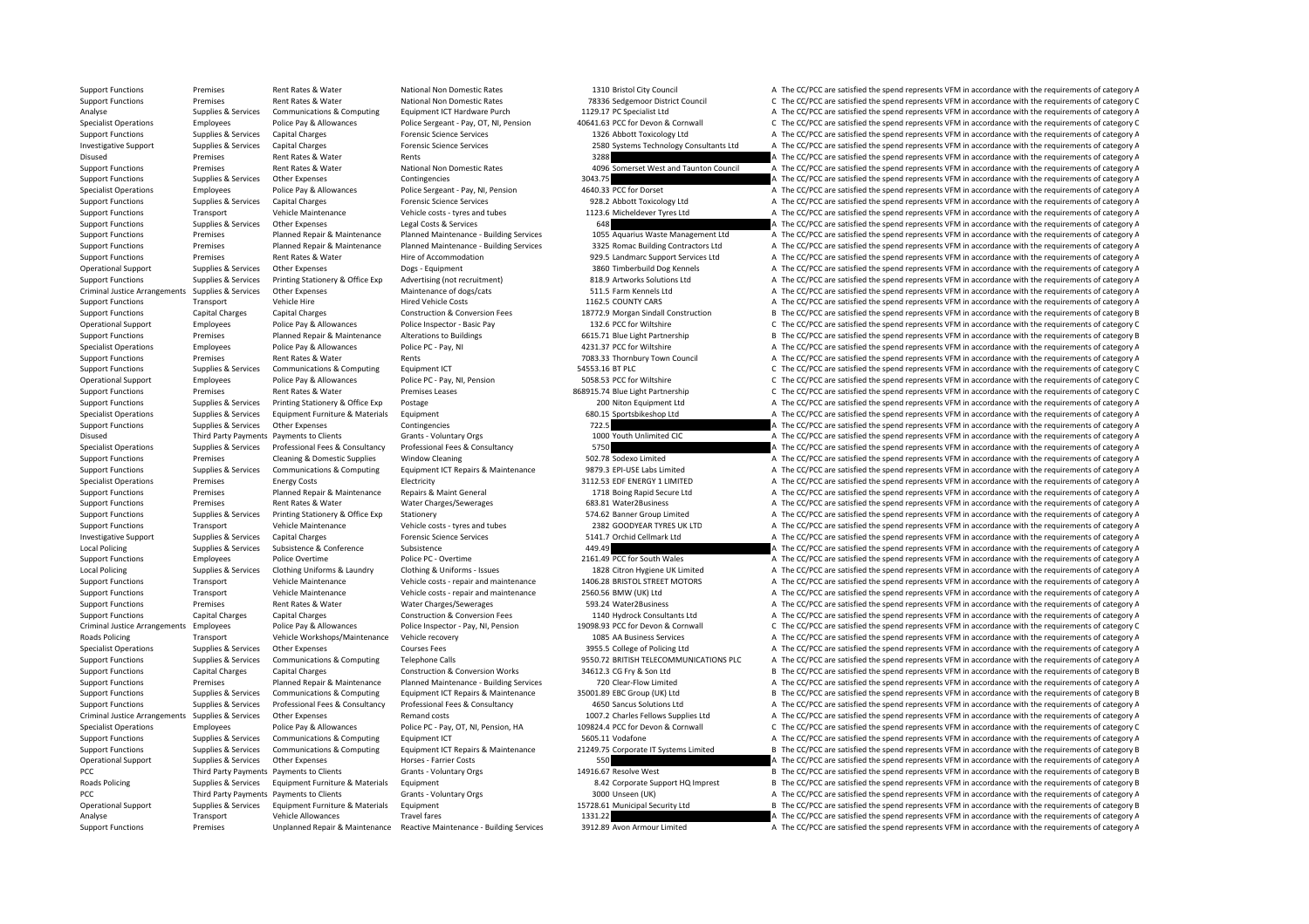| | | | | | | | |
|---|---|---|---|---|---|---|---|
| Support Functions | Premises | Rent Rates & Water | National Non Domestic Rates | 1310 | Bristol City Council | A | The CC/PCC are satisfied the spend represents VFM in accordance with the requirements of category A |
| Support Functions | Premises | Rent Rates & Water | National Non Domestic Rates | 78336 | Sedgemoor District Council | C | The CC/PCC are satisfied the spend represents VFM in accordance with the requirements of category C |
| Analyse | Supplies & Services | Communications & Computing | Equipment ICT Hardware Purch | 1129.17 | PC Specialist Ltd | A | The CC/PCC are satisfied the spend represents VFM in accordance with the requirements of category A |
| Specialist Operations | Employees | Police Pay & Allowances | Police Sergeant - Pay, OT, NI, Pension | 40641.63 | PCC for Devon & Cornwall | C | The CC/PCC are satisfied the spend represents VFM in accordance with the requirements of category C |
| Support Functions | Supplies & Services | Capital Charges | Forensic Science Services | 1326 | Abbott Toxicology Ltd | A | The CC/PCC are satisfied the spend represents VFM in accordance with the requirements of category A |
| Investigative Support | Supplies & Services | Capital Charges | Forensic Science Services | 2580 | Systems Technology Consultants Ltd | A | The CC/PCC are satisfied the spend represents VFM in accordance with the requirements of category A |
| Disused | Premises | Rent Rates & Water | Rents | 3288 | | A | The CC/PCC are satisfied the spend represents VFM in accordance with the requirements of category A |
| Support Functions | Premises | Rent Rates & Water | National Non Domestic Rates | 4096 | Somerset West and Taunton Council | A | The CC/PCC are satisfied the spend represents VFM in accordance with the requirements of category A |
| Support Functions | Supplies & Services | Other Expenses | Contingencies | 3043.75 | | A | The CC/PCC are satisfied the spend represents VFM in accordance with the requirements of category A |
| Specialist Operations | Employees | Police Pay & Allowances | Police Sergeant - Pay, NI, Pension | 4640.33 | PCC for Dorset | A | The CC/PCC are satisfied the spend represents VFM in accordance with the requirements of category A |
| Support Functions | Supplies & Services | Capital Charges | Forensic Science Services | 928.2 | Abbott Toxicology Ltd | A | The CC/PCC are satisfied the spend represents VFM in accordance with the requirements of category A |
| Support Functions | Transport | Vehicle Maintenance | Vehicle costs - tyres and tubes | 1123.6 | Micheldever Tyres Ltd | A | The CC/PCC are satisfied the spend represents VFM in accordance with the requirements of category A |
| Support Functions | Supplies & Services | Other Expenses | Legal Costs & Services | 648 | | A | The CC/PCC are satisfied the spend represents VFM in accordance with the requirements of category A |
| Support Functions | Premises | Planned Repair & Maintenance | Planned Maintenance - Building Services | 1055 | Aquarius Waste Management Ltd | A | The CC/PCC are satisfied the spend represents VFM in accordance with the requirements of category A |
| Support Functions | Premises | Planned Repair & Maintenance | Planned Maintenance - Building Services | 3325 | Romac Building Contractors Ltd | A | The CC/PCC are satisfied the spend represents VFM in accordance with the requirements of category A |
| Support Functions | Premises | Rent Rates & Water | Hire of Accommodation | 929.5 | Landmarc Support Services Ltd | A | The CC/PCC are satisfied the spend represents VFM in accordance with the requirements of category A |
| Operational Support | Supplies & Services | Other Expenses | Dogs - Equipment | 3860 | Timberbuild Dog Kennels | A | The CC/PCC are satisfied the spend represents VFM in accordance with the requirements of category A |
| Support Functions | Supplies & Services | Printing Stationery & Office Exp | Advertising (not recruitment) | 818.9 | Artworks Solutions Ltd | A | The CC/PCC are satisfied the spend represents VFM in accordance with the requirements of category A |
| Criminal Justice Arrangements | Supplies & Services | Other Expenses | Maintenance of dogs/cats | 511.5 | Farm Kennels Ltd | A | The CC/PCC are satisfied the spend represents VFM in accordance with the requirements of category A |
| Support Functions | Transport | Vehicle Hire | Hired Vehicle Costs | 1162.5 | COUNTY CARS | A | The CC/PCC are satisfied the spend represents VFM in accordance with the requirements of category A |
| Support Functions | Capital Charges | Capital Charges | Construction & Conversion Fees | 18772.9 | Morgan Sindall Construction | B | The CC/PCC are satisfied the spend represents VFM in accordance with the requirements of category B |
| Operational Support | Employees | Police Pay & Allowances | Police Inspector - Basic Pay | 132.6 | PCC for Wiltshire | C | The CC/PCC are satisfied the spend represents VFM in accordance with the requirements of category C |
| Support Functions | Premises | Planned Repair & Maintenance | Alterations to Buildings | 6615.71 | Blue Light Partnership | B | The CC/PCC are satisfied the spend represents VFM in accordance with the requirements of category B |
| Specialist Operations | Employees | Police Pay & Allowances | Police PC - Pay, NI | 4231.37 | PCC for Wiltshire | A | The CC/PCC are satisfied the spend represents VFM in accordance with the requirements of category A |
| Support Functions | Premises | Rent Rates & Water | Rents | 7083.33 | Thornbury Town Council | A | The CC/PCC are satisfied the spend represents VFM in accordance with the requirements of category A |
| Support Functions | Supplies & Services | Communications & Computing | Equipment ICT | 54553.16 | BT PLC | C | The CC/PCC are satisfied the spend represents VFM in accordance with the requirements of category C |
| Operational Support | Employees | Police Pay & Allowances | Police PC - Pay, NI, Pension | 5058.53 | PCC for Wiltshire | C | The CC/PCC are satisfied the spend represents VFM in accordance with the requirements of category C |
| Support Functions | Premises | Rent Rates & Water | Premises Leases | 868915.74 | Blue Light Partnership | C | The CC/PCC are satisfied the spend represents VFM in accordance with the requirements of category C |
| Support Functions | Supplies & Services | Printing Stationery & Office Exp | Postage | 200 | Niton Equipment Ltd | A | The CC/PCC are satisfied the spend represents VFM in accordance with the requirements of category A |
| Specialist Operations | Supplies & Services | Equipment Furniture & Materials | Equipment | 680.15 | Sportsbikeshop Ltd | A | The CC/PCC are satisfied the spend represents VFM in accordance with the requirements of category A |
| Support Functions | Supplies & Services | Other Expenses | Contingencies | 722.5 | | A | The CC/PCC are satisfied the spend represents VFM in accordance with the requirements of category A |
| Disused | Third Party Payments | Payments to Clients | Grants - Voluntary Orgs | 1000 | Youth Unlimited CIC | A | The CC/PCC are satisfied the spend represents VFM in accordance with the requirements of category A |
| Specialist Operations | Supplies & Services | Professional Fees & Consultancy | Professional Fees & Consultancy | 5750 | | A | The CC/PCC are satisfied the spend represents VFM in accordance with the requirements of category A |
| Support Functions | Premises | Cleaning & Domestic Supplies | Window Cleaning | 502.78 | Sodexo Limited | A | The CC/PCC are satisfied the spend represents VFM in accordance with the requirements of category A |
| Support Functions | Supplies & Services | Communications & Computing | Equipment ICT Repairs & Maintenance | 9879.3 | EPI-USE Labs Limited | A | The CC/PCC are satisfied the spend represents VFM in accordance with the requirements of category A |
| Specialist Operations | Premises | Energy Costs | Electricity | 3112.53 | EDF ENERGY 1 LIMITED | A | The CC/PCC are satisfied the spend represents VFM in accordance with the requirements of category A |
| Support Functions | Premises | Planned Repair & Maintenance | Repairs & Maint General | 1718 | Boing Rapid Secure Ltd | A | The CC/PCC are satisfied the spend represents VFM in accordance with the requirements of category A |
| Support Functions | Premises | Rent Rates & Water | Water Charges/Sewerages | 683.81 | Water2Business | A | The CC/PCC are satisfied the spend represents VFM in accordance with the requirements of category A |
| Support Functions | Supplies & Services | Printing Stationery & Office Exp | Stationery | 574.62 | Banner Group Limited | A | The CC/PCC are satisfied the spend represents VFM in accordance with the requirements of category A |
| Support Functions | Transport | Vehicle Maintenance | Vehicle costs - tyres and tubes | 2382 | GOODYEAR TYRES UK LTD | A | The CC/PCC are satisfied the spend represents VFM in accordance with the requirements of category A |
| Investigative Support | Supplies & Services | Capital Charges | Forensic Science Services | 5141.7 | Orchid Cellmark Ltd | A | The CC/PCC are satisfied the spend represents VFM in accordance with the requirements of category A |
| Local Policing | Supplies & Services | Subsistence & Conference | Subsistence | 449.49 | | A | The CC/PCC are satisfied the spend represents VFM in accordance with the requirements of category A |
| Support Functions | Employees | Police Overtime | Police PC - Overtime | 2161.49 | PCC for South Wales | A | The CC/PCC are satisfied the spend represents VFM in accordance with the requirements of category A |
| Local Policing | Supplies & Services | Clothing Uniforms & Laundry | Clothing & Uniforms - Issues | 1828 | Citron Hygiene UK Limited | A | The CC/PCC are satisfied the spend represents VFM in accordance with the requirements of category A |
| Support Functions | Transport | Vehicle Maintenance | Vehicle costs - repair and maintenance | 1406.28 | BRISTOL STREET MOTORS | A | The CC/PCC are satisfied the spend represents VFM in accordance with the requirements of category A |
| Support Functions | Transport | Vehicle Maintenance | Vehicle costs - repair and maintenance | 2560.56 | BMW (UK) Ltd | A | The CC/PCC are satisfied the spend represents VFM in accordance with the requirements of category A |
| Support Functions | Premises | Rent Rates & Water | Water Charges/Sewerages | 593.24 | Water2Business | A | The CC/PCC are satisfied the spend represents VFM in accordance with the requirements of category A |
| Support Functions | Capital Charges | Capital Charges | Construction & Conversion Fees | 1140 | Hydrock Consultants Ltd | A | The CC/PCC are satisfied the spend represents VFM in accordance with the requirements of category A |
| Criminal Justice Arrangements | Employees | Police Pay & Allowances | Police Inspector - Pay, NI, Pension | 19098.93 | PCC for Devon & Cornwall | C | The CC/PCC are satisfied the spend represents VFM in accordance with the requirements of category C |
| Roads Policing | Transport | Vehicle Workshops/Maintenance | Vehicle recovery | 1085 | AA Business Services | A | The CC/PCC are satisfied the spend represents VFM in accordance with the requirements of category A |
| Specialist Operations | Supplies & Services | Other Expenses | Courses Fees | 3955.5 | College of Policing Ltd | A | The CC/PCC are satisfied the spend represents VFM in accordance with the requirements of category A |
| Support Functions | Supplies & Services | Communications & Computing | Telephone Calls | 9550.72 | BRITISH TELECOMMUNICATIONS PLC | A | The CC/PCC are satisfied the spend represents VFM in accordance with the requirements of category A |
| Support Functions | Capital Charges | Capital Charges | Construction & Conversion Works | 34612.3 | CG Fry & Son Ltd | B | The CC/PCC are satisfied the spend represents VFM in accordance with the requirements of category B |
| Support Functions | Premises | Planned Repair & Maintenance | Planned Maintenance - Building Services | 720 | Clear-Flow Limited | A | The CC/PCC are satisfied the spend represents VFM in accordance with the requirements of category A |
| Support Functions | Supplies & Services | Communications & Computing | Equipment ICT Repairs & Maintenance | 35001.89 | EBC Group (UK) Ltd | B | The CC/PCC are satisfied the spend represents VFM in accordance with the requirements of category B |
| Support Functions | Supplies & Services | Professional Fees & Consultancy | Professional Fees & Consultancy | 4650 | Sancus Solutions Ltd | A | The CC/PCC are satisfied the spend represents VFM in accordance with the requirements of category A |
| Criminal Justice Arrangements | Supplies & Services | Other Expenses | Remand costs | 1007.2 | Charles Fellows Supplies Ltd | A | The CC/PCC are satisfied the spend represents VFM in accordance with the requirements of category A |
| Specialist Operations | Employees | Police Pay & Allowances | Police PC - Pay, OT, NI, Pension, HA | 109824.4 | PCC for Devon & Cornwall | C | The CC/PCC are satisfied the spend represents VFM in accordance with the requirements of category C |
| Support Functions | Supplies & Services | Communications & Computing | Equipment ICT | 5605.11 | Vodafone | A | The CC/PCC are satisfied the spend represents VFM in accordance with the requirements of category A |
| Support Functions | Supplies & Services | Communications & Computing | Equipment ICT Repairs & Maintenance | 21249.75 | Corporate IT Systems Limited | B | The CC/PCC are satisfied the spend represents VFM in accordance with the requirements of category B |
| Operational Support | Supplies & Services | Other Expenses | Horses - Farrier Costs | 550 | | A | The CC/PCC are satisfied the spend represents VFM in accordance with the requirements of category A |
| PCC | Third Party Payments | Payments to Clients | Grants - Voluntary Orgs | 14916.67 | Resolve West | B | The CC/PCC are satisfied the spend represents VFM in accordance with the requirements of category B |
| Roads Policing | Supplies & Services | Equipment Furniture & Materials | Equipment | 8.42 | Corporate Support HQ Imprest | B | The CC/PCC are satisfied the spend represents VFM in accordance with the requirements of category B |
| PCC | Third Party Payments | Payments to Clients | Grants - Voluntary Orgs | 3000 | Unseen (UK) | A | The CC/PCC are satisfied the spend represents VFM in accordance with the requirements of category A |
| Operational Support | Supplies & Services | Equipment Furniture & Materials | Equipment | 15728.61 | Municipal Security Ltd | B | The CC/PCC are satisfied the spend represents VFM in accordance with the requirements of category B |
| Analyse | Transport | Vehicle Allowances | Travel fares | 1331.22 | | A | The CC/PCC are satisfied the spend represents VFM in accordance with the requirements of category A |
| Support Functions | Premises | Unplanned Repair & Maintenance | Reactive Maintenance - Building Services | 3912.89 | Avon Armour Limited | A | The CC/PCC are satisfied the spend represents VFM in accordance with the requirements of category A |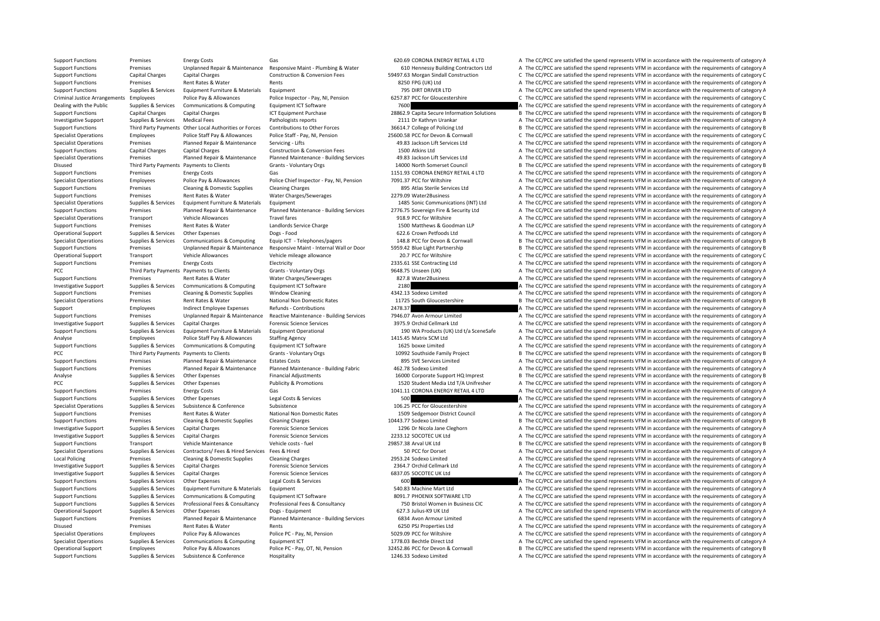| | | | | | | | |
|---|---|---|---|---|---|---|---|
| Support Functions | Premises | Energy Costs | Gas | 620.69 | CORONA ENERGY RETAIL 4 LTD | A | The CC/PCC are satisfied the spend represents VFM in accordance with the requirements of category A |
| Support Functions | Premises | Unplanned Repair & Maintenance | Responsive Maint - Plumbing & Water | 610 | Hennessy Building Contractors Ltd | A | The CC/PCC are satisfied the spend represents VFM in accordance with the requirements of category A |
| Support Functions | Capital Charges | Capital Charges | Construction & Conversion Fees | 59497.63 | Morgan Sindall Construction | C | The CC/PCC are satisfied the spend represents VFM in accordance with the requirements of category C |
| Support Functions | Premises | Rent Rates & Water | Rents | 8250 | FPG (UK) Ltd | A | The CC/PCC are satisfied the spend represents VFM in accordance with the requirements of category A |
| Support Functions | Supplies & Services | Equipment Furniture & Materials | Equipment | 795 | DIRT DRIVER LTD | A | The CC/PCC are satisfied the spend represents VFM in accordance with the requirements of category A |
| Criminal Justice Arrangements | Employees | Police Pay & Allowances | Police Inspector - Pay, NI, Pension | 6257.87 | PCC for Gloucestershire | C | The CC/PCC are satisfied the spend represents VFM in accordance with the requirements of category C |
| Dealing with the Public | Supplies & Services | Communications & Computing | Equipment ICT Software | 7600 | | A | The CC/PCC are satisfied the spend represents VFM in accordance with the requirements of category A |
| Support Functions | Capital Charges | Capital Charges | ICT Equipment Purchase | 28862.9 | Capita Secure Information Solutions | B | The CC/PCC are satisfied the spend represents VFM in accordance with the requirements of category B |
| Investigative Support | Supplies & Services | Medical Fees | Pathologists reports | 2111 | Dr Kathryn Urankar | A | The CC/PCC are satisfied the spend represents VFM in accordance with the requirements of category A |
| Support Functions | Third Party Payments | Other Local Authorities or Forces | Contributions to Other Forces | 36614.7 | College of Policing Ltd | B | The CC/PCC are satisfied the spend represents VFM in accordance with the requirements of category B |
| Specialist Operations | Employees | Police Staff Pay & Allowances | Police Staff - Pay, NI, Pension | 25600.58 | PCC for Devon & Cornwall | C | The CC/PCC are satisfied the spend represents VFM in accordance with the requirements of category C |
| Specialist Operations | Premises | Planned Repair & Maintenance | Servicing - Lifts | 49.83 | Jackson Lift Services Ltd | A | The CC/PCC are satisfied the spend represents VFM in accordance with the requirements of category A |
| Support Functions | Capital Charges | Capital Charges | Construction & Conversion Fees | 1500 | Atkins Ltd | A | The CC/PCC are satisfied the spend represents VFM in accordance with the requirements of category A |
| Specialist Operations | Premises | Planned Repair & Maintenance | Planned Maintenance - Building Services | 49.83 | Jackson Lift Services Ltd | A | The CC/PCC are satisfied the spend represents VFM in accordance with the requirements of category A |
| Disused | Third Party Payments | Payments to Clients | Grants - Voluntary Orgs | 14000 | North Somerset Council | B | The CC/PCC are satisfied the spend represents VFM in accordance with the requirements of category B |
| Support Functions | Premises | Energy Costs | Gas | 1151.93 | CORONA ENERGY RETAIL 4 LTD | A | The CC/PCC are satisfied the spend represents VFM in accordance with the requirements of category A |
| Specialist Operations | Employees | Police Pay & Allowances | Police Chief Inspector - Pay, NI, Pension | 7091.37 | PCC for Wiltshire | A | The CC/PCC are satisfied the spend represents VFM in accordance with the requirements of category A |
| Support Functions | Premises | Cleaning & Domestic Supplies | Cleaning Charges | 895 | Atlas Sterile Services Ltd | A | The CC/PCC are satisfied the spend represents VFM in accordance with the requirements of category A |
| Support Functions | Premises | Rent Rates & Water | Water Charges/Sewerages | 2279.09 | Water2Business | A | The CC/PCC are satisfied the spend represents VFM in accordance with the requirements of category A |
| Specialist Operations | Supplies & Services | Equipment Furniture & Materials | Equipment | 1485 | Sonic Communications (INT) Ltd | A | The CC/PCC are satisfied the spend represents VFM in accordance with the requirements of category A |
| Support Functions | Premises | Planned Repair & Maintenance | Planned Maintenance - Building Services | 2776.75 | Sovereign Fire & Security Ltd | A | The CC/PCC are satisfied the spend represents VFM in accordance with the requirements of category A |
| Specialist Operations | Transport | Vehicle Allowances | Travel fares | 918.9 | PCC for Wiltshire | A | The CC/PCC are satisfied the spend represents VFM in accordance with the requirements of category A |
| Support Functions | Premises | Rent Rates & Water | Landlords Service Charge | 1500 | Matthews & Goodman LLP | A | The CC/PCC are satisfied the spend represents VFM in accordance with the requirements of category A |
| Operational Support | Supplies & Services | Other Expenses | Dogs - Food | 622.6 | Crown Petfoods Ltd | A | The CC/PCC are satisfied the spend represents VFM in accordance with the requirements of category A |
| Specialist Operations | Supplies & Services | Communications & Computing | Equip ICT - Telephones/pagers | 148.8 | PCC for Devon & Cornwall | B | The CC/PCC are satisfied the spend represents VFM in accordance with the requirements of category B |
| Support Functions | Premises | Unplanned Repair & Maintenance | Responsive Maint - Internal Wall or Door | 5959.42 | Blue Light Partnership | B | The CC/PCC are satisfied the spend represents VFM in accordance with the requirements of category B |
| Operational Support | Transport | Vehicle Allowances | Vehicle mileage allowance | 20.7 | PCC for Wiltshire | C | The CC/PCC are satisfied the spend represents VFM in accordance with the requirements of category C |
| Support Functions | Premises | Energy Costs | Electricity | 2335.61 | SSE Contracting Ltd | A | The CC/PCC are satisfied the spend represents VFM in accordance with the requirements of category A |
| PCC | Third Party Payments | Payments to Clients | Grants - Voluntary Orgs | 9648.75 | Unseen (UK) | A | The CC/PCC are satisfied the spend represents VFM in accordance with the requirements of category A |
| Support Functions | Premises | Rent Rates & Water | Water Charges/Sewerages | 827.8 | Water2Business | A | The CC/PCC are satisfied the spend represents VFM in accordance with the requirements of category A |
| Investigative Support | Supplies & Services | Communications & Computing | Equipment ICT Software | 2180 | | A | The CC/PCC are satisfied the spend represents VFM in accordance with the requirements of category A |
| Support Functions | Premises | Cleaning & Domestic Supplies | Window Cleaning | 4342.13 | Sodexo Limited | A | The CC/PCC are satisfied the spend represents VFM in accordance with the requirements of category A |
| Specialist Operations | Premises | Rent Rates & Water | National Non Domestic Rates | 11725 | South Gloucestershire | B | The CC/PCC are satisfied the spend represents VFM in accordance with the requirements of category B |
| Support | Employees | Indirect Employee Expenses | Refunds - Contributions | 2478.37 | | A | The CC/PCC are satisfied the spend represents VFM in accordance with the requirements of category A |
| Support Functions | Premises | Unplanned Repair & Maintenance | Reactive Maintenance - Building Services | 7946.07 | Avon Armour Limited | A | The CC/PCC are satisfied the spend represents VFM in accordance with the requirements of category A |
| Investigative Support | Supplies & Services | Capital Charges | Forensic Science Services | 3975.9 | Orchid Cellmark Ltd | A | The CC/PCC are satisfied the spend represents VFM in accordance with the requirements of category A |
| Support Functions | Supplies & Services | Equipment Furniture & Materials | Equipment Operational | 190 | WA Products (UK) Ltd t/a SceneSafe | A | The CC/PCC are satisfied the spend represents VFM in accordance with the requirements of category A |
| Analyse | Employees | Police Staff Pay & Allowances | Staffing Agency | 1415.45 | Matrix SCM Ltd | A | The CC/PCC are satisfied the spend represents VFM in accordance with the requirements of category A |
| Support Functions | Supplies & Services | Communications & Computing | Equipment ICT Software | 1625 | boxxe Limited | A | The CC/PCC are satisfied the spend represents VFM in accordance with the requirements of category A |
| PCC | Third Party Payments | Payments to Clients | Grants - Voluntary Orgs | 10992 | Southside Family Project | B | The CC/PCC are satisfied the spend represents VFM in accordance with the requirements of category B |
| Support Functions | Premises | Planned Repair & Maintenance | Estates Costs | 895 | SVE Services Limited | A | The CC/PCC are satisfied the spend represents VFM in accordance with the requirements of category A |
| Support Functions | Premises | Planned Repair & Maintenance | Planned Maintenance - Building Fabric | 462.78 | Sodexo Limited | A | The CC/PCC are satisfied the spend represents VFM in accordance with the requirements of category A |
| Analyse | Supplies & Services | Other Expenses | Financial Adjustments | 16000 | Corporate Support HQ Imprest | B | The CC/PCC are satisfied the spend represents VFM in accordance with the requirements of category B |
| PCC | Supplies & Services | Other Expenses | Publicity & Promotions | 1520 | Student Media Ltd T/A Unifresher | A | The CC/PCC are satisfied the spend represents VFM in accordance with the requirements of category A |
| Support Functions | Premises | Energy Costs | Gas | 1041.11 | CORONA ENERGY RETAIL 4 LTD | A | The CC/PCC are satisfied the spend represents VFM in accordance with the requirements of category A |
| Support Functions | Supplies & Services | Other Expenses | Legal Costs & Services | 500 | | A | The CC/PCC are satisfied the spend represents VFM in accordance with the requirements of category A |
| Specialist Operations | Supplies & Services | Subsistence & Conference | Subsistence | 106.25 | PCC for Gloucestershire | A | The CC/PCC are satisfied the spend represents VFM in accordance with the requirements of category A |
| Support Functions | Premises | Rent Rates & Water | National Non Domestic Rates | 1509 | Sedgemoor District Council | A | The CC/PCC are satisfied the spend represents VFM in accordance with the requirements of category A |
| Support Functions | Premises | Cleaning & Domestic Supplies | Cleaning Charges | 10443.77 | Sodexo Limited | B | The CC/PCC are satisfied the spend represents VFM in accordance with the requirements of category B |
| Investigative Support | Supplies & Services | Capital Charges | Forensic Science Services | 1296 | Dr Nicola Jane Cleghorn | A | The CC/PCC are satisfied the spend represents VFM in accordance with the requirements of category A |
| Investigative Support | Supplies & Services | Capital Charges | Forensic Science Services | 2233.12 | SOCOTEC UK Ltd | A | The CC/PCC are satisfied the spend represents VFM in accordance with the requirements of category A |
| Support Functions | Transport | Vehicle Maintenance | Vehicle costs - fuel | 29857.38 | Arval UK Ltd | B | The CC/PCC are satisfied the spend represents VFM in accordance with the requirements of category B |
| Specialist Operations | Supplies & Services | Contractors/ Fees & Hired Services | Fees & Hired | 50 | PCC for Dorset | A | The CC/PCC are satisfied the spend represents VFM in accordance with the requirements of category A |
| Local Policing | Premises | Cleaning & Domestic Supplies | Cleaning Charges | 2953.24 | Sodexo Limited | A | The CC/PCC are satisfied the spend represents VFM in accordance with the requirements of category A |
| Investigative Support | Supplies & Services | Capital Charges | Forensic Science Services | 2364.7 | Orchid Cellmark Ltd | A | The CC/PCC are satisfied the spend represents VFM in accordance with the requirements of category A |
| Investigative Support | Supplies & Services | Capital Charges | Forensic Science Services | 6837.05 | SOCOTEC UK Ltd | A | The CC/PCC are satisfied the spend represents VFM in accordance with the requirements of category A |
| Support Functions | Supplies & Services | Other Expenses | Legal Costs & Services | 600 | | A | The CC/PCC are satisfied the spend represents VFM in accordance with the requirements of category A |
| Support Functions | Supplies & Services | Equipment Furniture & Materials | Equipment | 540.83 | Machine Mart Ltd | A | The CC/PCC are satisfied the spend represents VFM in accordance with the requirements of category A |
| Support Functions | Supplies & Services | Communications & Computing | Equipment ICT Software | 8091.7 | PHOENIX SOFTWARE LTD | A | The CC/PCC are satisfied the spend represents VFM in accordance with the requirements of category A |
| Support Functions | Supplies & Services | Professional Fees & Consultancy | Professional Fees & Consultancy | 750 | Bristol Women in Business CIC | A | The CC/PCC are satisfied the spend represents VFM in accordance with the requirements of category A |
| Operational Support | Supplies & Services | Other Expenses | Dogs - Equipment | 627.3 | Julius-K9 UK Ltd | A | The CC/PCC are satisfied the spend represents VFM in accordance with the requirements of category A |
| Support Functions | Premises | Planned Repair & Maintenance | Planned Maintenance - Building Services | 6834 | Avon Armour Limited | A | The CC/PCC are satisfied the spend represents VFM in accordance with the requirements of category A |
| Disused | Premises | Rent Rates & Water | Rents | 6250 | PSJ Properties Ltd | A | The CC/PCC are satisfied the spend represents VFM in accordance with the requirements of category A |
| Specialist Operations | Employees | Police Pay & Allowances | Police PC - Pay, NI, Pension | 5029.09 | PCC for Wiltshire | A | The CC/PCC are satisfied the spend represents VFM in accordance with the requirements of category A |
| Specialist Operations | Supplies & Services | Communications & Computing | Equipment ICT | 1778.03 | Bechtle Direct Ltd | A | The CC/PCC are satisfied the spend represents VFM in accordance with the requirements of category A |
| Operational Support | Employees | Police Pay & Allowances | Police PC - Pay, OT, NI, Pension | 32452.86 | PCC for Devon & Cornwall | B | The CC/PCC are satisfied the spend represents VFM in accordance with the requirements of category B |
| Support Functions | Supplies & Services | Subsistence & Conference | Hospitality | 1246.33 | Sodexo Limited | A | The CC/PCC are satisfied the spend represents VFM in accordance with the requirements of category A |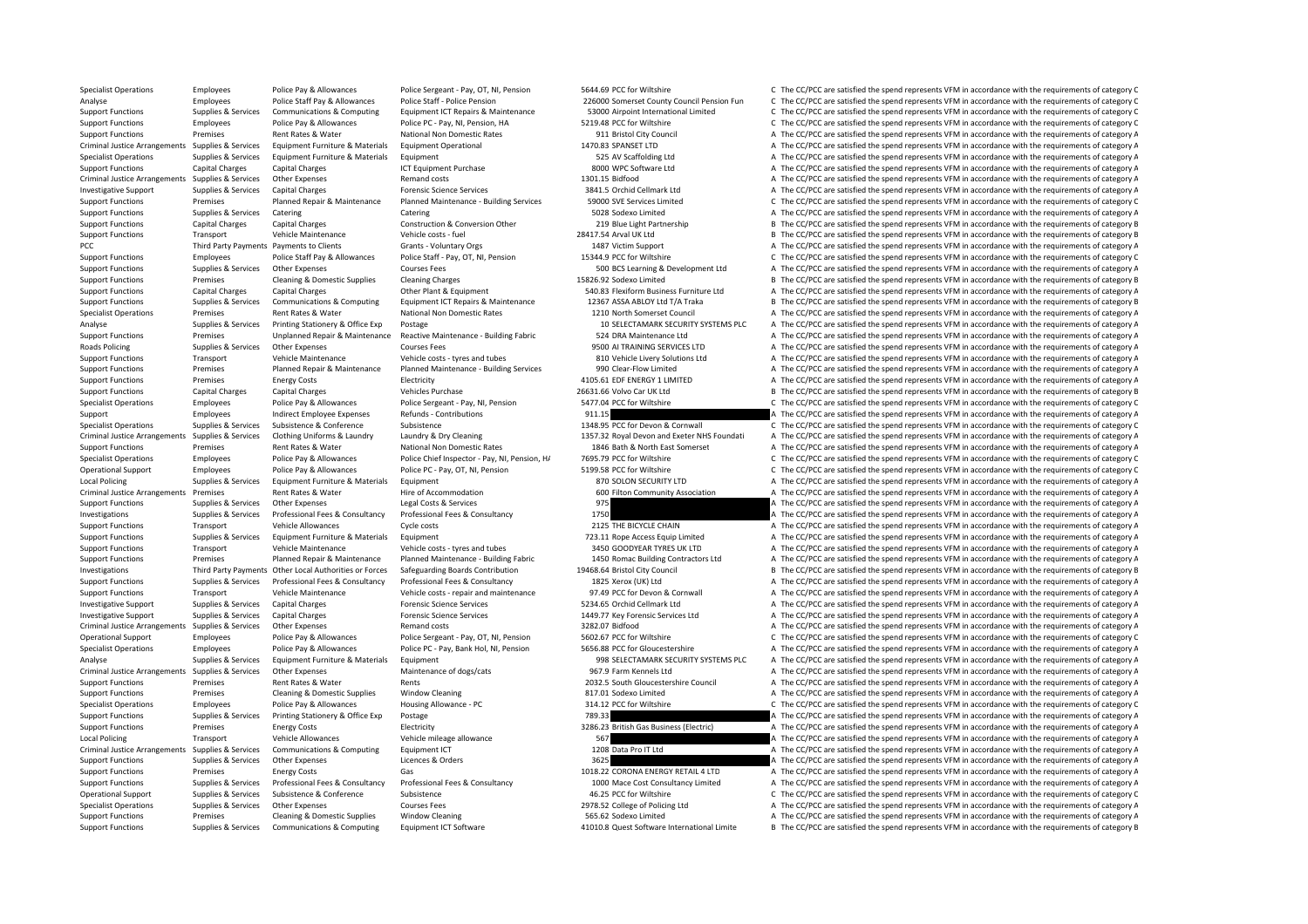| | | | | | | |
|---|---|---|---|---|---|---|
| Specialist Operations | Employees | Police Pay & Allowances | Police Sergeant - Pay, OT, NI, Pension | 5644.69 | PCC for Wiltshire | C The CC/PCC are satisfied the spend represents VFM in accordance with the requirements of category C |
| Analyse | Employees | Police Staff Pay & Allowances | Police Staff - Police Pension | 226000 | Somerset County Council Pension Fun | C The CC/PCC are satisfied the spend represents VFM in accordance with the requirements of category C |
| Support Functions | Supplies & Services | Communications & Computing | Equipment ICT Repairs & Maintenance | 53000 | Airpoint International Limited | C The CC/PCC are satisfied the spend represents VFM in accordance with the requirements of category C |
| Support Functions | Employees | Police Pay & Allowances | Police PC - Pay, NI, Pension, HA | 5219.48 | PCC for Wiltshire | C The CC/PCC are satisfied the spend represents VFM in accordance with the requirements of category C |
| Support Functions | Premises | Rent Rates & Water | National Non Domestic Rates | 911 | Bristol City Council | A The CC/PCC are satisfied the spend represents VFM in accordance with the requirements of category A |
| Criminal Justice Arrangements | Supplies & Services | Equipment Furniture & Materials | Equipment Operational | 1470.83 | SPANSET LTD | A The CC/PCC are satisfied the spend represents VFM in accordance with the requirements of category A |
| Specialist Operations | Supplies & Services | Equipment Furniture & Materials | Equipment | 525 | AV Scaffolding Ltd | A The CC/PCC are satisfied the spend represents VFM in accordance with the requirements of category A |
| Support Functions | Capital Charges | Capital Charges | ICT Equipment Purchase | 8000 | WPC Software Ltd | A The CC/PCC are satisfied the spend represents VFM in accordance with the requirements of category A |
| Criminal Justice Arrangements | Supplies & Services | Other Expenses | Remand costs | 1301.15 | Bidfood | A The CC/PCC are satisfied the spend represents VFM in accordance with the requirements of category A |
| Investigative Support | Supplies & Services | Capital Charges | Forensic Science Services | 3841.5 | Orchid Cellmark Ltd | A The CC/PCC are satisfied the spend represents VFM in accordance with the requirements of category A |
| Support Functions | Premises | Planned Repair & Maintenance | Planned Maintenance - Building Services | 59000 | SVE Services Limited | C The CC/PCC are satisfied the spend represents VFM in accordance with the requirements of category C |
| Support Functions | Supplies & Services | Catering | Catering | 5028 | Sodexo Limited | A The CC/PCC are satisfied the spend represents VFM in accordance with the requirements of category A |
| Support Functions | Capital Charges | Capital Charges | Construction & Conversion Other | 219 | Blue Light Partnership | B The CC/PCC are satisfied the spend represents VFM in accordance with the requirements of category B |
| Support Functions | Transport | Vehicle Maintenance | Vehicle costs - fuel | 28417.54 | Arval UK Ltd | B The CC/PCC are satisfied the spend represents VFM in accordance with the requirements of category B |
| PCC | Third Party Payments | Payments to Clients | Grants - Voluntary Orgs | 1487 | Victim Support | A The CC/PCC are satisfied the spend represents VFM in accordance with the requirements of category A |
| Support Functions | Employees | Police Staff Pay & Allowances | Police Staff - Pay, OT, NI, Pension | 15344.9 | PCC for Wiltshire | C The CC/PCC are satisfied the spend represents VFM in accordance with the requirements of category C |
| Support Functions | Supplies & Services | Other Expenses | Courses Fees | 500 | BCS Learning & Development Ltd | A The CC/PCC are satisfied the spend represents VFM in accordance with the requirements of category A |
| Support Functions | Premises | Cleaning & Domestic Supplies | Cleaning Charges | 15826.92 | Sodexo Limited | B The CC/PCC are satisfied the spend represents VFM in accordance with the requirements of category B |
| Support Functions | Capital Charges | Capital Charges | Other Plant & Equipment | 540.83 | Flexiform Business Furniture Ltd | A The CC/PCC are satisfied the spend represents VFM in accordance with the requirements of category A |
| Support Functions | Supplies & Services | Communications & Computing | Equipment ICT Repairs & Maintenance | 12367 | ASSA ABLOY Ltd T/A Traka | B The CC/PCC are satisfied the spend represents VFM in accordance with the requirements of category B |
| Specialist Operations | Premises | Rent Rates & Water | National Non Domestic Rates | 1210 | North Somerset Council | A The CC/PCC are satisfied the spend represents VFM in accordance with the requirements of category A |
| Analyse | Supplies & Services | Printing Stationery & Office Exp | Postage | 10 | SELECTAMARK SECURITY SYSTEMS PLC | A The CC/PCC are satisfied the spend represents VFM in accordance with the requirements of category A |
| Support Functions | Premises | Unplanned Repair & Maintenance | Reactive Maintenance - Building Fabric | 524 | DRA Maintenance Ltd | A The CC/PCC are satisfied the spend represents VFM in accordance with the requirements of category A |
| Roads Policing | Supplies & Services | Other Expenses | Courses Fees | 9500 | AI TRAINING SERVICES LTD | A The CC/PCC are satisfied the spend represents VFM in accordance with the requirements of category A |
| Support Functions | Transport | Vehicle Maintenance | Vehicle costs - tyres and tubes | 810 | Vehicle Livery Solutions Ltd | A The CC/PCC are satisfied the spend represents VFM in accordance with the requirements of category A |
| Support Functions | Premises | Planned Repair & Maintenance | Planned Maintenance - Building Services | 990 | Clear-Flow Limited | A The CC/PCC are satisfied the spend represents VFM in accordance with the requirements of category A |
| Support Functions | Premises | Energy Costs | Electricity | 4105.61 | EDF ENERGY 1 LIMITED | A The CC/PCC are satisfied the spend represents VFM in accordance with the requirements of category A |
| Support Functions | Capital Charges | Capital Charges | Vehicles Purchase | 26631.66 | Volvo Car UK Ltd | B The CC/PCC are satisfied the spend represents VFM in accordance with the requirements of category B |
| Specialist Operations | Employees | Police Pay & Allowances | Police Sergeant - Pay, NI, Pension | 5477.04 | PCC for Wiltshire | C The CC/PCC are satisfied the spend represents VFM in accordance with the requirements of category C |
| Support | Employees | Indirect Employee Expenses | Refunds - Contributions | 911.15 | | A The CC/PCC are satisfied the spend represents VFM in accordance with the requirements of category A |
| Specialist Operations | Supplies & Services | Subsistence & Conference | Subsistence | 1348.95 | PCC for Devon & Cornwall | C The CC/PCC are satisfied the spend represents VFM in accordance with the requirements of category C |
| Criminal Justice Arrangements | Supplies & Services | Clothing Uniforms & Laundry | Laundry & Dry Cleaning | 1357.32 | Royal Devon and Exeter NHS Foundati | A The CC/PCC are satisfied the spend represents VFM in accordance with the requirements of category A |
| Support Functions | Premises | Rent Rates & Water | National Non Domestic Rates | 1846 | Bath & North East Somerset | A The CC/PCC are satisfied the spend represents VFM in accordance with the requirements of category A |
| Specialist Operations | Employees | Police Pay & Allowances | Police Chief Inspector - Pay, NI, Pension, HA | 7695.79 | PCC for Wiltshire | C The CC/PCC are satisfied the spend represents VFM in accordance with the requirements of category C |
| Operational Support | Employees | Police Pay & Allowances | Police PC - Pay, OT, NI, Pension | 5199.58 | PCC for Wiltshire | C The CC/PCC are satisfied the spend represents VFM in accordance with the requirements of category C |
| Local Policing | Supplies & Services | Equipment Furniture & Materials | Equipment | 870 | SOLON SECURITY LTD | A The CC/PCC are satisfied the spend represents VFM in accordance with the requirements of category A |
| Criminal Justice Arrangements | Premises | Rent Rates & Water | Hire of Accommodation | 600 | Filton Community Association | A The CC/PCC are satisfied the spend represents VFM in accordance with the requirements of category A |
| Support Functions | Supplies & Services | Other Expenses | Legal Costs & Services | 975 | | A The CC/PCC are satisfied the spend represents VFM in accordance with the requirements of category A |
| Investigations | Supplies & Services | Professional Fees & Consultancy | Professional Fees & Consultancy | 1750 | | A The CC/PCC are satisfied the spend represents VFM in accordance with the requirements of category A |
| Support Functions | Transport | Vehicle Allowances | Cycle costs | 2125 | THE BICYCLE CHAIN | A The CC/PCC are satisfied the spend represents VFM in accordance with the requirements of category A |
| Support Functions | Supplies & Services | Equipment Furniture & Materials | Equipment | 723.11 | Rope Access Equip Limited | A The CC/PCC are satisfied the spend represents VFM in accordance with the requirements of category A |
| Support Functions | Transport | Vehicle Maintenance | Vehicle costs - tyres and tubes | 3450 | GOODYEAR TYRES UK LTD | A The CC/PCC are satisfied the spend represents VFM in accordance with the requirements of category A |
| Support Functions | Premises | Planned Repair & Maintenance | Planned Maintenance - Building Fabric | 1450 | Romac Building Contractors Ltd | A The CC/PCC are satisfied the spend represents VFM in accordance with the requirements of category A |
| Investigations | Third Party Payments | Other Local Authorities or Forces | Safeguarding Boards Contribution | 19468.64 | Bristol City Council | B The CC/PCC are satisfied the spend represents VFM in accordance with the requirements of category B |
| Support Functions | Supplies & Services | Professional Fees & Consultancy | Professional Fees & Consultancy | 1825 | Xerox (UK) Ltd | A The CC/PCC are satisfied the spend represents VFM in accordance with the requirements of category A |
| Support Functions | Transport | Vehicle Maintenance | Vehicle costs - repair and maintenance | 97.49 | PCC for Devon & Cornwall | A The CC/PCC are satisfied the spend represents VFM in accordance with the requirements of category A |
| Investigative Support | Supplies & Services | Capital Charges | Forensic Science Services | 5234.65 | Orchid Cellmark Ltd | A The CC/PCC are satisfied the spend represents VFM in accordance with the requirements of category A |
| Investigative Support | Supplies & Services | Capital Charges | Forensic Science Services | 1449.77 | Key Forensic Services Ltd | A The CC/PCC are satisfied the spend represents VFM in accordance with the requirements of category A |
| Criminal Justice Arrangements | Supplies & Services | Other Expenses | Remand costs | 3282.07 | Bidfood | A The CC/PCC are satisfied the spend represents VFM in accordance with the requirements of category A |
| Operational Support | Employees | Police Pay & Allowances | Police Sergeant - Pay, OT, NI, Pension | 5602.67 | PCC for Wiltshire | C The CC/PCC are satisfied the spend represents VFM in accordance with the requirements of category C |
| Specialist Operations | Employees | Police Pay & Allowances | Police PC - Pay, Bank Hol, NI, Pension | 5656.88 | PCC for Gloucestershire | A The CC/PCC are satisfied the spend represents VFM in accordance with the requirements of category A |
| Analyse | Supplies & Services | Equipment Furniture & Materials | Equipment | 998 | SELECTAMARK SECURITY SYSTEMS PLC | A The CC/PCC are satisfied the spend represents VFM in accordance with the requirements of category A |
| Criminal Justice Arrangements | Supplies & Services | Other Expenses | Maintenance of dogs/cats | 967.9 | Farm Kennels Ltd | A The CC/PCC are satisfied the spend represents VFM in accordance with the requirements of category A |
| Support Functions | Premises | Rent Rates & Water | Rents | 2032.5 | South Gloucestershire Council | A The CC/PCC are satisfied the spend represents VFM in accordance with the requirements of category A |
| Support Functions | Premises | Cleaning & Domestic Supplies | Window Cleaning | 817.01 | Sodexo Limited | A The CC/PCC are satisfied the spend represents VFM in accordance with the requirements of category A |
| Specialist Operations | Employees | Police Pay & Allowances | Housing Allowance - PC | 314.12 | PCC for Wiltshire | C The CC/PCC are satisfied the spend represents VFM in accordance with the requirements of category C |
| Support Functions | Supplies & Services | Printing Stationery & Office Exp | Postage | 789.33 | | A The CC/PCC are satisfied the spend represents VFM in accordance with the requirements of category A |
| Support Functions | Premises | Energy Costs | Electricity | 3286.23 | British Gas Business (Electric) | A The CC/PCC are satisfied the spend represents VFM in accordance with the requirements of category A |
| Local Policing | Transport | Vehicle Allowances | Vehicle mileage allowance | 567 | | A The CC/PCC are satisfied the spend represents VFM in accordance with the requirements of category A |
| Criminal Justice Arrangements | Supplies & Services | Communications & Computing | Equipment ICT | 1208 | Data Pro IT Ltd | A The CC/PCC are satisfied the spend represents VFM in accordance with the requirements of category A |
| Support Functions | Supplies & Services | Other Expenses | Licences & Orders | 3625 | | A The CC/PCC are satisfied the spend represents VFM in accordance with the requirements of category A |
| Support Functions | Premises | Energy Costs | Gas | 1018.22 | CORONA ENERGY RETAIL 4 LTD | A The CC/PCC are satisfied the spend represents VFM in accordance with the requirements of category A |
| Support Functions | Supplies & Services | Professional Fees & Consultancy | Professional Fees & Consultancy | 1000 | Mace Cost Consultancy Limited | A The CC/PCC are satisfied the spend represents VFM in accordance with the requirements of category A |
| Operational Support | Supplies & Services | Subsistence & Conference | Subsistence | 46.25 | PCC for Wiltshire | C The CC/PCC are satisfied the spend represents VFM in accordance with the requirements of category C |
| Specialist Operations | Supplies & Services | Other Expenses | Courses Fees | 2978.52 | College of Policing Ltd | A The CC/PCC are satisfied the spend represents VFM in accordance with the requirements of category A |
| Support Functions | Premises | Cleaning & Domestic Supplies | Window Cleaning | 565.62 | Sodexo Limited | A The CC/PCC are satisfied the spend represents VFM in accordance with the requirements of category A |
| Support Functions | Supplies & Services | Communications & Computing | Equipment ICT Software | 41010.8 | Quest Software International Limite | B The CC/PCC are satisfied the spend represents VFM in accordance with the requirements of category B |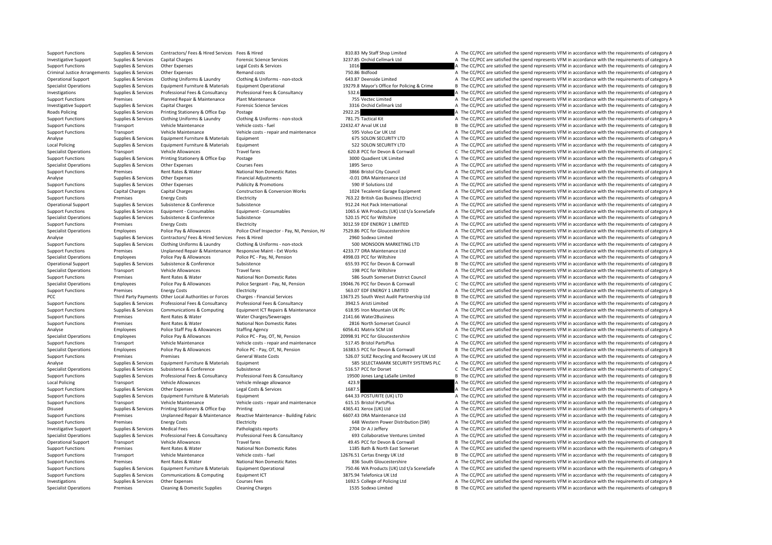| | | | | | | | |
|---|---|---|---|---|---|---|---|
| Support Functions | Supplies & Services | Contractors/ Fees & Hired Services | Fees & Hired | 810.83 | My Staff Shop Limited | A | The CC/PCC are satisfied the spend represents VFM in accordance with the requirements of category A |
| Investigative Support | Supplies & Services | Capital Charges | Forensic Science Services | 3237.85 | Orchid Cellmark Ltd | A | The CC/PCC are satisfied the spend represents VFM in accordance with the requirements of category A |
| Support Functions | Supplies & Services | Other Expenses | Legal Costs & Services | 1016 | | A | The CC/PCC are satisfied the spend represents VFM in accordance with the requirements of category A |
| Criminal Justice Arrangements | Supplies & Services | Other Expenses | Remand costs | 750.86 | Bidfood | A | The CC/PCC are satisfied the spend represents VFM in accordance with the requirements of category A |
| Operational Support | Supplies & Services | Clothing Uniforms & Laundry | Clothing & Uniforms - non-stock | 643.87 | Deenside Limited | A | The CC/PCC are satisfied the spend represents VFM in accordance with the requirements of category A |
| Specialist Operations | Supplies & Services | Equipment Furniture & Materials | Equipment Operational | 19279.8 | Mayor's Office for Policing & Crime | B | The CC/PCC are satisfied the spend represents VFM in accordance with the requirements of category B |
| Investigations | Supplies & Services | Professional Fees & Consultancy | Professional Fees & Consultancy | 532.6 | | A | The CC/PCC are satisfied the spend represents VFM in accordance with the requirements of category A |
| Support Functions | Premises | Planned Repair & Maintenance | Plant Maintenance | 755 | Vectec Limited | A | The CC/PCC are satisfied the spend represents VFM in accordance with the requirements of category A |
| Investigative Support | Supplies & Services | Capital Charges | Forensic Science Services | 3316 | Orchid Cellmark Ltd | A | The CC/PCC are satisfied the spend represents VFM in accordance with the requirements of category A |
| Roads Policing | Supplies & Services | Printing Stationery & Office Exp | Postage | 2922.25 | | A | The CC/PCC are satisfied the spend represents VFM in accordance with the requirements of category A |
| Support Functions | Supplies & Services | Clothing Uniforms & Laundry | Clothing & Uniforms - non-stock | 781.75 | Tactical Kit | A | The CC/PCC are satisfied the spend represents VFM in accordance with the requirements of category A |
| Support Functions | Transport | Vehicle Maintenance | Vehicle costs - fuel | 22432.47 | Arval UK Ltd | B | The CC/PCC are satisfied the spend represents VFM in accordance with the requirements of category B |
| Support Functions | Transport | Vehicle Maintenance | Vehicle costs - repair and maintenance | 595 | Volvo Car UK Ltd | A | The CC/PCC are satisfied the spend represents VFM in accordance with the requirements of category A |
| Analyse | Supplies & Services | Equipment Furniture & Materials | Equipment | 675 | SOLON SECURITY LTD | A | The CC/PCC are satisfied the spend represents VFM in accordance with the requirements of category A |
| Local Policing | Supplies & Services | Equipment Furniture & Materials | Equipment | 522 | SOLON SECURITY LTD | A | The CC/PCC are satisfied the spend represents VFM in accordance with the requirements of category A |
| Specialist Operations | Transport | Vehicle Allowances | Travel fares | 620.8 | PCC for Devon & Cornwall | C | The CC/PCC are satisfied the spend represents VFM in accordance with the requirements of category C |
| Support Functions | Supplies & Services | Printing Stationery & Office Exp | Postage | 3000 | Quadient UK Limited | A | The CC/PCC are satisfied the spend represents VFM in accordance with the requirements of category A |
| Specialist Operations | Supplies & Services | Other Expenses | Courses Fees | 1895 | Serco | A | The CC/PCC are satisfied the spend represents VFM in accordance with the requirements of category A |
| Support Functions | Premises | Rent Rates & Water | National Non Domestic Rates | 3866 | Bristol City Council | A | The CC/PCC are satisfied the spend represents VFM in accordance with the requirements of category A |
| Analyse | Supplies & Services | Other Expenses | Financial Adjustments | -0.01 | DRA Maintenance Ltd | A | The CC/PCC are satisfied the spend represents VFM in accordance with the requirements of category A |
| Support Functions | Supplies & Services | Other Expenses | Publicity & Promotions | 590 | IF Solutions Ltd | A | The CC/PCC are satisfied the spend represents VFM in accordance with the requirements of category A |
| Support Functions | Capital Charges | Capital Charges | Construction & Conversion Works | 1024 | Tecalemit Garage Equipment | A | The CC/PCC are satisfied the spend represents VFM in accordance with the requirements of category A |
| Support Functions | Premises | Energy Costs | Electricity | 763.22 | British Gas Business (Electric) | A | The CC/PCC are satisfied the spend represents VFM in accordance with the requirements of category A |
| Operational Support | Supplies & Services | Subsistence & Conference | Subsistence | 912.24 | Hot Pack International | A | The CC/PCC are satisfied the spend represents VFM in accordance with the requirements of category A |
| Support Functions | Supplies & Services | Equipment - Consumables | Equipment - Consumables | 1065.6 | WA Products (UK) Ltd t/a SceneSafe | A | The CC/PCC are satisfied the spend represents VFM in accordance with the requirements of category A |
| Specialist Operations | Supplies & Services | Subsistence & Conference | Subsistence | 520.15 | PCC for Wiltshire | A | The CC/PCC are satisfied the spend represents VFM in accordance with the requirements of category A |
| Support Functions | Premises | Energy Costs | Electricity | 3012.59 | EDF ENERGY 1 LIMITED | A | The CC/PCC are satisfied the spend represents VFM in accordance with the requirements of category A |
| Specialist Operations | Employees | Police Pay & Allowances | Police Chief Inspector - Pay, NI, Pension, HA | 7529.86 | PCC for Gloucestershire | A | The CC/PCC are satisfied the spend represents VFM in accordance with the requirements of category A |
| Analyse | Supplies & Services | Contractors/ Fees & Hired Services | Fees & Hired | 2960 | Sodexo Limited | A | The CC/PCC are satisfied the spend represents VFM in accordance with the requirements of category A |
| Support Functions | Supplies & Services | Clothing Uniforms & Laundry | Clothing & Uniforms - non-stock | 500 | MONSOON MARKETING LTD | A | The CC/PCC are satisfied the spend represents VFM in accordance with the requirements of category A |
| Support Functions | Premises | Unplanned Repair & Maintenance | Responsive Maint - Ext Works | 4233.77 | DRA Maintenance Ltd | A | The CC/PCC are satisfied the spend represents VFM in accordance with the requirements of category A |
| Specialist Operations | Employees | Police Pay & Allowances | Police PC - Pay, NI, Pension | 4998.03 | PCC for Wiltshire | A | The CC/PCC are satisfied the spend represents VFM in accordance with the requirements of category A |
| Operational Support | Supplies & Services | Subsistence & Conference | Subsistence | 655.93 | PCC for Devon & Cornwall | B | The CC/PCC are satisfied the spend represents VFM in accordance with the requirements of category B |
| Specialist Operations | Transport | Vehicle Allowances | Travel fares | 198 | PCC for Wiltshire | A | The CC/PCC are satisfied the spend represents VFM in accordance with the requirements of category A |
| Support Functions | Premises | Rent Rates & Water | National Non Domestic Rates | 586 | South Somerset District Council | A | The CC/PCC are satisfied the spend represents VFM in accordance with the requirements of category A |
| Specialist Operations | Employees | Police Pay & Allowances | Police Sergeant - Pay, NI, Pension | 19046.76 | PCC for Devon & Cornwall | C | The CC/PCC are satisfied the spend represents VFM in accordance with the requirements of category C |
| Support Functions | Premises | Energy Costs | Electricity | 563.07 | EDF ENERGY 1 LIMITED | A | The CC/PCC are satisfied the spend represents VFM in accordance with the requirements of category A |
| PCC | Third Party Payments | Other Local Authorities or Forces | Charges - Financial Services | 13673.25 | South West Audit Partnership Ltd | B | The CC/PCC are satisfied the spend represents VFM in accordance with the requirements of category B |
| Support Functions | Supplies & Services | Professional Fees & Consultancy | Professional Fees & Consultancy | 3942.5 | Aristi Limited | A | The CC/PCC are satisfied the spend represents VFM in accordance with the requirements of category A |
| Support Functions | Supplies & Services | Communications & Computing | Equipment ICT Repairs & Maintenance | 618.95 | Iron Mountain UK Plc | A | The CC/PCC are satisfied the spend represents VFM in accordance with the requirements of category A |
| Support Functions | Premises | Rent Rates & Water | Water Charges/Sewerages | 2141.66 | Water2Business | A | The CC/PCC are satisfied the spend represents VFM in accordance with the requirements of category A |
| Support Functions | Premises | Rent Rates & Water | National Non Domestic Rates | 2816 | North Somerset Council | A | The CC/PCC are satisfied the spend represents VFM in accordance with the requirements of category A |
| Analyse | Employees | Police Staff Pay & Allowances | Staffing Agency | 6056.41 | Matrix SCM Ltd | A | The CC/PCC are satisfied the spend represents VFM in accordance with the requirements of category A |
| Specialist Operations | Employees | Police Pay & Allowances | Police PC - Pay, OT, NI, Pension | 20998.91 | PCC for Gloucestershire | C | The CC/PCC are satisfied the spend represents VFM in accordance with the requirements of category C |
| Support Functions | Transport | Vehicle Maintenance | Vehicle costs - repair and maintenance | 517.45 | Bristol PartsPlus | A | The CC/PCC are satisfied the spend represents VFM in accordance with the requirements of category A |
| Specialist Operations | Employees | Police Pay & Allowances | Police PC - Pay, OT, NI, Pension | 16383.5 | PCC for Devon & Cornwall | B | The CC/PCC are satisfied the spend represents VFM in accordance with the requirements of category B |
| Support Functions | Premises | Premises | General Waste Costs | 526.07 | SUEZ Recycling and Recovery UK Ltd | A | The CC/PCC are satisfied the spend represents VFM in accordance with the requirements of category A |
| Analyse | Supplies & Services | Equipment Furniture & Materials | Equipment | 585 | SELECTAMARK SECURITY SYSTEMS PLC | A | The CC/PCC are satisfied the spend represents VFM in accordance with the requirements of category A |
| Specialist Operations | Supplies & Services | Subsistence & Conference | Subsistence | 516.57 | PCC for Dorset | C | The CC/PCC are satisfied the spend represents VFM in accordance with the requirements of category C |
| Support Functions | Supplies & Services | Professional Fees & Consultancy | Professional Fees & Consultancy | 19500 | Jones Lang LaSalle Limited | B | The CC/PCC are satisfied the spend represents VFM in accordance with the requirements of category B |
| Local Policing | Transport | Vehicle Allowances | Vehicle mileage allowance | 423.9 | | A | The CC/PCC are satisfied the spend represents VFM in accordance with the requirements of category A |
| Support Functions | Supplies & Services | Other Expenses | Legal Costs & Services | 1687.5 | | A | The CC/PCC are satisfied the spend represents VFM in accordance with the requirements of category A |
| Support Functions | Supplies & Services | Equipment Furniture & Materials | Equipment | 644.33 | POSTURITE (UK) LTD | A | The CC/PCC are satisfied the spend represents VFM in accordance with the requirements of category A |
| Support Functions | Transport | Vehicle Maintenance | Vehicle costs - repair and maintenance | 615.15 | Bristol PartsPlus | A | The CC/PCC are satisfied the spend represents VFM in accordance with the requirements of category A |
| Disused | Supplies & Services | Printing Stationery & Office Exp | Printing | 4365.41 | Xerox (UK) Ltd | A | The CC/PCC are satisfied the spend represents VFM in accordance with the requirements of category A |
| Support Functions | Premises | Unplanned Repair & Maintenance | Reactive Maintenance - Building Fabric | 6607.43 | DRA Maintenance Ltd | A | The CC/PCC are satisfied the spend represents VFM in accordance with the requirements of category A |
| Support Functions | Premises | Energy Costs | Electricity | 648 | Western Power Distribution (SW) | A | The CC/PCC are satisfied the spend represents VFM in accordance with the requirements of category A |
| Investigative Support | Supplies & Services | Medical Fees | Pathologists reports | 2704 | Dr A J Jeffery | A | The CC/PCC are satisfied the spend represents VFM in accordance with the requirements of category A |
| Specialist Operations | Supplies & Services | Professional Fees & Consultancy | Professional Fees & Consultancy | 693 | Collaborative Ventures Limited | A | The CC/PCC are satisfied the spend represents VFM in accordance with the requirements of category A |
| Operational Support | Transport | Vehicle Allowances | Travel fares | 49.45 | PCC for Devon & Cornwall | B | The CC/PCC are satisfied the spend represents VFM in accordance with the requirements of category B |
| Support Functions | Premises | Rent Rates & Water | National Non Domestic Rates | 1185 | Bath & North East Somerset | A | The CC/PCC are satisfied the spend represents VFM in accordance with the requirements of category A |
| Support Functions | Transport | Vehicle Maintenance | Vehicle costs - fuel | 12676.51 | Certas Energy UK Ltd | B | The CC/PCC are satisfied the spend represents VFM in accordance with the requirements of category B |
| Support Functions | Premises | Rent Rates & Water | National Non Domestic Rates | 836 | South Gloucestershire | A | The CC/PCC are satisfied the spend represents VFM in accordance with the requirements of category A |
| Support Functions | Supplies & Services | Equipment Furniture & Materials | Equipment Operational | 750.46 | WA Products (UK) Ltd t/a SceneSafe | A | The CC/PCC are satisfied the spend represents VFM in accordance with the requirements of category A |
| Support Functions | Supplies & Services | Communications & Computing | Equipment ICT | 3875.94 | Telefonica UK Ltd | A | The CC/PCC are satisfied the spend represents VFM in accordance with the requirements of category A |
| Investigations | Supplies & Services | Other Expenses | Courses Fees | 1692.5 | College of Policing Ltd | A | The CC/PCC are satisfied the spend represents VFM in accordance with the requirements of category A |
| Specialist Operations | Premises | Cleaning & Domestic Supplies | Cleaning Charges | 1535 | Sodexo Limited | B | The CC/PCC are satisfied the spend represents VFM in accordance with the requirements of category B |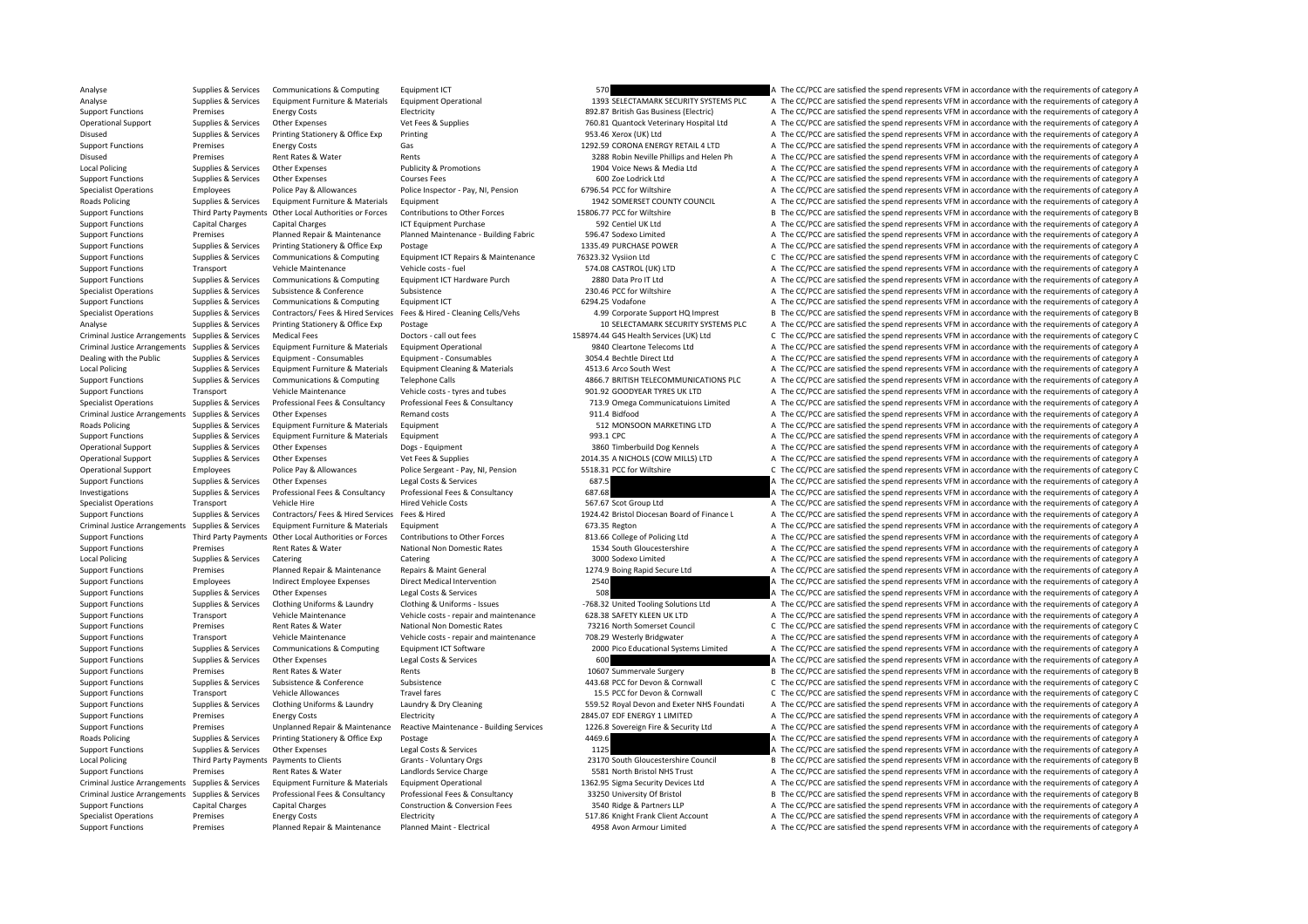| | | | | | | | |
|---|---|---|---|---|---|---|---|
| Analyse | Supplies & Services | Communications & Computing | Equipment ICT | 570 | | A | The CC/PCC are satisfied the spend represents VFM in accordance with the requirements of category A |
| Analyse | Supplies & Services | Equipment Furniture & Materials | Equipment Operational | 1393 | SELECTAMARK SECURITY SYSTEMS PLC | A | The CC/PCC are satisfied the spend represents VFM in accordance with the requirements of category A |
| Support Functions | Premises | Energy Costs | Electricity | 892.87 | British Gas Business (Electric) | A | The CC/PCC are satisfied the spend represents VFM in accordance with the requirements of category A |
| Operational Support | Supplies & Services | Other Expenses | Vet Fees & Supplies | 760.81 | Quantock Veterinary Hospital Ltd | A | The CC/PCC are satisfied the spend represents VFM in accordance with the requirements of category A |
| Disused | Supplies & Services | Printing Stationery & Office Exp | Printing | 953.46 | Xerox (UK) Ltd | A | The CC/PCC are satisfied the spend represents VFM in accordance with the requirements of category A |
| Support Functions | Premises | Energy Costs | Gas | 1292.59 | CORONA ENERGY RETAIL 4 LTD | A | The CC/PCC are satisfied the spend represents VFM in accordance with the requirements of category A |
| Disused | Premises | Rent Rates & Water | Rents | 3288 | Robin Neville Phillips and Helen Ph | A | The CC/PCC are satisfied the spend represents VFM in accordance with the requirements of category A |
| Local Policing | Supplies & Services | Other Expenses | Publicity & Promotions | 1904 | Voice News & Media Ltd | A | The CC/PCC are satisfied the spend represents VFM in accordance with the requirements of category A |
| Support Functions | Supplies & Services | Other Expenses | Courses Fees | 600 | Zoe Lodrick Ltd | A | The CC/PCC are satisfied the spend represents VFM in accordance with the requirements of category A |
| Specialist Operations | Employees | Police Pay & Allowances | Police Inspector - Pay, NI, Pension | 6796.54 | PCC for Wiltshire | A | The CC/PCC are satisfied the spend represents VFM in accordance with the requirements of category A |
| Roads Policing | Supplies & Services | Equipment Furniture & Materials | Equipment | 1942 | SOMERSET COUNTY COUNCIL | A | The CC/PCC are satisfied the spend represents VFM in accordance with the requirements of category A |
| Support Functions | Third Party Payments | Other Local Authorities or Forces | Contributions to Other Forces | 15806.77 | PCC for Wiltshire | B | The CC/PCC are satisfied the spend represents VFM in accordance with the requirements of category B |
| Support Functions | Capital Charges | Capital Charges | ICT Equipment Purchase | 592 | Centiel UK Ltd | A | The CC/PCC are satisfied the spend represents VFM in accordance with the requirements of category A |
| Support Functions | Premises | Planned Repair & Maintenance | Planned Maintenance - Building Fabric | 596.47 | Sodexo Limited | A | The CC/PCC are satisfied the spend represents VFM in accordance with the requirements of category A |
| Support Functions | Supplies & Services | Printing Stationery & Office Exp | Postage | 1335.49 | PURCHASE POWER | A | The CC/PCC are satisfied the spend represents VFM in accordance with the requirements of category A |
| Support Functions | Supplies & Services | Communications & Computing | Equipment ICT Repairs & Maintenance | 76323.32 | Vysiion Ltd | C | The CC/PCC are satisfied the spend represents VFM in accordance with the requirements of category C |
| Support Functions | Transport | Vehicle Maintenance | Vehicle costs - fuel | 574.08 | CASTROL (UK) LTD | A | The CC/PCC are satisfied the spend represents VFM in accordance with the requirements of category A |
| Support Functions | Supplies & Services | Communications & Computing | Equipment ICT Hardware Purch | 2880 | Data Pro IT Ltd | A | The CC/PCC are satisfied the spend represents VFM in accordance with the requirements of category A |
| Specialist Operations | Supplies & Services | Subsistence & Conference | Subsistence | 230.46 | PCC for Wiltshire | A | The CC/PCC are satisfied the spend represents VFM in accordance with the requirements of category A |
| Support Functions | Supplies & Services | Communications & Computing | Equipment ICT | 6294.25 | Vodafone | A | The CC/PCC are satisfied the spend represents VFM in accordance with the requirements of category A |
| Specialist Operations | Supplies & Services | Contractors/ Fees & Hired Services | Fees & Hired - Cleaning Cells/Vehs | 4.99 | Corporate Support HQ Imprest | B | The CC/PCC are satisfied the spend represents VFM in accordance with the requirements of category B |
| Analyse | Supplies & Services | Printing Stationery & Office Exp | Postage | 10 | SELECTAMARK SECURITY SYSTEMS PLC | A | The CC/PCC are satisfied the spend represents VFM in accordance with the requirements of category A |
| Criminal Justice Arrangements | Supplies & Services | Medical Fees | Doctors - call out fees | 158974.44 | G4S Health Services (UK) Ltd | C | The CC/PCC are satisfied the spend represents VFM in accordance with the requirements of category C |
| Criminal Justice Arrangements | Supplies & Services | Equipment Furniture & Materials | Equipment Operational | 9840 | Cleartone Telecoms Ltd | A | The CC/PCC are satisfied the spend represents VFM in accordance with the requirements of category A |
| Dealing with the Public | Supplies & Services | Equipment - Consumables | Equipment - Consumables | 3054.4 | Bechtle Direct Ltd | A | The CC/PCC are satisfied the spend represents VFM in accordance with the requirements of category A |
| Local Policing | Supplies & Services | Equipment Furniture & Materials | Equipment Cleaning & Materials | 4513.6 | Arco South West | A | The CC/PCC are satisfied the spend represents VFM in accordance with the requirements of category A |
| Support Functions | Supplies & Services | Communications & Computing | Telephone Calls | 4866.7 | BRITISH TELECOMMUNICATIONS PLC | A | The CC/PCC are satisfied the spend represents VFM in accordance with the requirements of category A |
| Support Functions | Transport | Vehicle Maintenance | Vehicle costs - tyres and tubes | 901.92 | GOODYEAR TYRES UK LTD | A | The CC/PCC are satisfied the spend represents VFM in accordance with the requirements of category A |
| Specialist Operations | Supplies & Services | Professional Fees & Consultancy | Professional Fees & Consultancy | 713.9 | Omega Communicatuions Limited | A | The CC/PCC are satisfied the spend represents VFM in accordance with the requirements of category A |
| Criminal Justice Arrangements | Supplies & Services | Other Expenses | Remand costs | 911.4 | Bidfood | A | The CC/PCC are satisfied the spend represents VFM in accordance with the requirements of category A |
| Roads Policing | Supplies & Services | Equipment Furniture & Materials | Equipment | 512 | MONSOON MARKETING LTD | A | The CC/PCC are satisfied the spend represents VFM in accordance with the requirements of category A |
| Support Functions | Supplies & Services | Equipment Furniture & Materials | Equipment | 993.1 | CPC | A | The CC/PCC are satisfied the spend represents VFM in accordance with the requirements of category A |
| Operational Support | Supplies & Services | Other Expenses | Dogs - Equipment | 3860 | Timberbuild Dog Kennels | A | The CC/PCC are satisfied the spend represents VFM in accordance with the requirements of category A |
| Operational Support | Supplies & Services | Other Expenses | Vet Fees & Supplies | 2014.35 | A NICHOLS (COW MILLS) LTD | A | The CC/PCC are satisfied the spend represents VFM in accordance with the requirements of category A |
| Operational Support | Employees | Police Pay & Allowances | Police Sergeant - Pay, NI, Pension | 5518.31 | PCC for Wiltshire | C | The CC/PCC are satisfied the spend represents VFM in accordance with the requirements of category C |
| Support Functions | Supplies & Services | Other Expenses | Legal Costs & Services | 687.5 | | A | The CC/PCC are satisfied the spend represents VFM in accordance with the requirements of category A |
| Investigations | Supplies & Services | Professional Fees & Consultancy | Professional Fees & Consultancy | 687.68 | | A | The CC/PCC are satisfied the spend represents VFM in accordance with the requirements of category A |
| Specialist Operations | Transport | Vehicle Hire | Hired Vehicle Costs | 567.67 | Scot Group Ltd | A | The CC/PCC are satisfied the spend represents VFM in accordance with the requirements of category A |
| Support Functions | Supplies & Services | Contractors/ Fees & Hired Services | Fees & Hired | 1924.42 | Bristol Diocesan Board of Finance L | A | The CC/PCC are satisfied the spend represents VFM in accordance with the requirements of category A |
| Criminal Justice Arrangements | Supplies & Services | Equipment Furniture & Materials | Equipment | 673.35 | Regton | A | The CC/PCC are satisfied the spend represents VFM in accordance with the requirements of category A |
| Support Functions | Third Party Payments | Other Local Authorities or Forces | Contributions to Other Forces | 813.66 | College of Policing Ltd | A | The CC/PCC are satisfied the spend represents VFM in accordance with the requirements of category A |
| Support Functions | Premises | Rent Rates & Water | National Non Domestic Rates | 1534 | South Gloucestershire | A | The CC/PCC are satisfied the spend represents VFM in accordance with the requirements of category A |
| Local Policing | Supplies & Services | Catering | Catering | 3000 | Sodexo Limited | A | The CC/PCC are satisfied the spend represents VFM in accordance with the requirements of category A |
| Support Functions | Premises | Planned Repair & Maintenance | Repairs & Maint General | 1274.9 | Boing Rapid Secure Ltd | A | The CC/PCC are satisfied the spend represents VFM in accordance with the requirements of category A |
| Support Functions | Employees | Indirect Employee Expenses | Direct Medical Intervention | 2540 | | A | The CC/PCC are satisfied the spend represents VFM in accordance with the requirements of category A |
| Support Functions | Supplies & Services | Other Expenses | Legal Costs & Services | 508 | | A | The CC/PCC are satisfied the spend represents VFM in accordance with the requirements of category A |
| Support Functions | Supplies & Services | Clothing Uniforms & Laundry | Clothing & Uniforms - Issues | -768.32 | United Tooling Solutions Ltd | A | The CC/PCC are satisfied the spend represents VFM in accordance with the requirements of category A |
| Support Functions | Transport | Vehicle Maintenance | Vehicle costs - repair and maintenance | 628.38 | SAFETY KLEEN UK LTD | A | The CC/PCC are satisfied the spend represents VFM in accordance with the requirements of category A |
| Support Functions | Premises | Rent Rates & Water | National Non Domestic Rates | 73216 | North Somerset Council | C | The CC/PCC are satisfied the spend represents VFM in accordance with the requirements of category C |
| Support Functions | Transport | Vehicle Maintenance | Vehicle costs - repair and maintenance | 708.29 | Westerly Bridgwater | A | The CC/PCC are satisfied the spend represents VFM in accordance with the requirements of category A |
| Support Functions | Supplies & Services | Communications & Computing | Equipment ICT Software | 2000 | Pico Educational Systems Limited | A | The CC/PCC are satisfied the spend represents VFM in accordance with the requirements of category A |
| Support Functions | Supplies & Services | Other Expenses | Legal Costs & Services | 600 | | A | The CC/PCC are satisfied the spend represents VFM in accordance with the requirements of category A |
| Support Functions | Premises | Rent Rates & Water | Rents | 10607 | Summervale Surgery | B | The CC/PCC are satisfied the spend represents VFM in accordance with the requirements of category B |
| Support Functions | Supplies & Services | Subsistence & Conference | Subsistence | 443.68 | PCC for Devon & Cornwall | C | The CC/PCC are satisfied the spend represents VFM in accordance with the requirements of category C |
| Support Functions | Transport | Vehicle Allowances | Travel fares | 15.5 | PCC for Devon & Cornwall | C | The CC/PCC are satisfied the spend represents VFM in accordance with the requirements of category C |
| Support Functions | Supplies & Services | Clothing Uniforms & Laundry | Laundry & Dry Cleaning | 559.52 | Royal Devon and Exeter NHS Foundati | A | The CC/PCC are satisfied the spend represents VFM in accordance with the requirements of category A |
| Support Functions | Premises | Energy Costs | Electricity | 2845.07 | EDF ENERGY 1 LIMITED | A | The CC/PCC are satisfied the spend represents VFM in accordance with the requirements of category A |
| Support Functions | Premises | Unplanned Repair & Maintenance | Reactive Maintenance - Building Services | 1226.8 | Sovereign Fire & Security Ltd | A | The CC/PCC are satisfied the spend represents VFM in accordance with the requirements of category A |
| Roads Policing | Supplies & Services | Printing Stationery & Office Exp | Postage | 4469.6 | | A | The CC/PCC are satisfied the spend represents VFM in accordance with the requirements of category A |
| Support Functions | Supplies & Services | Other Expenses | Legal Costs & Services | 1125 | | A | The CC/PCC are satisfied the spend represents VFM in accordance with the requirements of category A |
| Local Policing | Third Party Payments | Payments to Clients | Grants - Voluntary Orgs | 23170 | South Gloucestershire Council | B | The CC/PCC are satisfied the spend represents VFM in accordance with the requirements of category B |
| Support Functions | Premises | Rent Rates & Water | Landlords Service Charge | 5581 | North Bristol NHS Trust | A | The CC/PCC are satisfied the spend represents VFM in accordance with the requirements of category A |
| Criminal Justice Arrangements | Supplies & Services | Equipment Furniture & Materials | Equipment Operational | 1362.95 | Sigma Security Devices Ltd | A | The CC/PCC are satisfied the spend represents VFM in accordance with the requirements of category A |
| Criminal Justice Arrangements | Supplies & Services | Professional Fees & Consultancy | Professional Fees & Consultancy | 33250 | University Of Bristol | B | The CC/PCC are satisfied the spend represents VFM in accordance with the requirements of category B |
| Support Functions | Capital Charges | Capital Charges | Construction & Conversion Fees | 3540 | Ridge & Partners LLP | A | The CC/PCC are satisfied the spend represents VFM in accordance with the requirements of category A |
| Specialist Operations | Premises | Energy Costs | Electricity | 517.86 | Knight Frank Client Account | A | The CC/PCC are satisfied the spend represents VFM in accordance with the requirements of category A |
| Support Functions | Premises | Planned Repair & Maintenance | Planned Maint - Electrical | 4958 | Avon Armour Limited | A | The CC/PCC are satisfied the spend represents VFM in accordance with the requirements of category A |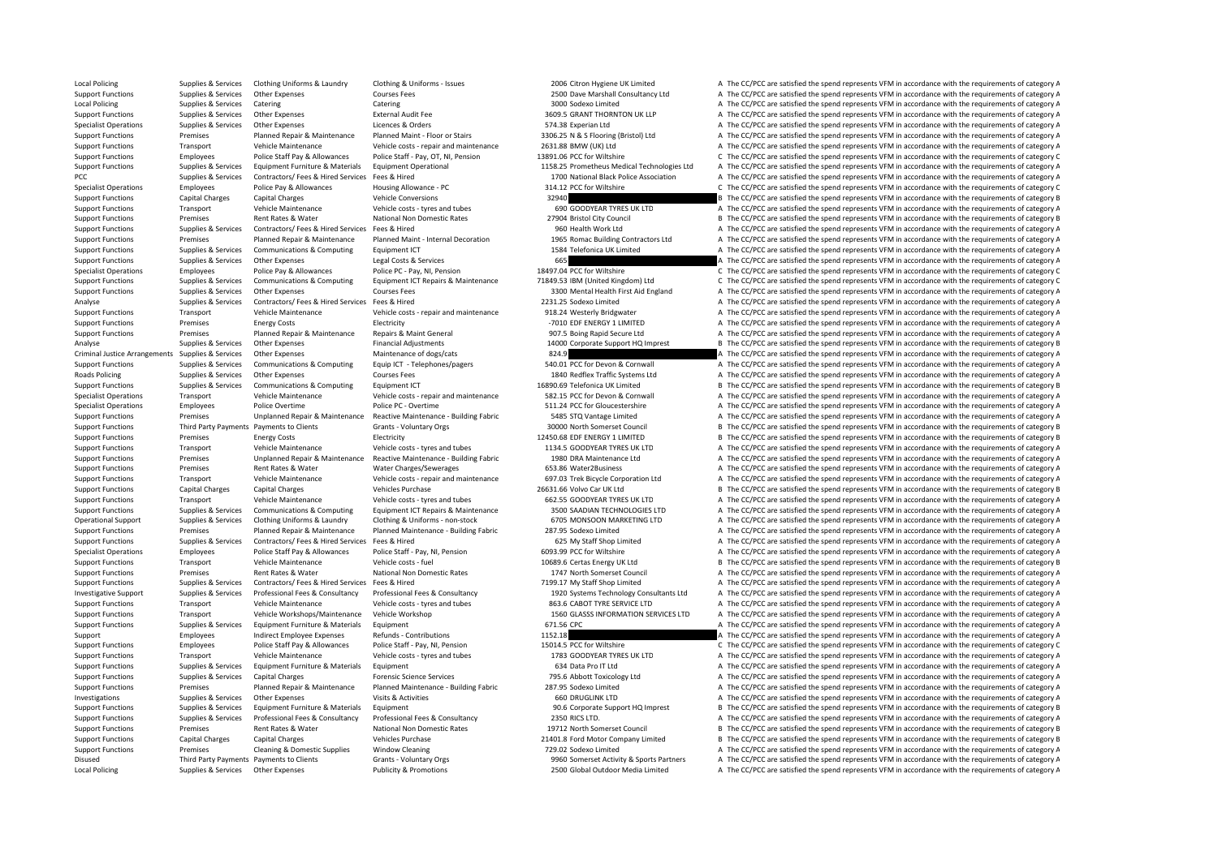| | | | | | | |
|---|---|---|---|---|---|---|
| Local Policing | Supplies & Services | Clothing Uniforms & Laundry | Clothing & Uniforms - Issues | 2006 | Citron Hygiene UK Limited | A The CC/PCC are satisfied the spend represents VFM in accordance with the requirements of category A |
| Support Functions | Supplies & Services | Other Expenses | Courses Fees | 2500 | Dave Marshall Consultancy Ltd | A The CC/PCC are satisfied the spend represents VFM in accordance with the requirements of category A |
| Local Policing | Supplies & Services | Catering | Catering | 3000 | Sodexo Limited | A The CC/PCC are satisfied the spend represents VFM in accordance with the requirements of category A |
| Support Functions | Supplies & Services | Other Expenses | External Audit Fee | 3609.5 | GRANT THORNTON UK LLP | A The CC/PCC are satisfied the spend represents VFM in accordance with the requirements of category A |
| Specialist Operations | Supplies & Services | Other Expenses | Licences & Orders | 574.38 | Experian Ltd | A The CC/PCC are satisfied the spend represents VFM in accordance with the requirements of category A |
| Support Functions | Premises | Planned Repair & Maintenance | Planned Maint - Floor or Stairs | 3306.25 | N & S Flooring (Bristol) Ltd | A The CC/PCC are satisfied the spend represents VFM in accordance with the requirements of category A |
| Support Functions | Transport | Vehicle Maintenance | Vehicle costs - repair and maintenance | 2631.88 | BMW (UK) Ltd | A The CC/PCC are satisfied the spend represents VFM in accordance with the requirements of category A |
| Support Functions | Employees | Police Staff Pay & Allowances | Police Staff - Pay, OT, NI, Pension | 13891.06 | PCC for Wiltshire | C The CC/PCC are satisfied the spend represents VFM in accordance with the requirements of category C |
| Support Functions | Supplies & Services | Equipment Furniture & Materials | Equipment Operational | 1158.25 | Prometheus Medical Technologies Ltd | A The CC/PCC are satisfied the spend represents VFM in accordance with the requirements of category A |
| PCC | Supplies & Services | Contractors/ Fees & Hired Services | Fees & Hired | 1700 | National Black Police Association | A The CC/PCC are satisfied the spend represents VFM in accordance with the requirements of category A |
| Specialist Operations | Employees | Police Pay & Allowances | Housing Allowance - PC | 314.12 | PCC for Wiltshire | C The CC/PCC are satisfied the spend represents VFM in accordance with the requirements of category C |
| Support Functions | Capital Charges | Capital Charges | Vehicle Conversions | 32940 | | B The CC/PCC are satisfied the spend represents VFM in accordance with the requirements of category B |
| Support Functions | Transport | Vehicle Maintenance | Vehicle costs - tyres and tubes | 690 | GOODYEAR TYRES UK LTD | A The CC/PCC are satisfied the spend represents VFM in accordance with the requirements of category A |
| Support Functions | Premises | Rent Rates & Water | National Non Domestic Rates | 27904 | Bristol City Council | B The CC/PCC are satisfied the spend represents VFM in accordance with the requirements of category B |
| Support Functions | Supplies & Services | Contractors/ Fees & Hired Services | Fees & Hired | 960 | Health Work Ltd | A The CC/PCC are satisfied the spend represents VFM in accordance with the requirements of category A |
| Support Functions | Premises | Planned Repair & Maintenance | Planned Maint - Internal Decoration | 1965 | Romac Building Contractors Ltd | A The CC/PCC are satisfied the spend represents VFM in accordance with the requirements of category A |
| Support Functions | Supplies & Services | Communications & Computing | Equipment ICT | 1584 | Telefonica UK Limited | A The CC/PCC are satisfied the spend represents VFM in accordance with the requirements of category A |
| Support Functions | Supplies & Services | Other Expenses | Legal Costs & Services | 665 | | A The CC/PCC are satisfied the spend represents VFM in accordance with the requirements of category A |
| Specialist Operations | Employees | Police Pay & Allowances | Police PC - Pay, NI, Pension | 18497.04 | PCC for Wiltshire | C The CC/PCC are satisfied the spend represents VFM in accordance with the requirements of category C |
| Support Functions | Supplies & Services | Communications & Computing | Equipment ICT Repairs & Maintenance | 71849.53 | IBM (United Kingdom) Ltd | C The CC/PCC are satisfied the spend represents VFM in accordance with the requirements of category C |
| Support Functions | Supplies & Services | Other Expenses | Courses Fees | 3300 | Mental Health First Aid England | A The CC/PCC are satisfied the spend represents VFM in accordance with the requirements of category A |
| Analyse | Supplies & Services | Contractors/ Fees & Hired Services | Fees & Hired | 2231.25 | Sodexo Limited | A The CC/PCC are satisfied the spend represents VFM in accordance with the requirements of category A |
| Support Functions | Transport | Vehicle Maintenance | Vehicle costs - repair and maintenance | 918.24 | Westerly Bridgwater | A The CC/PCC are satisfied the spend represents VFM in accordance with the requirements of category A |
| Support Functions | Premises | Energy Costs | Electricity | -7010 | EDF ENERGY 1 LIMITED | A The CC/PCC are satisfied the spend represents VFM in accordance with the requirements of category A |
| Support Functions | Premises | Planned Repair & Maintenance | Repairs & Maint General | 907.5 | Boing Rapid Secure Ltd | A The CC/PCC are satisfied the spend represents VFM in accordance with the requirements of category A |
| Analyse | Supplies & Services | Other Expenses | Financial Adjustments | 14000 | Corporate Support HQ Imprest | B The CC/PCC are satisfied the spend represents VFM in accordance with the requirements of category B |
| Criminal Justice Arrangements | Supplies & Services | Other Expenses | Maintenance of dogs/cats | 824.9 | | A The CC/PCC are satisfied the spend represents VFM in accordance with the requirements of category A |
| Support Functions | Supplies & Services | Communications & Computing | Equip ICT - Telephones/pagers | 540.01 | PCC for Devon & Cornwall | A The CC/PCC are satisfied the spend represents VFM in accordance with the requirements of category A |
| Roads Policing | Supplies & Services | Other Expenses | Courses Fees | 1840 | Redflex Traffic Systems Ltd | A The CC/PCC are satisfied the spend represents VFM in accordance with the requirements of category A |
| Support Functions | Supplies & Services | Communications & Computing | Equipment ICT | 16890.69 | Telefonica UK Limited | B The CC/PCC are satisfied the spend represents VFM in accordance with the requirements of category B |
| Specialist Operations | Transport | Vehicle Maintenance | Vehicle costs - repair and maintenance | 582.15 | PCC for Devon & Cornwall | A The CC/PCC are satisfied the spend represents VFM in accordance with the requirements of category A |
| Specialist Operations | Employees | Police Overtime | Police PC - Overtime | 511.24 | PCC for Gloucestershire | A The CC/PCC are satisfied the spend represents VFM in accordance with the requirements of category A |
| Support Functions | Premises | Unplanned Repair & Maintenance | Reactive Maintenance - Building Fabric | 5485 | STQ Vantage Limited | A The CC/PCC are satisfied the spend represents VFM in accordance with the requirements of category A |
| Support Functions | Third Party Payments | Payments to Clients | Grants - Voluntary Orgs | 30000 | North Somerset Council | B The CC/PCC are satisfied the spend represents VFM in accordance with the requirements of category B |
| Support Functions | Premises | Energy Costs | Electricity | 12450.68 | EDF ENERGY 1 LIMITED | B The CC/PCC are satisfied the spend represents VFM in accordance with the requirements of category B |
| Support Functions | Transport | Vehicle Maintenance | Vehicle costs - tyres and tubes | 1134.5 | GOODYEAR TYRES UK LTD | A The CC/PCC are satisfied the spend represents VFM in accordance with the requirements of category A |
| Support Functions | Premises | Unplanned Repair & Maintenance | Reactive Maintenance - Building Fabric | 1980 | DRA Maintenance Ltd | A The CC/PCC are satisfied the spend represents VFM in accordance with the requirements of category A |
| Support Functions | Premises | Rent Rates & Water | Water Charges/Sewerages | 653.86 | Water2Business | A The CC/PCC are satisfied the spend represents VFM in accordance with the requirements of category A |
| Support Functions | Transport | Vehicle Maintenance | Vehicle costs - repair and maintenance | 697.03 | Trek Bicycle Corporation Ltd | A The CC/PCC are satisfied the spend represents VFM in accordance with the requirements of category A |
| Support Functions | Capital Charges | Capital Charges | Vehicles Purchase | 26631.66 | Volvo Car UK Ltd | B The CC/PCC are satisfied the spend represents VFM in accordance with the requirements of category B |
| Support Functions | Transport | Vehicle Maintenance | Vehicle costs - tyres and tubes | 662.55 | GOODYEAR TYRES UK LTD | A The CC/PCC are satisfied the spend represents VFM in accordance with the requirements of category A |
| Support Functions | Supplies & Services | Communications & Computing | Equipment ICT Repairs & Maintenance | 3500 | SAADIAN TECHNOLOGIES LTD | A The CC/PCC are satisfied the spend represents VFM in accordance with the requirements of category A |
| Operational Support | Supplies & Services | Clothing Uniforms & Laundry | Clothing & Uniforms - non-stock | 6705 | MONSOON MARKETING LTD | A The CC/PCC are satisfied the spend represents VFM in accordance with the requirements of category A |
| Support Functions | Premises | Planned Repair & Maintenance | Planned Maintenance - Building Fabric | 287.95 | Sodexo Limited | A The CC/PCC are satisfied the spend represents VFM in accordance with the requirements of category A |
| Support Functions | Supplies & Services | Contractors/ Fees & Hired Services | Fees & Hired | 625 | My Staff Shop Limited | A The CC/PCC are satisfied the spend represents VFM in accordance with the requirements of category A |
| Specialist Operations | Employees | Police Staff Pay & Allowances | Police Staff - Pay, NI, Pension | 6093.99 | PCC for Wiltshire | A The CC/PCC are satisfied the spend represents VFM in accordance with the requirements of category A |
| Support Functions | Transport | Vehicle Maintenance | Vehicle costs - fuel | 10689.6 | Certas Energy UK Ltd | B The CC/PCC are satisfied the spend represents VFM in accordance with the requirements of category B |
| Support Functions | Premises | Rent Rates & Water | National Non Domestic Rates | 1747 | North Somerset Council | A The CC/PCC are satisfied the spend represents VFM in accordance with the requirements of category A |
| Support Functions | Supplies & Services | Contractors/ Fees & Hired Services | Fees & Hired | 7199.17 | My Staff Shop Limited | A The CC/PCC are satisfied the spend represents VFM in accordance with the requirements of category A |
| Investigative Support | Supplies & Services | Professional Fees & Consultancy | Professional Fees & Consultancy | 1920 | Systems Technology Consultants Ltd | A The CC/PCC are satisfied the spend represents VFM in accordance with the requirements of category A |
| Support Functions | Transport | Vehicle Maintenance | Vehicle costs - tyres and tubes | 863.6 | CABOT TYRE SERVICE LTD | A The CC/PCC are satisfied the spend represents VFM in accordance with the requirements of category A |
| Support Functions | Transport | Vehicle Workshops/Maintenance | Vehicle Workshop | 1560 | GLASSS INFORMATION SERVICES LTD | A The CC/PCC are satisfied the spend represents VFM in accordance with the requirements of category A |
| Support Functions | Supplies & Services | Equipment Furniture & Materials | Equipment | 671.56 | CPC | A The CC/PCC are satisfied the spend represents VFM in accordance with the requirements of category A |
| Support | Employees | Indirect Employee Expenses | Refunds - Contributions | 1152.18 | | A The CC/PCC are satisfied the spend represents VFM in accordance with the requirements of category A |
| Support Functions | Employees | Police Staff Pay & Allowances | Police Staff - Pay, NI, Pension | 15014.5 | PCC for Wiltshire | C The CC/PCC are satisfied the spend represents VFM in accordance with the requirements of category C |
| Support Functions | Transport | Vehicle Maintenance | Vehicle costs - tyres and tubes | 1783 | GOODYEAR TYRES UK LTD | A The CC/PCC are satisfied the spend represents VFM in accordance with the requirements of category A |
| Support Functions | Supplies & Services | Equipment Furniture & Materials | Equipment | 634 | Data Pro IT Ltd | A The CC/PCC are satisfied the spend represents VFM in accordance with the requirements of category A |
| Support Functions | Supplies & Services | Capital Charges | Forensic Science Services | 795.6 | Abbott Toxicology Ltd | A The CC/PCC are satisfied the spend represents VFM in accordance with the requirements of category A |
| Support Functions | Premises | Planned Repair & Maintenance | Planned Maintenance - Building Fabric | 287.95 | Sodexo Limited | A The CC/PCC are satisfied the spend represents VFM in accordance with the requirements of category A |
| Investigations | Supplies & Services | Other Expenses | Visits & Activities | 660 | DRUGLINK LTD | A The CC/PCC are satisfied the spend represents VFM in accordance with the requirements of category A |
| Support Functions | Supplies & Services | Equipment Furniture & Materials | Equipment | 90.6 | Corporate Support HQ Imprest | B The CC/PCC are satisfied the spend represents VFM in accordance with the requirements of category B |
| Support Functions | Supplies & Services | Professional Fees & Consultancy | Professional Fees & Consultancy | 2350 | RICS LTD. | A The CC/PCC are satisfied the spend represents VFM in accordance with the requirements of category A |
| Support Functions | Premises | Rent Rates & Water | National Non Domestic Rates | 19712 | North Somerset Council | B The CC/PCC are satisfied the spend represents VFM in accordance with the requirements of category B |
| Support Functions | Capital Charges | Capital Charges | Vehicles Purchase | 21401.8 | Ford Motor Company Limited | B The CC/PCC are satisfied the spend represents VFM in accordance with the requirements of category B |
| Support Functions | Premises | Cleaning & Domestic Supplies | Window Cleaning | 729.02 | Sodexo Limited | A The CC/PCC are satisfied the spend represents VFM in accordance with the requirements of category A |
| Disused | Third Party Payments | Payments to Clients | Grants - Voluntary Orgs | 9960 | Somerset Activity & Sports Partners | A The CC/PCC are satisfied the spend represents VFM in accordance with the requirements of category A |
| Local Policing | Supplies & Services | Other Expenses | Publicity & Promotions | 2500 | Global Outdoor Media Limited | A The CC/PCC are satisfied the spend represents VFM in accordance with the requirements of category A |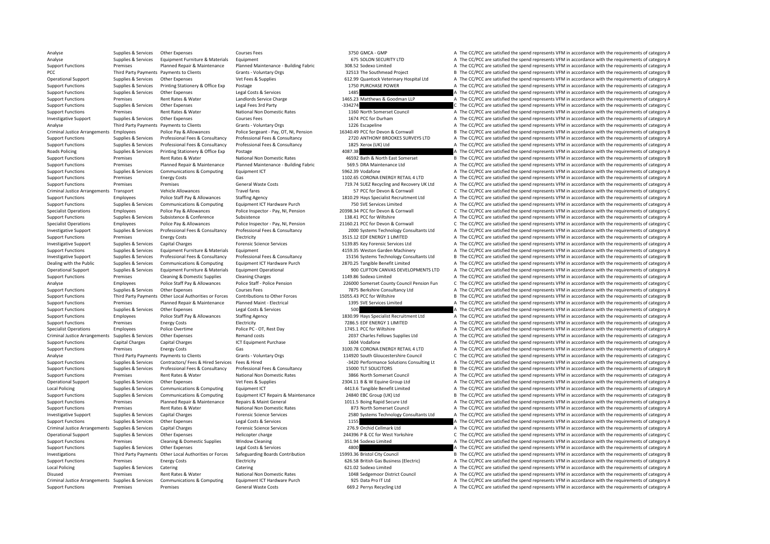| | | | | | | | |
|---|---|---|---|---|---|---|---|
| Analyse | Supplies & Services | Other Expenses | Courses Fees | 3750 | GMCA - GMP | A | The CC/PCC are satisfied the spend represents VFM in accordance with the requirements of category A |
| Analyse | Supplies & Services | Equipment Furniture & Materials | Equipment | 675 | SOLON SECURITY LTD | A | The CC/PCC are satisfied the spend represents VFM in accordance with the requirements of category A |
| Support Functions | Premises | Planned Repair & Maintenance | Planned Maintenance - Building Fabric | 308.52 | Sodexo Limited | A | The CC/PCC are satisfied the spend represents VFM in accordance with the requirements of category A |
| PCC | Third Party Payments | Payments to Clients | Grants - Voluntary Orgs | 32513 | The Southmead Project | B | The CC/PCC are satisfied the spend represents VFM in accordance with the requirements of category B |
| Operational Support | Supplies & Services | Other Expenses | Vet Fees & Supplies | 612.99 | Quantock Veterinary Hospital Ltd | A | The CC/PCC are satisfied the spend represents VFM in accordance with the requirements of category A |
| Support Functions | Supplies & Services | Printing Stationery & Office Exp | Postage | 1750 | PURCHASE POWER | A | The CC/PCC are satisfied the spend represents VFM in accordance with the requirements of category A |
| Support Functions | Supplies & Services | Other Expenses | Legal Costs & Services | 1485 | | A | The CC/PCC are satisfied the spend represents VFM in accordance with the requirements of category A |
| Support Functions | Premises | Rent Rates & Water | Landlords Service Charge | 1465.23 | Matthews & Goodman LLP | A | The CC/PCC are satisfied the spend represents VFM in accordance with the requirements of category A |
| Support Functions | Supplies & Services | Other Expenses | Legal Fees 3rd Party | -334274 | | C | The CC/PCC are satisfied the spend represents VFM in accordance with the requirements of category C |
| Support Functions | Premises | Rent Rates & Water | National Non Domestic Rates | 1160 | North Somerset Council | A | The CC/PCC are satisfied the spend represents VFM in accordance with the requirements of category A |
| Investigative Support | Supplies & Services | Other Expenses | Courses Fees | 1674 | PCC for Durham | A | The CC/PCC are satisfied the spend represents VFM in accordance with the requirements of category A |
| Analyse | Third Party Payments | Payments to Clients | Grants - Voluntary Orgs | 1226 | Escapeline | A | The CC/PCC are satisfied the spend represents VFM in accordance with the requirements of category A |
| Criminal Justice Arrangements | Employees | Police Pay & Allowances | Police Sergeant - Pay, OT, NI, Pension | 16340.49 | PCC for Devon & Cornwall | B | The CC/PCC are satisfied the spend represents VFM in accordance with the requirements of category B |
| Support Functions | Supplies & Services | Professional Fees & Consultancy | Professional Fees & Consultancy | 2720 | ANTHONY BROOKES SURVEYS LTD | A | The CC/PCC are satisfied the spend represents VFM in accordance with the requirements of category A |
| Support Functions | Supplies & Services | Professional Fees & Consultancy | Professional Fees & Consultancy | 1825 | Xerox (UK) Ltd | A | The CC/PCC are satisfied the spend represents VFM in accordance with the requirements of category A |
| Roads Policing | Supplies & Services | Printing Stationery & Office Exp | Postage | 4087.38 | | A | The CC/PCC are satisfied the spend represents VFM in accordance with the requirements of category A |
| Support Functions | Premises | Rent Rates & Water | National Non Domestic Rates | 46592 | Bath & North East Somerset | B | The CC/PCC are satisfied the spend represents VFM in accordance with the requirements of category B |
| Support Functions | Premises | Planned Repair & Maintenance | Planned Maintenance - Building Fabric | 569.5 | DRA Maintenance Ltd | A | The CC/PCC are satisfied the spend represents VFM in accordance with the requirements of category A |
| Support Functions | Supplies & Services | Communications & Computing | Equipment ICT | 5962.39 | Vodafone | A | The CC/PCC are satisfied the spend represents VFM in accordance with the requirements of category A |
| Support Functions | Premises | Energy Costs | Gas | 1102.65 | CORONA ENERGY RETAIL 4 LTD | A | The CC/PCC are satisfied the spend represents VFM in accordance with the requirements of category A |
| Support Functions | Premises | Premises | General Waste Costs | 719.74 | SUEZ Recycling and Recovery UK Ltd | A | The CC/PCC are satisfied the spend represents VFM in accordance with the requirements of category A |
| Criminal Justice Arrangements | Transport | Vehicle Allowances | Travel fares | 57 | PCC for Devon & Cornwall | C | The CC/PCC are satisfied the spend represents VFM in accordance with the requirements of category C |
| Support Functions | Employees | Police Staff Pay & Allowances | Staffing Agency | 1810.29 | Hays Specialist Recruitment Ltd | A | The CC/PCC are satisfied the spend represents VFM in accordance with the requirements of category A |
| Support Functions | Supplies & Services | Communications & Computing | Equipment ICT Hardware Purch | 750 | SVE Services Limited | A | The CC/PCC are satisfied the spend represents VFM in accordance with the requirements of category A |
| Specialist Operations | Employees | Police Pay & Allowances | Police Inspector - Pay, NI, Pension | 20398.34 | PCC for Devon & Cornwall | C | The CC/PCC are satisfied the spend represents VFM in accordance with the requirements of category C |
| Support Functions | Supplies & Services | Subsistence & Conference | Subsistence | 138.41 | PCC for Wiltshire | A | The CC/PCC are satisfied the spend represents VFM in accordance with the requirements of category A |
| Specialist Operations | Employees | Police Pay & Allowances | Police Inspector - Pay, NI, Pension | 21160.21 | PCC for Devon & Cornwall | C | The CC/PCC are satisfied the spend represents VFM in accordance with the requirements of category C |
| Investigative Support | Supplies & Services | Professional Fees & Consultancy | Professional Fees & Consultancy | 2000 | Systems Technology Consultants Ltd | A | The CC/PCC are satisfied the spend represents VFM in accordance with the requirements of category A |
| Support Functions | Premises | Energy Costs | Electricity | 3515.12 | EDF ENERGY 1 LIMITED | A | The CC/PCC are satisfied the spend represents VFM in accordance with the requirements of category A |
| Investigative Support | Supplies & Services | Capital Charges | Forensic Science Services | 5139.85 | Key Forensic Services Ltd | A | The CC/PCC are satisfied the spend represents VFM in accordance with the requirements of category A |
| Support Functions | Supplies & Services | Equipment Furniture & Materials | Equipment | 4159.35 | Weston Garden Machinery | A | The CC/PCC are satisfied the spend represents VFM in accordance with the requirements of category A |
| Investigative Support | Supplies & Services | Professional Fees & Consultancy | Professional Fees & Consultancy | 15156 | Systems Technology Consultants Ltd | B | The CC/PCC are satisfied the spend represents VFM in accordance with the requirements of category B |
| Dealing with the Public | Supplies & Services | Communications & Computing | Equipment ICT Hardware Purch | 2870.25 | Tangible Benefit Limited | A | The CC/PCC are satisfied the spend represents VFM in accordance with the requirements of category A |
| Operational Support | Supplies & Services | Equipment Furniture & Materials | Equipment Operational | 900 | CLIFTON CANVAS DEVELOPMENTS LTD | A | The CC/PCC are satisfied the spend represents VFM in accordance with the requirements of category A |
| Support Functions | Premises | Cleaning & Domestic Supplies | Cleaning Charges | 1149.86 | Sodexo Limited | A | The CC/PCC are satisfied the spend represents VFM in accordance with the requirements of category A |
| Analyse | Employees | Police Staff Pay & Allowances | Police Staff - Police Pension | 226000 | Somerset County Council Pension Fun | C | The CC/PCC are satisfied the spend represents VFM in accordance with the requirements of category C |
| Support Functions | Supplies & Services | Other Expenses | Courses Fees | 7875 | Berkshire Consultancy Ltd | A | The CC/PCC are satisfied the spend represents VFM in accordance with the requirements of category A |
| Support Functions | Third Party Payments | Other Local Authorities or Forces | Contributions to Other Forces | 15055.43 | PCC for Wiltshire | B | The CC/PCC are satisfied the spend represents VFM in accordance with the requirements of category B |
| Support Functions | Premises | Planned Repair & Maintenance | Planned Maint - Electrical | 1395 | SVE Services Limited | A | The CC/PCC are satisfied the spend represents VFM in accordance with the requirements of category A |
| Support Functions | Supplies & Services | Other Expenses | Legal Costs & Services | 500 | | A | The CC/PCC are satisfied the spend represents VFM in accordance with the requirements of category A |
| Support Functions | Employees | Police Staff Pay & Allowances | Staffing Agency | 1830.99 | Hays Specialist Recruitment Ltd | A | The CC/PCC are satisfied the spend represents VFM in accordance with the requirements of category A |
| Support Functions | Premises | Energy Costs | Electricity | 7286.5 | EDF ENERGY 1 LIMITED | A | The CC/PCC are satisfied the spend represents VFM in accordance with the requirements of category A |
| Specialist Operations | Employees | Police Overtime | Police PC - OT, Rest Day | 1745.1 | PCC for Wiltshire | A | The CC/PCC are satisfied the spend represents VFM in accordance with the requirements of category A |
| Criminal Justice Arrangements | Supplies & Services | Other Expenses | Remand costs | 2037 | Charles Fellows Supplies Ltd | A | The CC/PCC are satisfied the spend represents VFM in accordance with the requirements of category A |
| Support Functions | Capital Charges | Capital Charges | ICT Equipment Purchase | 1604 | Vodafone | A | The CC/PCC are satisfied the spend represents VFM in accordance with the requirements of category A |
| Support Functions | Premises | Energy Costs | Gas | 3100.78 | CORONA ENERGY RETAIL 4 LTD | A | The CC/PCC are satisfied the spend represents VFM in accordance with the requirements of category A |
| Analyse | Third Party Payments | Payments to Clients | Grants - Voluntary Orgs | 114920 | South Gloucestershire Council | C | The CC/PCC are satisfied the spend represents VFM in accordance with the requirements of category C |
| Support Functions | Supplies & Services | Contractors/ Fees & Hired Services | Fees & Hired | -3420 | Performance Solutions Consulting Lt | A | The CC/PCC are satisfied the spend represents VFM in accordance with the requirements of category A |
| Support Functions | Supplies & Services | Professional Fees & Consultancy | Professional Fees & Consultancy | 15000 | TLT SOLICITORS | B | The CC/PCC are satisfied the spend represents VFM in accordance with the requirements of category B |
| Support Functions | Premises | Rent Rates & Water | National Non Domestic Rates | 3866 | North Somerset Council | A | The CC/PCC are satisfied the spend represents VFM in accordance with the requirements of category A |
| Operational Support | Supplies & Services | Other Expenses | Vet Fees & Supplies | 2304.11 | B & W Equine Group Ltd | A | The CC/PCC are satisfied the spend represents VFM in accordance with the requirements of category A |
| Local Policing | Supplies & Services | Communications & Computing | Equipment ICT | 4413.6 | Tangible Benefit Limited | A | The CC/PCC are satisfied the spend represents VFM in accordance with the requirements of category A |
| Support Functions | Supplies & Services | Communications & Computing | Equipment ICT Repairs & Maintenance | 24840 | EBC Group (UK) Ltd | B | The CC/PCC are satisfied the spend represents VFM in accordance with the requirements of category B |
| Support Functions | Premises | Planned Repair & Maintenance | Repairs & Maint General | 1011.5 | Boing Rapid Secure Ltd | A | The CC/PCC are satisfied the spend represents VFM in accordance with the requirements of category A |
| Support Functions | Premises | Rent Rates & Water | National Non Domestic Rates | 873 | North Somerset Council | A | The CC/PCC are satisfied the spend represents VFM in accordance with the requirements of category A |
| Investigative Support | Supplies & Services | Capital Charges | Forensic Science Services | 2580 | Systems Technology Consultants Ltd | A | The CC/PCC are satisfied the spend represents VFM in accordance with the requirements of category A |
| Support Functions | Supplies & Services | Other Expenses | Legal Costs & Services | 1155 | | A | The CC/PCC are satisfied the spend represents VFM in accordance with the requirements of category A |
| Criminal Justice Arrangements | Supplies & Services | Capital Charges | Forensic Science Services | 276.9 | Orchid Cellmark Ltd | A | The CC/PCC are satisfied the spend represents VFM in accordance with the requirements of category A |
| Operational Support | Supplies & Services | Other Expenses | Helicopter charge | 244396 | P & CC for West Yorkshire | C | The CC/PCC are satisfied the spend represents VFM in accordance with the requirements of category C |
| Support Functions | Premises | Cleaning & Domestic Supplies | Window Cleaning | 351.94 | Sodexo Limited | A | The CC/PCC are satisfied the spend represents VFM in accordance with the requirements of category A |
| Support Functions | Supplies & Services | Other Expenses | Legal Costs & Services | 4800 | | A | The CC/PCC are satisfied the spend represents VFM in accordance with the requirements of category A |
| Investigations | Third Party Payments | Other Local Authorities or Forces | Safeguarding Boards Contribution | 15993.36 | Bristol City Council | B | The CC/PCC are satisfied the spend represents VFM in accordance with the requirements of category B |
| Support Functions | Premises | Energy Costs | Electricity | 626.58 | British Gas Business (Electric) | A | The CC/PCC are satisfied the spend represents VFM in accordance with the requirements of category A |
| Local Policing | Supplies & Services | Catering | Catering | 621.02 | Sodexo Limited | A | The CC/PCC are satisfied the spend represents VFM in accordance with the requirements of category A |
| Disused | Premises | Rent Rates & Water | National Non Domestic Rates | 1048 | Sedgemoor District Council | A | The CC/PCC are satisfied the spend represents VFM in accordance with the requirements of category A |
| Criminal Justice Arrangements | Supplies & Services | Communications & Computing | Equipment ICT Hardware Purch | 925 | Data Pro IT Ltd | A | The CC/PCC are satisfied the spend represents VFM in accordance with the requirements of category A |
| Support Functions | Premises | Premises | General Waste Costs | 669.2 | Perrys Recycling Ltd | A | The CC/PCC are satisfied the spend represents VFM in accordance with the requirements of category A |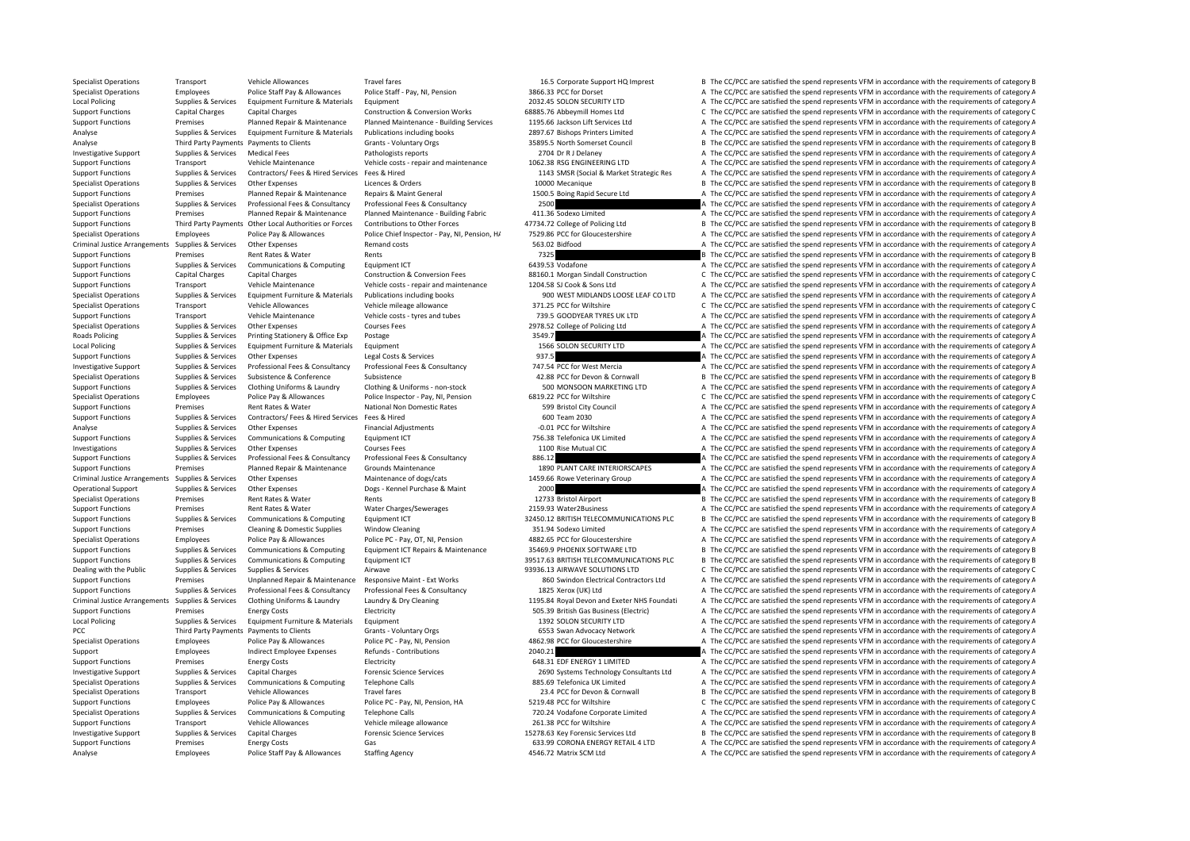| | | | | | | | |
|---|---|---|---|---|---|---|---|
| Specialist Operations | Transport | Vehicle Allowances | Travel fares | 16.5 | Corporate Support HQ Imprest | B | The CC/PCC are satisfied the spend represents VFM in accordance with the requirements of category B |
| Specialist Operations | Employees | Police Staff Pay & Allowances | Police Staff - Pay, NI, Pension | 3866.33 | PCC for Dorset | A | The CC/PCC are satisfied the spend represents VFM in accordance with the requirements of category A |
| Local Policing | Supplies & Services | Equipment Furniture & Materials | Equipment | 2032.45 | SOLON SECURITY LTD | A | The CC/PCC are satisfied the spend represents VFM in accordance with the requirements of category A |
| Support Functions | Capital Charges | Capital Charges | Construction & Conversion Works | 68885.76 | Abbeymill Homes Ltd | C | The CC/PCC are satisfied the spend represents VFM in accordance with the requirements of category C |
| Support Functions | Premises | Planned Repair & Maintenance | Planned Maintenance - Building Services | 1195.66 | Jackson Lift Services Ltd | A | The CC/PCC are satisfied the spend represents VFM in accordance with the requirements of category A |
| Analyse | Supplies & Services | Equipment Furniture & Materials | Publications including books | 2897.67 | Bishops Printers Limited | A | The CC/PCC are satisfied the spend represents VFM in accordance with the requirements of category A |
| Analyse | Third Party Payments | Payments to Clients | Grants - Voluntary Orgs | 35895.5 | North Somerset Council | B | The CC/PCC are satisfied the spend represents VFM in accordance with the requirements of category B |
| Investigative Support | Supplies & Services | Medical Fees | Pathologists reports | 2704 | Dr R J Delaney | A | The CC/PCC are satisfied the spend represents VFM in accordance with the requirements of category A |
| Support Functions | Transport | Vehicle Maintenance | Vehicle costs - repair and maintenance | 1062.38 | RSG ENGINEERING LTD | A | The CC/PCC are satisfied the spend represents VFM in accordance with the requirements of category A |
| Support Functions | Supplies & Services | Contractors/ Fees & Hired Services | Fees & Hired | 1143 | SMSR (Social & Market Strategic Res | A | The CC/PCC are satisfied the spend represents VFM in accordance with the requirements of category A |
| Specialist Operations | Supplies & Services | Other Expenses | Licences & Orders | 10000 | Mecanique | B | The CC/PCC are satisfied the spend represents VFM in accordance with the requirements of category B |
| Support Functions | Premises | Planned Repair & Maintenance | Repairs & Maint General | 1500.5 | Boing Rapid Secure Ltd | A | The CC/PCC are satisfied the spend represents VFM in accordance with the requirements of category A |
| Specialist Operations | Supplies & Services | Professional Fees & Consultancy | Professional Fees & Consultancy | 2500 | | A | The CC/PCC are satisfied the spend represents VFM in accordance with the requirements of category A |
| Support Functions | Premises | Planned Repair & Maintenance | Planned Maintenance - Building Fabric | 411.36 | Sodexo Limited | A | The CC/PCC are satisfied the spend represents VFM in accordance with the requirements of category A |
| Support Functions | Third Party Payments | Other Local Authorities or Forces | Contributions to Other Forces | 47734.72 | College of Policing Ltd | B | The CC/PCC are satisfied the spend represents VFM in accordance with the requirements of category B |
| Specialist Operations | Employees | Police Pay & Allowances | Police Chief Inspector - Pay, NI, Pension, HA | 7529.86 | PCC for Gloucestershire | A | The CC/PCC are satisfied the spend represents VFM in accordance with the requirements of category A |
| Criminal Justice Arrangements | Supplies & Services | Other Expenses | Remand costs | 563.02 | Bidfood | A | The CC/PCC are satisfied the spend represents VFM in accordance with the requirements of category A |
| Support Functions | Premises | Rent Rates & Water | Rents | 7325 | | B | The CC/PCC are satisfied the spend represents VFM in accordance with the requirements of category B |
| Support Functions | Supplies & Services | Communications & Computing | Equipment ICT | 6439.53 | Vodafone | A | The CC/PCC are satisfied the spend represents VFM in accordance with the requirements of category A |
| Support Functions | Capital Charges | Capital Charges | Construction & Conversion Fees | 88160.1 | Morgan Sindall Construction | C | The CC/PCC are satisfied the spend represents VFM in accordance with the requirements of category C |
| Support Functions | Transport | Vehicle Maintenance | Vehicle costs - repair and maintenance | 1204.58 | SJ Cook & Sons Ltd | A | The CC/PCC are satisfied the spend represents VFM in accordance with the requirements of category A |
| Specialist Operations | Supplies & Services | Equipment Furniture & Materials | Publications including books | 900 | WEST MIDLANDS LOOSE LEAF CO LTD | A | The CC/PCC are satisfied the spend represents VFM in accordance with the requirements of category A |
| Specialist Operations | Transport | Vehicle Allowances | Vehicle mileage allowance | 371.25 | PCC for Wiltshire | C | The CC/PCC are satisfied the spend represents VFM in accordance with the requirements of category C |
| Support Functions | Transport | Vehicle Maintenance | Vehicle costs - tyres and tubes | 739.5 | GOODYEAR TYRES UK LTD | A | The CC/PCC are satisfied the spend represents VFM in accordance with the requirements of category A |
| Specialist Operations | Supplies & Services | Other Expenses | Courses Fees | 2978.52 | College of Policing Ltd | A | The CC/PCC are satisfied the spend represents VFM in accordance with the requirements of category A |
| Roads Policing | Supplies & Services | Printing Stationery & Office Exp | Postage | 3549.7 | | A | The CC/PCC are satisfied the spend represents VFM in accordance with the requirements of category A |
| Local Policing | Supplies & Services | Equipment Furniture & Materials | Equipment | 1566 | SOLON SECURITY LTD | A | The CC/PCC are satisfied the spend represents VFM in accordance with the requirements of category A |
| Support Functions | Supplies & Services | Other Expenses | Legal Costs & Services | 937.5 | | A | The CC/PCC are satisfied the spend represents VFM in accordance with the requirements of category A |
| Investigative Support | Supplies & Services | Professional Fees & Consultancy | Professional Fees & Consultancy | 747.54 | PCC for West Mercia | A | The CC/PCC are satisfied the spend represents VFM in accordance with the requirements of category A |
| Specialist Operations | Supplies & Services | Subsistence & Conference | Subsistence | 42.88 | PCC for Devon & Cornwall | B | The CC/PCC are satisfied the spend represents VFM in accordance with the requirements of category B |
| Support Functions | Supplies & Services | Clothing Uniforms & Laundry | Clothing & Uniforms - non-stock | 500 | MONSOON MARKETING LTD | A | The CC/PCC are satisfied the spend represents VFM in accordance with the requirements of category A |
| Specialist Operations | Employees | Police Pay & Allowances | Police Inspector - Pay, NI, Pension | 6819.22 | PCC for Wiltshire | C | The CC/PCC are satisfied the spend represents VFM in accordance with the requirements of category C |
| Support Functions | Premises | Rent Rates & Water | National Non Domestic Rates | 599 | Bristol City Council | A | The CC/PCC are satisfied the spend represents VFM in accordance with the requirements of category A |
| Support Functions | Supplies & Services | Contractors/ Fees & Hired Services | Fees & Hired | 600 | Team 2030 | A | The CC/PCC are satisfied the spend represents VFM in accordance with the requirements of category A |
| Analyse | Supplies & Services | Other Expenses | Financial Adjustments | -0.01 | PCC for Wiltshire | A | The CC/PCC are satisfied the spend represents VFM in accordance with the requirements of category A |
| Support Functions | Supplies & Services | Communications & Computing | Equipment ICT | 756.38 | Telefonica UK Limited | A | The CC/PCC are satisfied the spend represents VFM in accordance with the requirements of category A |
| Investigations | Supplies & Services | Other Expenses | Courses Fees | 1100 | Rise Mutual CIC | A | The CC/PCC are satisfied the spend represents VFM in accordance with the requirements of category A |
| Support Functions | Supplies & Services | Professional Fees & Consultancy | Professional Fees & Consultancy | 886.12 | | A | The CC/PCC are satisfied the spend represents VFM in accordance with the requirements of category A |
| Support Functions | Premises | Planned Repair & Maintenance | Grounds Maintenance | 1890 | PLANT CARE INTERIORSCAPES | A | The CC/PCC are satisfied the spend represents VFM in accordance with the requirements of category A |
| Criminal Justice Arrangements | Supplies & Services | Other Expenses | Maintenance of dogs/cats | 1459.66 | Rowe Veterinary Group | A | The CC/PCC are satisfied the spend represents VFM in accordance with the requirements of category A |
| Operational Support | Supplies & Services | Other Expenses | Dogs - Kennel Purchase & Maint | 2000 | | A | The CC/PCC are satisfied the spend represents VFM in accordance with the requirements of category A |
| Specialist Operations | Premises | Rent Rates & Water | Rents | 12733 | Bristol Airport | B | The CC/PCC are satisfied the spend represents VFM in accordance with the requirements of category B |
| Support Functions | Premises | Rent Rates & Water | Water Charges/Sewerages | 2159.93 | Water2Business | A | The CC/PCC are satisfied the spend represents VFM in accordance with the requirements of category A |
| Support Functions | Supplies & Services | Communications & Computing | Equipment ICT | 32450.12 | BRITISH TELECOMMUNICATIONS PLC | B | The CC/PCC are satisfied the spend represents VFM in accordance with the requirements of category B |
| Support Functions | Premises | Cleaning & Domestic Supplies | Window Cleaning | 351.94 | Sodexo Limited | A | The CC/PCC are satisfied the spend represents VFM in accordance with the requirements of category A |
| Specialist Operations | Employees | Police Pay & Allowances | Police PC - Pay, OT, NI, Pension | 4882.65 | PCC for Gloucestershire | A | The CC/PCC are satisfied the spend represents VFM in accordance with the requirements of category A |
| Support Functions | Supplies & Services | Communications & Computing | Equipment ICT Repairs & Maintenance | 35469.9 | PHOENIX SOFTWARE LTD | B | The CC/PCC are satisfied the spend represents VFM in accordance with the requirements of category B |
| Support Functions | Supplies & Services | Communications & Computing | Equipment ICT | 39517.63 | BRITISH TELECOMMUNICATIONS PLC | B | The CC/PCC are satisfied the spend represents VFM in accordance with the requirements of category B |
| Dealing with the Public | Supplies & Services | Supplies & Services | Airwave | 93936.13 | AIRWAVE SOLUTIONS LTD | C | The CC/PCC are satisfied the spend represents VFM in accordance with the requirements of category C |
| Support Functions | Premises | Unplanned Repair & Maintenance | Responsive Maint - Ext Works | 860 | Swindon Electrical Contractors Ltd | A | The CC/PCC are satisfied the spend represents VFM in accordance with the requirements of category A |
| Support Functions | Supplies & Services | Professional Fees & Consultancy | Professional Fees & Consultancy | 1825 | Xerox (UK) Ltd | A | The CC/PCC are satisfied the spend represents VFM in accordance with the requirements of category A |
| Criminal Justice Arrangements | Supplies & Services | Clothing Uniforms & Laundry | Laundry & Dry Cleaning | 1195.84 | Royal Devon and Exeter NHS Foundati | A | The CC/PCC are satisfied the spend represents VFM in accordance with the requirements of category A |
| Support Functions | Premises | Energy Costs | Electricity | 505.39 | British Gas Business (Electric) | A | The CC/PCC are satisfied the spend represents VFM in accordance with the requirements of category A |
| Local Policing | Supplies & Services | Equipment Furniture & Materials | Equipment | 1392 | SOLON SECURITY LTD | A | The CC/PCC are satisfied the spend represents VFM in accordance with the requirements of category A |
| PCC | Third Party Payments | Payments to Clients | Grants - Voluntary Orgs | 6553 | Swan Advocacy Network | A | The CC/PCC are satisfied the spend represents VFM in accordance with the requirements of category A |
| Specialist Operations | Employees | Police Pay & Allowances | Police PC - Pay, NI, Pension | 4862.98 | PCC for Gloucestershire | A | The CC/PCC are satisfied the spend represents VFM in accordance with the requirements of category A |
| Support | Employees | Indirect Employee Expenses | Refunds - Contributions | 2040.21 | | A | The CC/PCC are satisfied the spend represents VFM in accordance with the requirements of category A |
| Support Functions | Premises | Energy Costs | Electricity | 648.31 | EDF ENERGY 1 LIMITED | A | The CC/PCC are satisfied the spend represents VFM in accordance with the requirements of category A |
| Investigative Support | Supplies & Services | Capital Charges | Forensic Science Services | 2690 | Systems Technology Consultants Ltd | A | The CC/PCC are satisfied the spend represents VFM in accordance with the requirements of category A |
| Specialist Operations | Supplies & Services | Communications & Computing | Telephone Calls | 885.69 | Telefonica UK Limited | A | The CC/PCC are satisfied the spend represents VFM in accordance with the requirements of category A |
| Specialist Operations | Transport | Vehicle Allowances | Travel fares | 23.4 | PCC for Devon & Cornwall | B | The CC/PCC are satisfied the spend represents VFM in accordance with the requirements of category B |
| Support Functions | Employees | Police Pay & Allowances | Police PC - Pay, NI, Pension, HA | 5219.48 | PCC for Wiltshire | C | The CC/PCC are satisfied the spend represents VFM in accordance with the requirements of category C |
| Specialist Operations | Supplies & Services | Communications & Computing | Telephone Calls | 720.24 | Vodafone Corporate Limited | A | The CC/PCC are satisfied the spend represents VFM in accordance with the requirements of category A |
| Support Functions | Transport | Vehicle Allowances | Vehicle mileage allowance | 261.38 | PCC for Wiltshire | A | The CC/PCC are satisfied the spend represents VFM in accordance with the requirements of category A |
| Investigative Support | Supplies & Services | Capital Charges | Forensic Science Services | 15278.63 | Key Forensic Services Ltd | B | The CC/PCC are satisfied the spend represents VFM in accordance with the requirements of category B |
| Support Functions | Premises | Energy Costs | Gas | 633.99 | CORONA ENERGY RETAIL 4 LTD | A | The CC/PCC are satisfied the spend represents VFM in accordance with the requirements of category A |
| Analyse | Employees | Police Staff Pay & Allowances | Staffing Agency | 4546.72 | Matrix SCM Ltd | A | The CC/PCC are satisfied the spend represents VFM in accordance with the requirements of category A |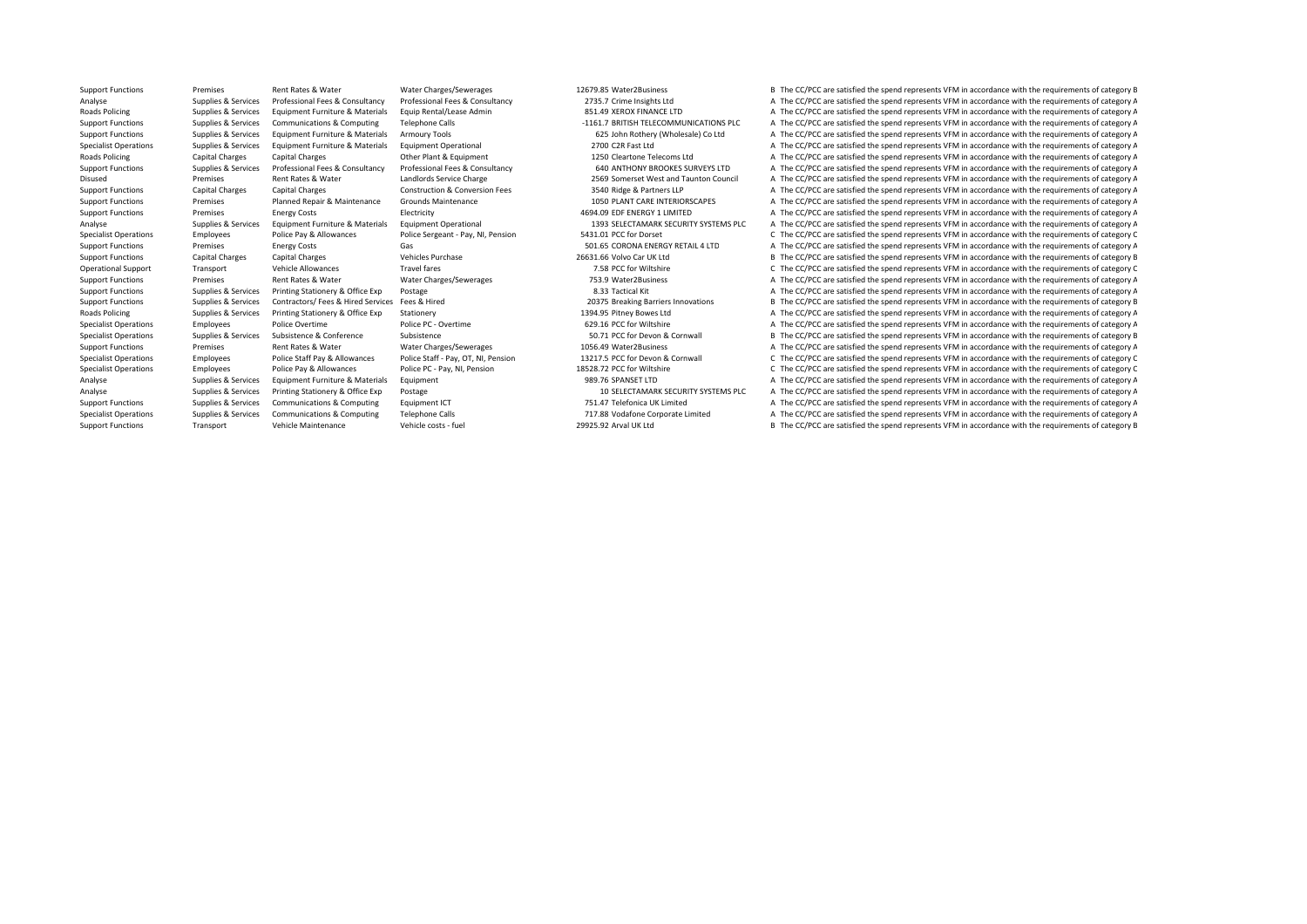| | | | | | | | |
|---|---|---|---|---|---|---|---|
| Support Functions | Premises | Rent Rates & Water | Water Charges/Sewerages | 12679.85 | Water2Business | B | The CC/PCC are satisfied the spend represents VFM in accordance with the requirements of category B |
| Analyse | Supplies & Services | Professional Fees & Consultancy | Professional Fees & Consultancy | 2735.7 | Crime Insights Ltd | A | The CC/PCC are satisfied the spend represents VFM in accordance with the requirements of category A |
| Roads Policing | Supplies & Services | Equipment Furniture & Materials | Equip Rental/Lease Admin | 851.49 | XEROX FINANCE LTD | A | The CC/PCC are satisfied the spend represents VFM in accordance with the requirements of category A |
| Support Functions | Supplies & Services | Communications & Computing | Telephone Calls | -1161.7 | BRITISH TELECOMMUNICATIONS PLC | A | The CC/PCC are satisfied the spend represents VFM in accordance with the requirements of category A |
| Support Functions | Supplies & Services | Equipment Furniture & Materials | Armoury Tools | 625 | John Rothery (Wholesale) Co Ltd | A | The CC/PCC are satisfied the spend represents VFM in accordance with the requirements of category A |
| Specialist Operations | Supplies & Services | Equipment Furniture & Materials | Equipment Operational | 2700 | C2R Fast Ltd | A | The CC/PCC are satisfied the spend represents VFM in accordance with the requirements of category A |
| Roads Policing | Capital Charges | Capital Charges | Other Plant & Equipment | 1250 | Cleartone Telecoms Ltd | A | The CC/PCC are satisfied the spend represents VFM in accordance with the requirements of category A |
| Support Functions | Supplies & Services | Professional Fees & Consultancy | Professional Fees & Consultancy | 640 | ANTHONY BROOKES SURVEYS LTD | A | The CC/PCC are satisfied the spend represents VFM in accordance with the requirements of category A |
| Disused | Premises | Rent Rates & Water | Landlords Service Charge | 2569 | Somerset West and Taunton Council | A | The CC/PCC are satisfied the spend represents VFM in accordance with the requirements of category A |
| Support Functions | Capital Charges | Capital Charges | Construction & Conversion Fees | 3540 | Ridge & Partners LLP | A | The CC/PCC are satisfied the spend represents VFM in accordance with the requirements of category A |
| Support Functions | Premises | Planned Repair & Maintenance | Grounds Maintenance | 1050 | PLANT CARE INTERIORSCAPES | A | The CC/PCC are satisfied the spend represents VFM in accordance with the requirements of category A |
| Support Functions | Premises | Energy Costs | Electricity | 4694.09 | EDF ENERGY 1 LIMITED | A | The CC/PCC are satisfied the spend represents VFM in accordance with the requirements of category A |
| Analyse | Supplies & Services | Equipment Furniture & Materials | Equipment Operational | 1393 | SELECTAMARK SECURITY SYSTEMS PLC | A | The CC/PCC are satisfied the spend represents VFM in accordance with the requirements of category A |
| Specialist Operations | Employees | Police Pay & Allowances | Police Sergeant - Pay, NI, Pension | 5431.01 | PCC for Dorset | C | The CC/PCC are satisfied the spend represents VFM in accordance with the requirements of category C |
| Support Functions | Premises | Energy Costs | Gas | 501.65 | CORONA ENERGY RETAIL 4 LTD | A | The CC/PCC are satisfied the spend represents VFM in accordance with the requirements of category A |
| Support Functions | Capital Charges | Capital Charges | Vehicles Purchase | 26631.66 | Volvo Car UK Ltd | B | The CC/PCC are satisfied the spend represents VFM in accordance with the requirements of category B |
| Operational Support | Transport | Vehicle Allowances | Travel fares | 7.58 | PCC for Wiltshire | C | The CC/PCC are satisfied the spend represents VFM in accordance with the requirements of category C |
| Support Functions | Premises | Rent Rates & Water | Water Charges/Sewerages | 753.9 | Water2Business | A | The CC/PCC are satisfied the spend represents VFM in accordance with the requirements of category A |
| Support Functions | Supplies & Services | Printing Stationery & Office Exp | Postage | 8.33 | Tactical Kit | A | The CC/PCC are satisfied the spend represents VFM in accordance with the requirements of category A |
| Support Functions | Supplies & Services | Contractors/ Fees & Hired Services | Fees & Hired | 20375 | Breaking Barriers Innovations | B | The CC/PCC are satisfied the spend represents VFM in accordance with the requirements of category B |
| Roads Policing | Supplies & Services | Printing Stationery & Office Exp | Stationery | 1394.95 | Pitney Bowes Ltd | A | The CC/PCC are satisfied the spend represents VFM in accordance with the requirements of category A |
| Specialist Operations | Employees | Police Overtime | Police PC - Overtime | 629.16 | PCC for Wiltshire | A | The CC/PCC are satisfied the spend represents VFM in accordance with the requirements of category A |
| Specialist Operations | Supplies & Services | Subsistence & Conference | Subsistence | 50.71 | PCC for Devon & Cornwall | B | The CC/PCC are satisfied the spend represents VFM in accordance with the requirements of category B |
| Support Functions | Premises | Rent Rates & Water | Water Charges/Sewerages | 1056.49 | Water2Business | A | The CC/PCC are satisfied the spend represents VFM in accordance with the requirements of category A |
| Specialist Operations | Employees | Police Staff Pay & Allowances | Police Staff - Pay, OT, NI, Pension | 13217.5 | PCC for Devon & Cornwall | C | The CC/PCC are satisfied the spend represents VFM in accordance with the requirements of category C |
| Specialist Operations | Employees | Police Pay & Allowances | Police PC - Pay, NI, Pension | 18528.72 | PCC for Wiltshire | C | The CC/PCC are satisfied the spend represents VFM in accordance with the requirements of category C |
| Analyse | Supplies & Services | Equipment Furniture & Materials | Equipment | 989.76 | SPANSET LTD | A | The CC/PCC are satisfied the spend represents VFM in accordance with the requirements of category A |
| Analyse | Supplies & Services | Printing Stationery & Office Exp | Postage | 10 | SELECTAMARK SECURITY SYSTEMS PLC | A | The CC/PCC are satisfied the spend represents VFM in accordance with the requirements of category A |
| Support Functions | Supplies & Services | Communications & Computing | Equipment ICT | 751.47 | Telefonica UK Limited | A | The CC/PCC are satisfied the spend represents VFM in accordance with the requirements of category A |
| Specialist Operations | Supplies & Services | Communications & Computing | Telephone Calls | 717.88 | Vodafone Corporate Limited | A | The CC/PCC are satisfied the spend represents VFM in accordance with the requirements of category A |
| Support Functions | Transport | Vehicle Maintenance | Vehicle costs - fuel | 29925.92 | Arval UK Ltd | B | The CC/PCC are satisfied the spend represents VFM in accordance with the requirements of category B |